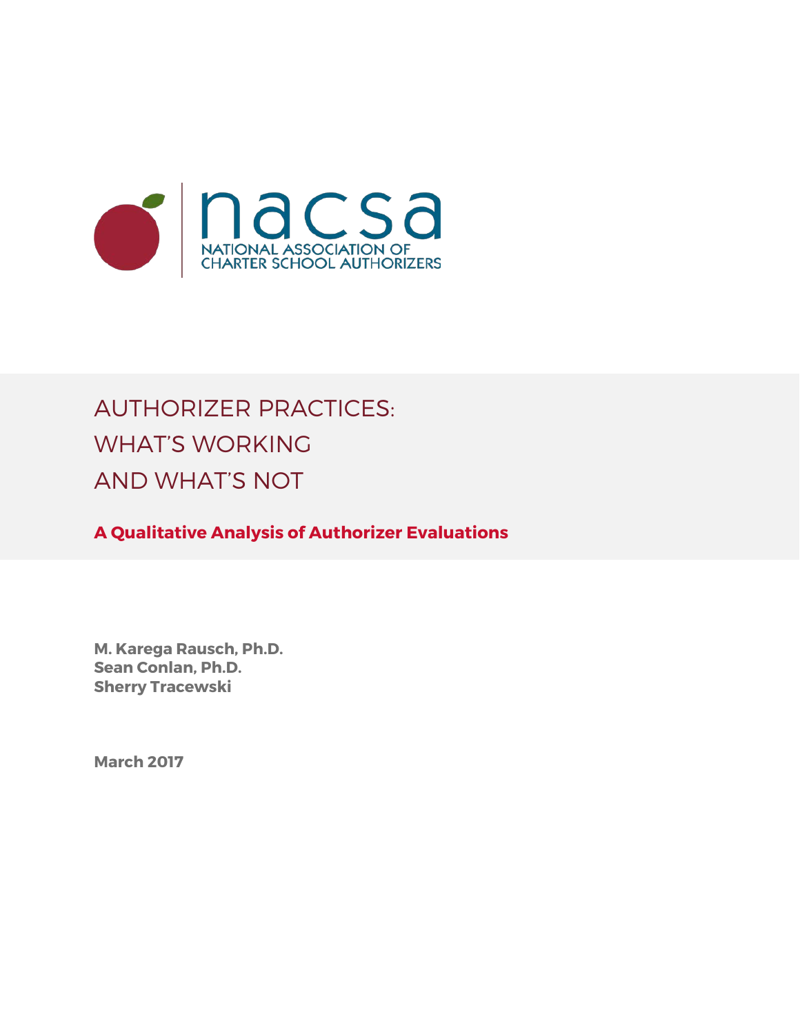nacsa

NATIONAL ASSOCIATION OF CHARTER SCHOOL AUTHORIZERS

# AUTHORIZER PRACTICES: WHAT'S WORKING AND WHAT'S NOT

## A Qualitative Analysis of Authorizer Evaluations

**M. Karega Rausch, Ph.D.**
**Sean Conlan, Ph.D.**
**Sherry Tracewski**

**March 2017**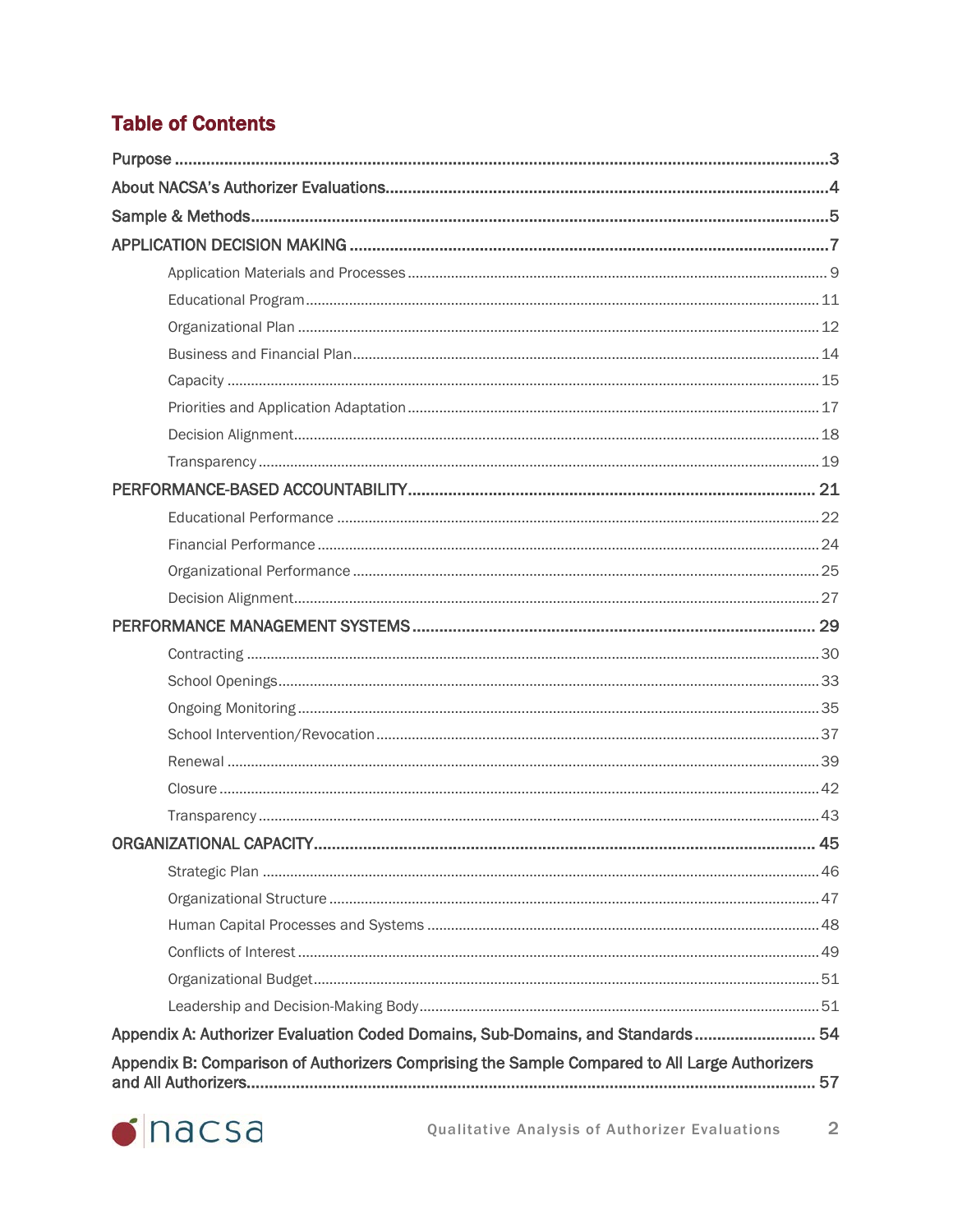# Table of Contents

- Purpose ... 3
- About NACSA's Authorizer Evaluations ... 4
- Sample & Methods ... 5
- APPLICATION DECISION MAKING ... 7
  - Application Materials and Processes ... 9
  - Educational Program ... 11
  - Organizational Plan ... 12
  - Business and Financial Plan ... 14
  - Capacity ... 15
  - Priorities and Application Adaptation ... 17
  - Decision Alignment ... 18
  - Transparency ... 19
- PERFORMANCE-BASED ACCOUNTABILITY ... 21
  - Educational Performance ... 22
  - Financial Performance ... 24
  - Organizational Performance ... 25
  - Decision Alignment ... 27
- PERFORMANCE MANAGEMENT SYSTEMS ... 29
  - Contracting ... 30
  - School Openings ... 33
  - Ongoing Monitoring ... 35
  - School Intervention/Revocation ... 37
  - Renewal ... 39
  - Closure ... 42
  - Transparency ... 43
- ORGANIZATIONAL CAPACITY ... 45
  - Strategic Plan ... 46
  - Organizational Structure ... 47
  - Human Capital Processes and Systems ... 48
  - Conflicts of Interest ... 49
  - Organizational Budget ... 51
  - Leadership and Decision-Making Body ... 51
- Appendix A: Authorizer Evaluation Coded Domains, Sub-Domains, and Standards ... 54
- Appendix B: Comparison of Authorizers Comprising the Sample Compared to All Large Authorizers and All Authorizers ... 57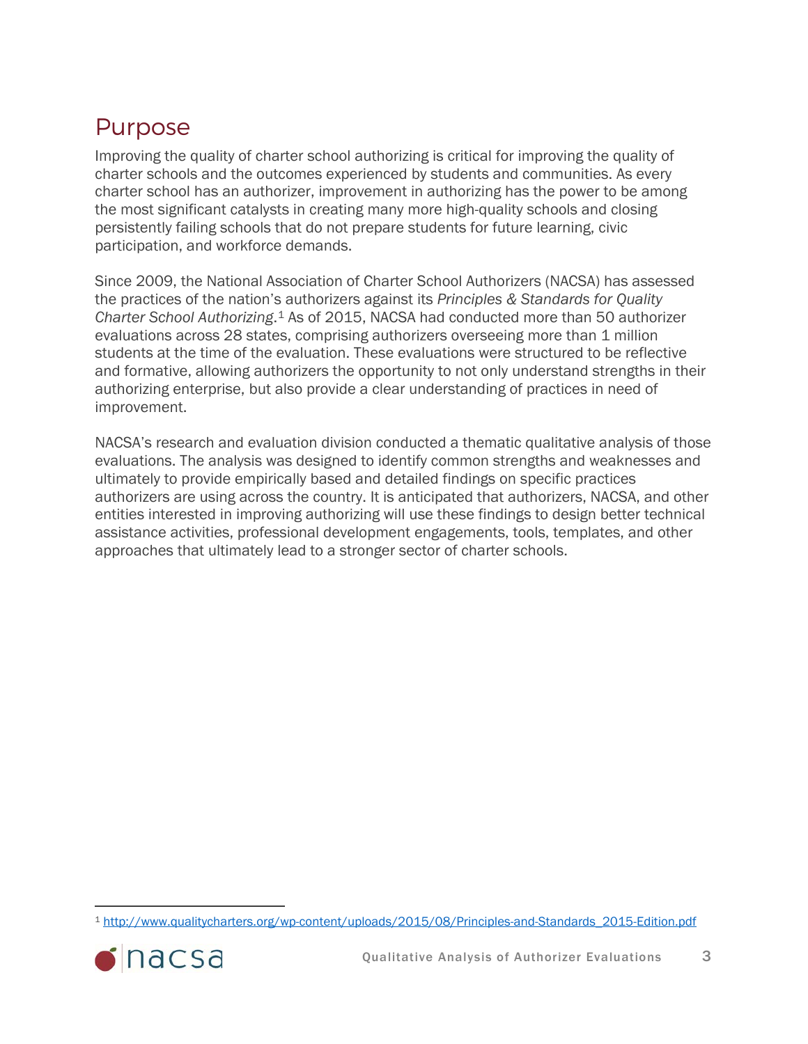# Purpose

Improving the quality of charter school authorizing is critical for improving the quality of charter schools and the outcomes experienced by students and communities. As every charter school has an authorizer, improvement in authorizing has the power to be among the most significant catalysts in creating many more high-quality schools and closing persistently failing schools that do not prepare students for future learning, civic participation, and workforce demands.

Since 2009, the National Association of Charter School Authorizers (NACSA) has assessed the practices of the nation's authorizers against its *Principles & Standards for Quality Charter School Authorizing*.[1] As of 2015, NACSA had conducted more than 50 authorizer evaluations across 28 states, comprising authorizers overseeing more than 1 million students at the time of the evaluation. These evaluations were structured to be reflective and formative, allowing authorizers the opportunity to not only understand strengths in their authorizing enterprise, but also provide a clear understanding of practices in need of improvement.

NACSA's research and evaluation division conducted a thematic qualitative analysis of those evaluations. The analysis was designed to identify common strengths and weaknesses and ultimately to provide empirically based and detailed findings on specific practices authorizers are using across the country. It is anticipated that authorizers, NACSA, and other entities interested in improving authorizing will use these findings to design better technical assistance activities, professional development engagements, tools, templates, and other approaches that ultimately lead to a stronger sector of charter schools.

---

[1] http://www.qualitycharters.org/wp-content/uploads/2015/08/Principles-and-Standards_2015-Edition.pdf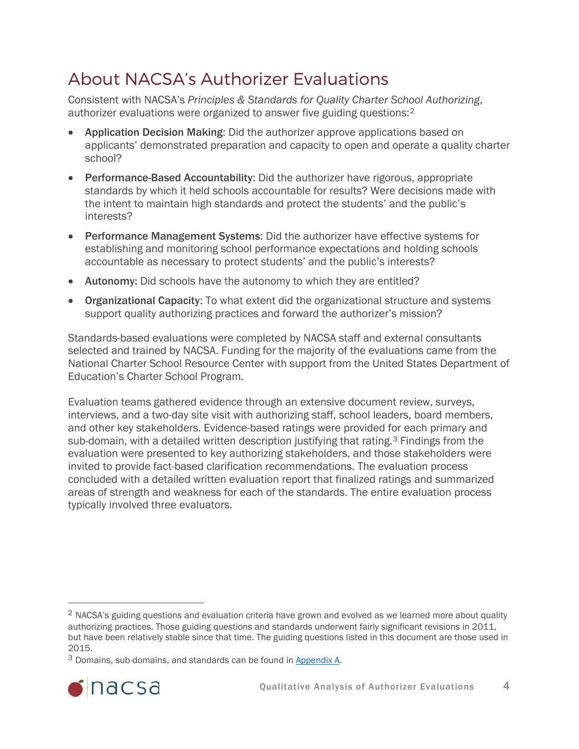# About NACSA's Authorizer Evaluations

Consistent with NACSA's *Principles & Standards for Quality Charter School Authorizing*, authorizer evaluations were organized to answer five guiding questions:[2]

- **Application Decision Making**: Did the authorizer approve applications based on applicants' demonstrated preparation and capacity to open and operate a quality charter school?
- **Performance-Based Accountability**: Did the authorizer have rigorous, appropriate standards by which it held schools accountable for results? Were decisions made with the intent to maintain high standards and protect the students' and the public's interests?
- **Performance Management Systems**: Did the authorizer have effective systems for establishing and monitoring school performance expectations and holding schools accountable as necessary to protect students' and the public's interests?
- **Autonomy:** Did schools have the autonomy to which they are entitled?
- **Organizational Capacity**: To what extent did the organizational structure and systems support quality authorizing practices and forward the authorizer's mission?

Standards-based evaluations were completed by NACSA staff and external consultants selected and trained by NACSA. Funding for the majority of the evaluations came from the National Charter School Resource Center with support from the United States Department of Education's Charter School Program.

Evaluation teams gathered evidence through an extensive document review, surveys, interviews, and a two-day site visit with authorizing staff, school leaders, board members, and other key stakeholders. Evidence-based ratings were provided for each primary and sub-domain, with a detailed written description justifying that rating.[3] Findings from the evaluation were presented to key authorizing stakeholders, and those stakeholders were invited to provide fact-based clarification recommendations. The evaluation process concluded with a detailed written evaluation report that finalized ratings and summarized areas of strength and weakness for each of the standards. The entire evaluation process typically involved three evaluators.

---

[2] NACSA's guiding questions and evaluation criteria have grown and evolved as we learned more about quality authorizing practices. Those guiding questions and standards underwent fairly significant revisions in 2011, but have been relatively stable since that time. The guiding questions listed in this document are those used in 2015.

[3] Domains, sub-domains, and standards can be found in Appendix A.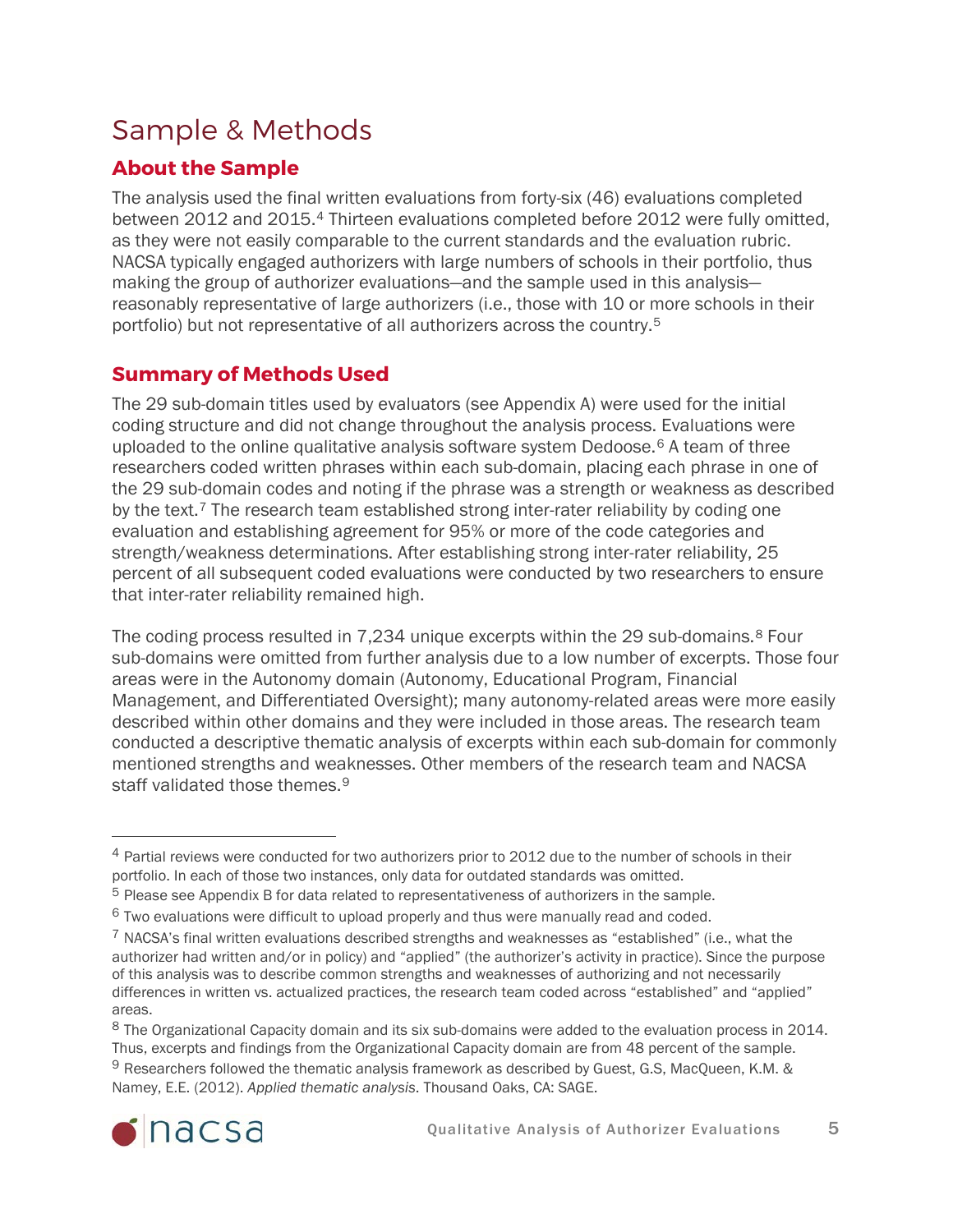# Sample & Methods

## About the Sample

The analysis used the final written evaluations from forty-six (46) evaluations completed between 2012 and 2015.[4] Thirteen evaluations completed before 2012 were fully omitted, as they were not easily comparable to the current standards and the evaluation rubric. NACSA typically engaged authorizers with large numbers of schools in their portfolio, thus making the group of authorizer evaluations—and the sample used in this analysis—reasonably representative of large authorizers (i.e., those with 10 or more schools in their portfolio) but not representative of all authorizers across the country.[5]

## Summary of Methods Used

The 29 sub-domain titles used by evaluators (see Appendix A) were used for the initial coding structure and did not change throughout the analysis process. Evaluations were uploaded to the online qualitative analysis software system Dedoose.[6] A team of three researchers coded written phrases within each sub-domain, placing each phrase in one of the 29 sub-domain codes and noting if the phrase was a strength or weakness as described by the text.[7] The research team established strong inter-rater reliability by coding one evaluation and establishing agreement for 95% or more of the code categories and strength/weakness determinations. After establishing strong inter-rater reliability, 25 percent of all subsequent coded evaluations were conducted by two researchers to ensure that inter-rater reliability remained high.

The coding process resulted in 7,234 unique excerpts within the 29 sub-domains.[8] Four sub-domains were omitted from further analysis due to a low number of excerpts. Those four areas were in the Autonomy domain (Autonomy, Educational Program, Financial Management, and Differentiated Oversight); many autonomy-related areas were more easily described within other domains and they were included in those areas. The research team conducted a descriptive thematic analysis of excerpts within each sub-domain for commonly mentioned strengths and weaknesses. Other members of the research team and NACSA staff validated those themes.[9]

---

[4] Partial reviews were conducted for two authorizers prior to 2012 due to the number of schools in their portfolio. In each of those two instances, only data for outdated standards was omitted.

[5] Please see Appendix B for data related to representativeness of authorizers in the sample.

[6] Two evaluations were difficult to upload properly and thus were manually read and coded.

[7] NACSA's final written evaluations described strengths and weaknesses as "established" (i.e., what the authorizer had written and/or in policy) and "applied" (the authorizer's activity in practice). Since the purpose of this analysis was to describe common strengths and weaknesses of authorizing and not necessarily differences in written vs. actualized practices, the research team coded across "established" and "applied" areas.

[8] The Organizational Capacity domain and its six sub-domains were added to the evaluation process in 2014. Thus, excerpts and findings from the Organizational Capacity domain are from 48 percent of the sample.

[9] Researchers followed the thematic analysis framework as described by Guest, G.S, MacQueen, K.M. & Namey, E.E. (2012). *Applied thematic analysis*. Thousand Oaks, CA: SAGE.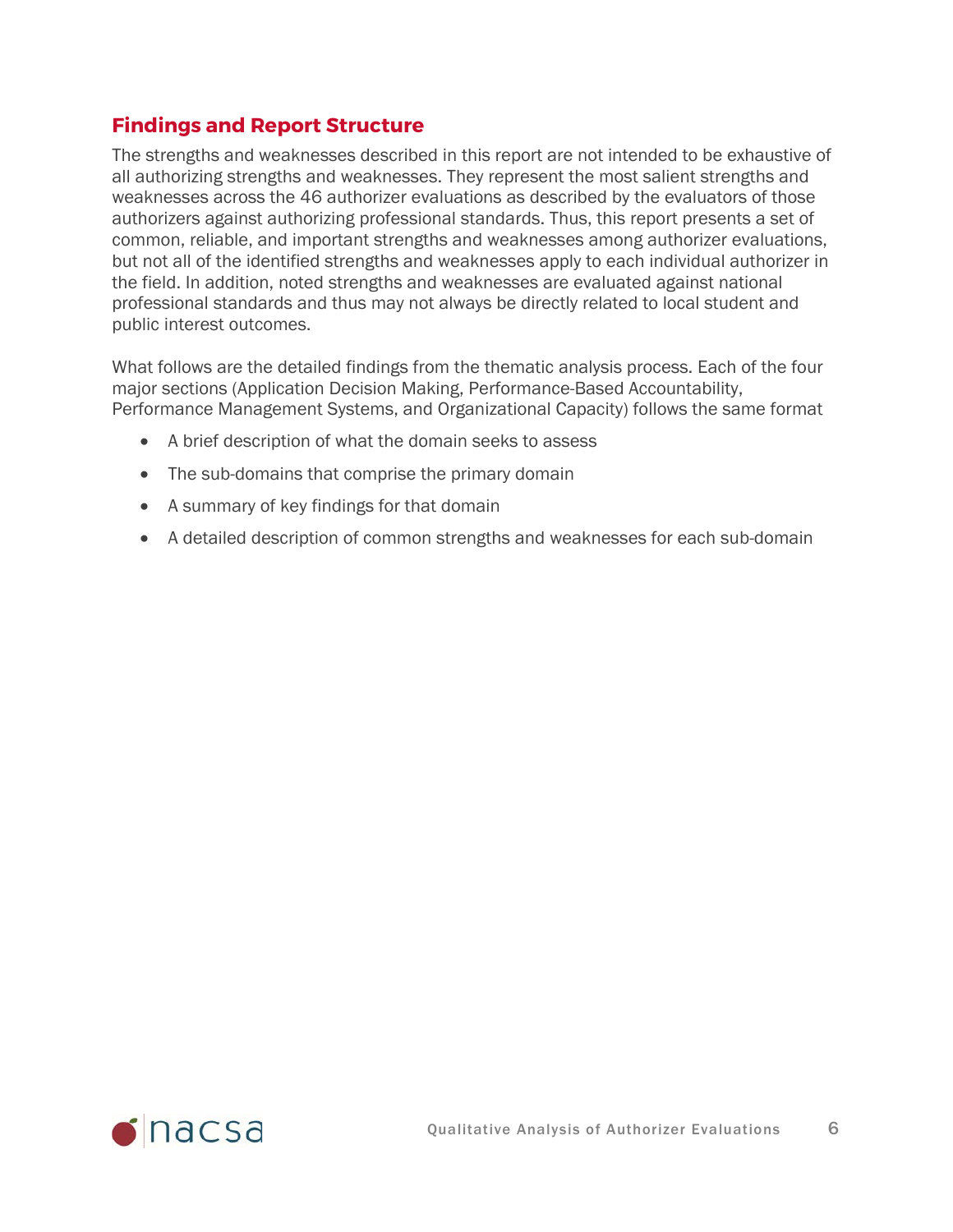## Findings and Report Structure

The strengths and weaknesses described in this report are not intended to be exhaustive of all authorizing strengths and weaknesses. They represent the most salient strengths and weaknesses across the 46 authorizer evaluations as described by the evaluators of those authorizers against authorizing professional standards. Thus, this report presents a set of common, reliable, and important strengths and weaknesses among authorizer evaluations, but not all of the identified strengths and weaknesses apply to each individual authorizer in the field. In addition, noted strengths and weaknesses are evaluated against national professional standards and thus may not always be directly related to local student and public interest outcomes.

What follows are the detailed findings from the thematic analysis process. Each of the four major sections (Application Decision Making, Performance-Based Accountability, Performance Management Systems, and Organizational Capacity) follows the same format

- A brief description of what the domain seeks to assess
- The sub-domains that comprise the primary domain
- A summary of key findings for that domain
- A detailed description of common strengths and weaknesses for each sub-domain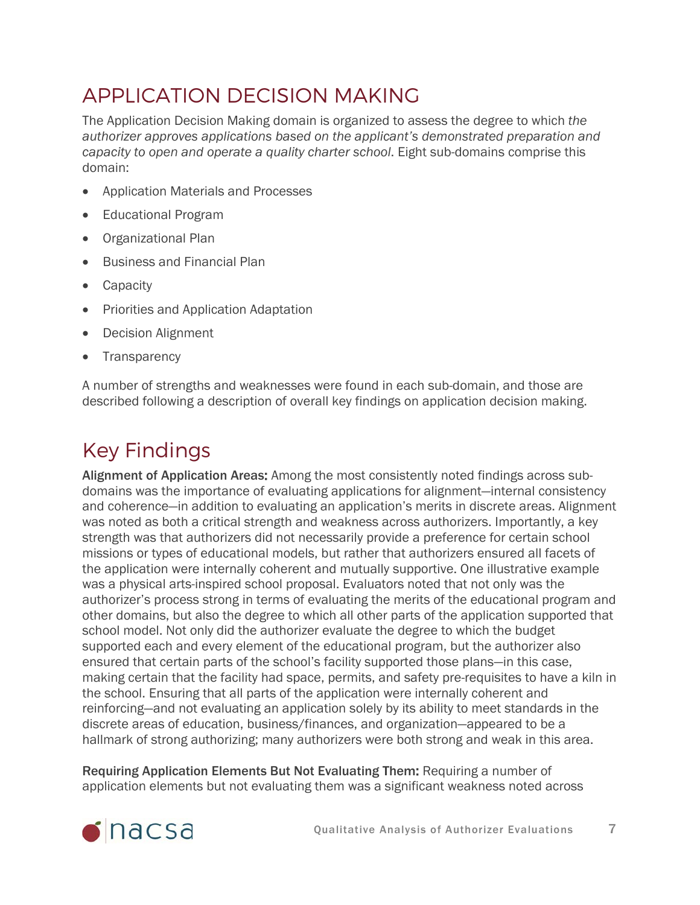# APPLICATION DECISION MAKING

The Application Decision Making domain is organized to assess the degree to which *the authorizer approves applications based on the applicant's demonstrated preparation and capacity to open and operate a quality charter school*. Eight sub-domains comprise this domain:

- Application Materials and Processes
- Educational Program
- Organizational Plan
- Business and Financial Plan
- Capacity
- Priorities and Application Adaptation
- Decision Alignment
- Transparency

A number of strengths and weaknesses were found in each sub-domain, and those are described following a description of overall key findings on application decision making.

## Key Findings

**Alignment of Application Areas:** Among the most consistently noted findings across sub-domains was the importance of evaluating applications for alignment—internal consistency and coherence—in addition to evaluating an application's merits in discrete areas. Alignment was noted as both a critical strength and weakness across authorizers. Importantly, a key strength was that authorizers did not necessarily provide a preference for certain school missions or types of educational models, but rather that authorizers ensured all facets of the application were internally coherent and mutually supportive. One illustrative example was a physical arts-inspired school proposal. Evaluators noted that not only was the authorizer's process strong in terms of evaluating the merits of the educational program and other domains, but also the degree to which all other parts of the application supported that school model. Not only did the authorizer evaluate the degree to which the budget supported each and every element of the educational program, but the authorizer also ensured that certain parts of the school's facility supported those plans—in this case, making certain that the facility had space, permits, and safety pre-requisites to have a kiln in the school. Ensuring that all parts of the application were internally coherent and reinforcing—and not evaluating an application solely by its ability to meet standards in the discrete areas of education, business/finances, and organization—appeared to be a hallmark of strong authorizing; many authorizers were both strong and weak in this area.

**Requiring Application Elements But Not Evaluating Them:** Requiring a number of application elements but not evaluating them was a significant weakness noted across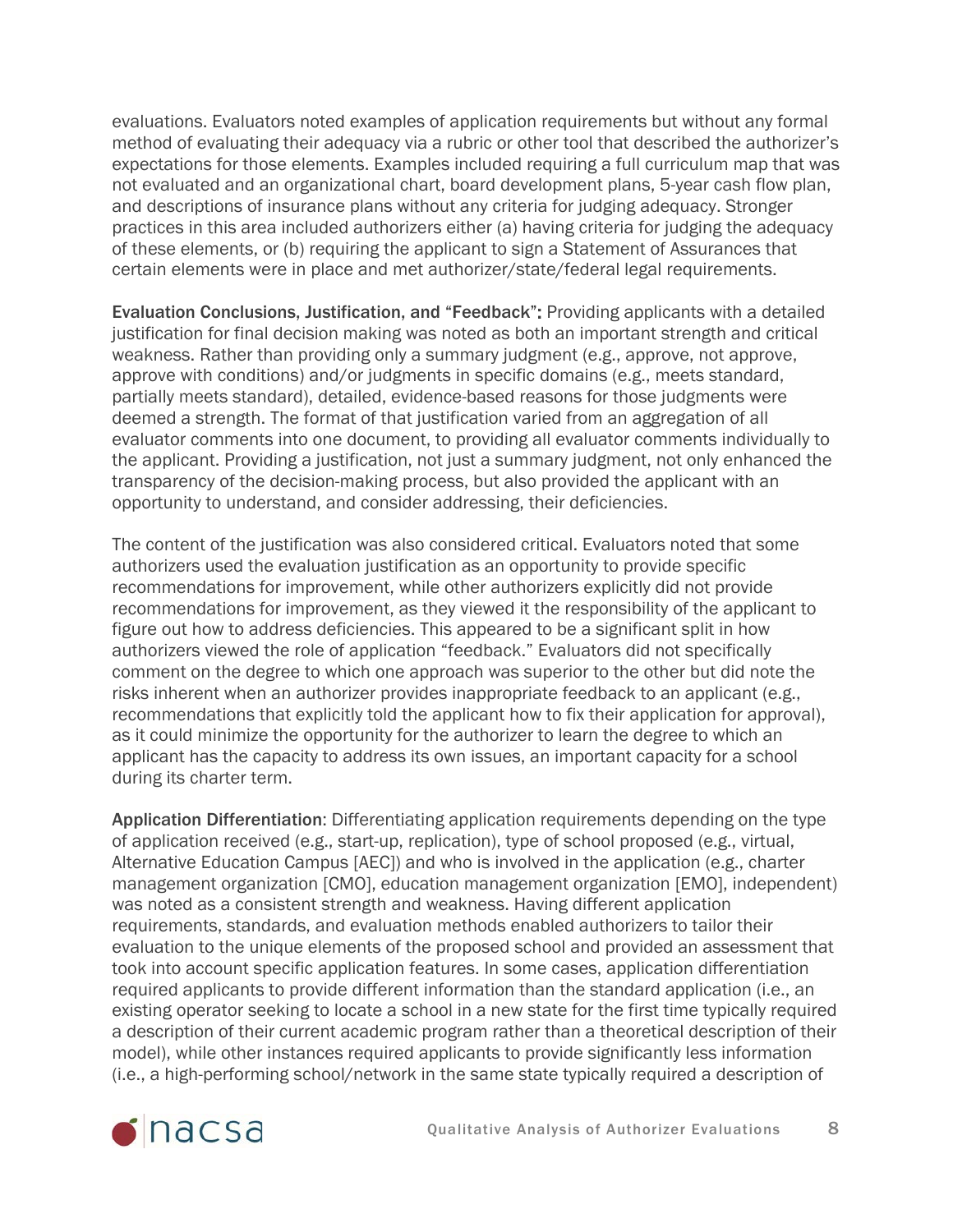evaluations. Evaluators noted examples of application requirements but without any formal method of evaluating their adequacy via a rubric or other tool that described the authorizer's expectations for those elements. Examples included requiring a full curriculum map that was not evaluated and an organizational chart, board development plans, 5-year cash flow plan, and descriptions of insurance plans without any criteria for judging adequacy. Stronger practices in this area included authorizers either (a) having criteria for judging the adequacy of these elements, or (b) requiring the applicant to sign a Statement of Assurances that certain elements were in place and met authorizer/state/federal legal requirements.

**Evaluation Conclusions, Justification, and "Feedback":** Providing applicants with a detailed justification for final decision making was noted as both an important strength and critical weakness. Rather than providing only a summary judgment (e.g., approve, not approve, approve with conditions) and/or judgments in specific domains (e.g., meets standard, partially meets standard), detailed, evidence-based reasons for those judgments were deemed a strength. The format of that justification varied from an aggregation of all evaluator comments into one document, to providing all evaluator comments individually to the applicant. Providing a justification, not just a summary judgment, not only enhanced the transparency of the decision-making process, but also provided the applicant with an opportunity to understand, and consider addressing, their deficiencies.

The content of the justification was also considered critical. Evaluators noted that some authorizers used the evaluation justification as an opportunity to provide specific recommendations for improvement, while other authorizers explicitly did not provide recommendations for improvement, as they viewed it the responsibility of the applicant to figure out how to address deficiencies. This appeared to be a significant split in how authorizers viewed the role of application "feedback." Evaluators did not specifically comment on the degree to which one approach was superior to the other but did note the risks inherent when an authorizer provides inappropriate feedback to an applicant (e.g., recommendations that explicitly told the applicant how to fix their application for approval), as it could minimize the opportunity for the authorizer to learn the degree to which an applicant has the capacity to address its own issues, an important capacity for a school during its charter term.

**Application Differentiation**: Differentiating application requirements depending on the type of application received (e.g., start-up, replication), type of school proposed (e.g., virtual, Alternative Education Campus [AEC]) and who is involved in the application (e.g., charter management organization [CMO], education management organization [EMO], independent) was noted as a consistent strength and weakness. Having different application requirements, standards, and evaluation methods enabled authorizers to tailor their evaluation to the unique elements of the proposed school and provided an assessment that took into account specific application features. In some cases, application differentiation required applicants to provide different information than the standard application (i.e., an existing operator seeking to locate a school in a new state for the first time typically required a description of their current academic program rather than a theoretical description of their model), while other instances required applicants to provide significantly less information (i.e., a high-performing school/network in the same state typically required a description of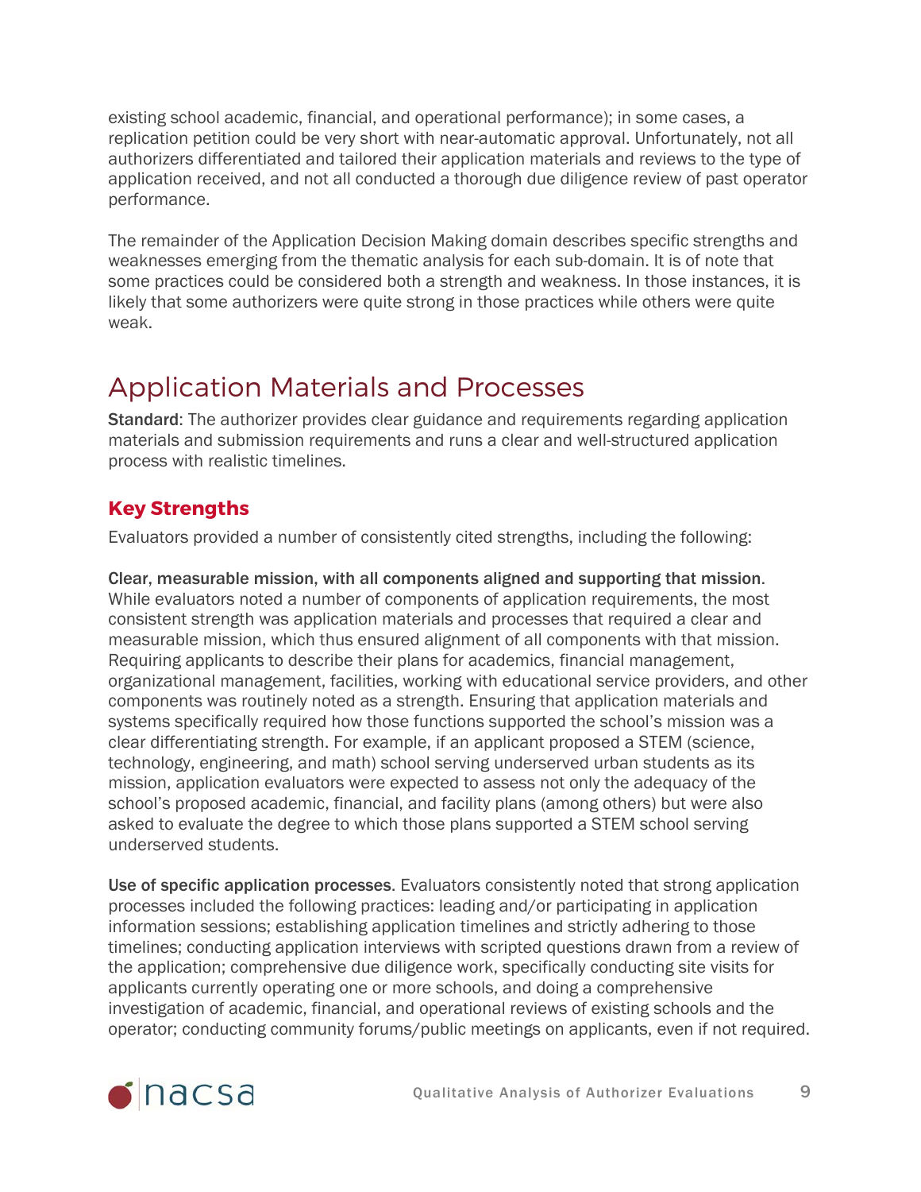existing school academic, financial, and operational performance); in some cases, a replication petition could be very short with near-automatic approval. Unfortunately, not all authorizers differentiated and tailored their application materials and reviews to the type of application received, and not all conducted a thorough due diligence review of past operator performance.

The remainder of the Application Decision Making domain describes specific strengths and weaknesses emerging from the thematic analysis for each sub-domain. It is of note that some practices could be considered both a strength and weakness. In those instances, it is likely that some authorizers were quite strong in those practices while others were quite weak.

## Application Materials and Processes

**Standard**: The authorizer provides clear guidance and requirements regarding application materials and submission requirements and runs a clear and well-structured application process with realistic timelines.

### Key Strengths

Evaluators provided a number of consistently cited strengths, including the following:

**Clear, measurable mission, with all components aligned and supporting that mission**. While evaluators noted a number of components of application requirements, the most consistent strength was application materials and processes that required a clear and measurable mission, which thus ensured alignment of all components with that mission. Requiring applicants to describe their plans for academics, financial management, organizational management, facilities, working with educational service providers, and other components was routinely noted as a strength. Ensuring that application materials and systems specifically required how those functions supported the school's mission was a clear differentiating strength. For example, if an applicant proposed a STEM (science, technology, engineering, and math) school serving underserved urban students as its mission, application evaluators were expected to assess not only the adequacy of the school's proposed academic, financial, and facility plans (among others) but were also asked to evaluate the degree to which those plans supported a STEM school serving underserved students.

**Use of specific application processes**. Evaluators consistently noted that strong application processes included the following practices: leading and/or participating in application information sessions; establishing application timelines and strictly adhering to those timelines; conducting application interviews with scripted questions drawn from a review of the application; comprehensive due diligence work, specifically conducting site visits for applicants currently operating one or more schools, and doing a comprehensive investigation of academic, financial, and operational reviews of existing schools and the operator; conducting community forums/public meetings on applicants, even if not required.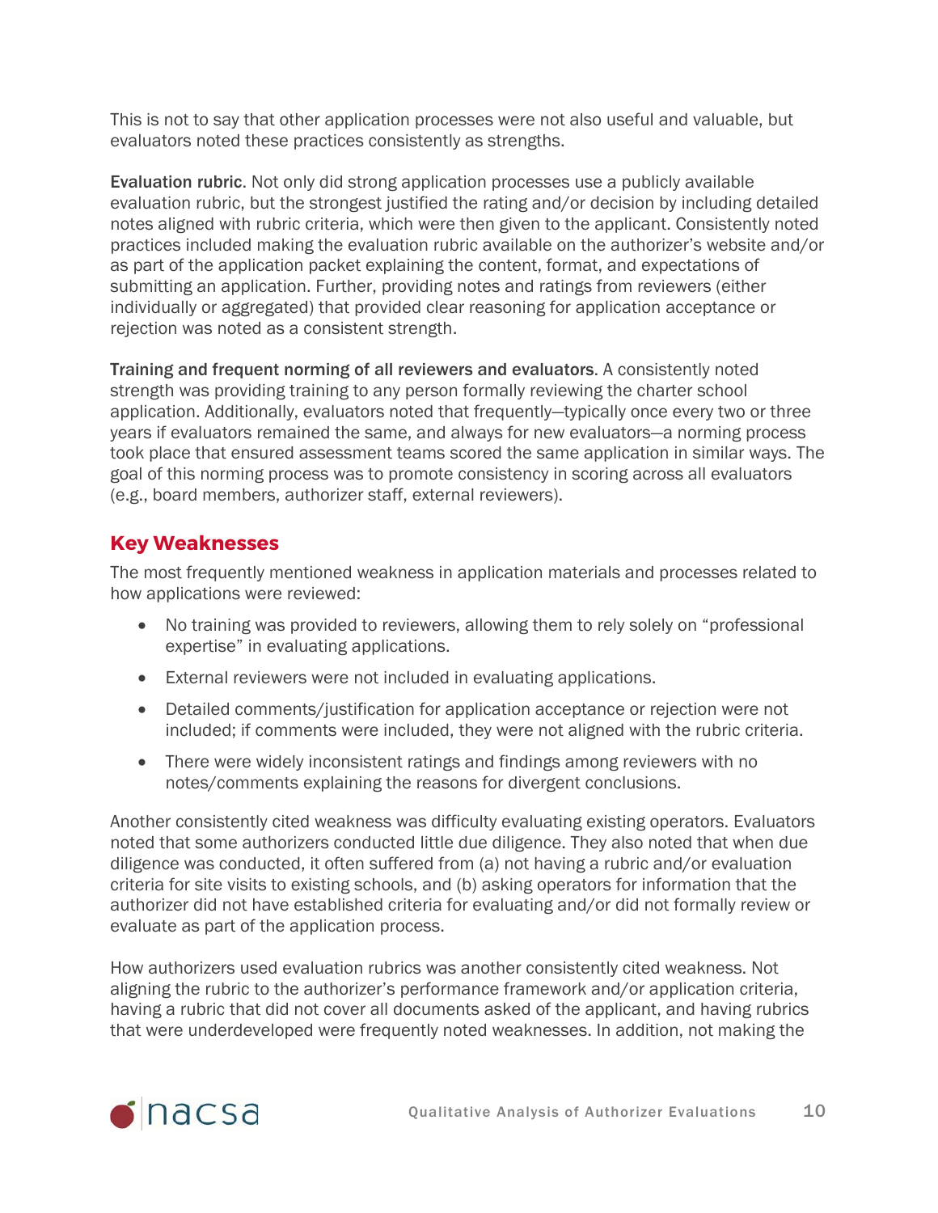This is not to say that other application processes were not also useful and valuable, but evaluators noted these practices consistently as strengths.

**Evaluation rubric**. Not only did strong application processes use a publicly available evaluation rubric, but the strongest justified the rating and/or decision by including detailed notes aligned with rubric criteria, which were then given to the applicant. Consistently noted practices included making the evaluation rubric available on the authorizer's website and/or as part of the application packet explaining the content, format, and expectations of submitting an application. Further, providing notes and ratings from reviewers (either individually or aggregated) that provided clear reasoning for application acceptance or rejection was noted as a consistent strength.

**Training and frequent norming of all reviewers and evaluators**. A consistently noted strength was providing training to any person formally reviewing the charter school application. Additionally, evaluators noted that frequently—typically once every two or three years if evaluators remained the same, and always for new evaluators—a norming process took place that ensured assessment teams scored the same application in similar ways. The goal of this norming process was to promote consistency in scoring across all evaluators (e.g., board members, authorizer staff, external reviewers).

## Key Weaknesses

The most frequently mentioned weakness in application materials and processes related to how applications were reviewed:

- No training was provided to reviewers, allowing them to rely solely on "professional expertise" in evaluating applications.
- External reviewers were not included in evaluating applications.
- Detailed comments/justification for application acceptance or rejection were not included; if comments were included, they were not aligned with the rubric criteria.
- There were widely inconsistent ratings and findings among reviewers with no notes/comments explaining the reasons for divergent conclusions.

Another consistently cited weakness was difficulty evaluating existing operators. Evaluators noted that some authorizers conducted little due diligence. They also noted that when due diligence was conducted, it often suffered from (a) not having a rubric and/or evaluation criteria for site visits to existing schools, and (b) asking operators for information that the authorizer did not have established criteria for evaluating and/or did not formally review or evaluate as part of the application process.

How authorizers used evaluation rubrics was another consistently cited weakness. Not aligning the rubric to the authorizer's performance framework and/or application criteria, having a rubric that did not cover all documents asked of the applicant, and having rubrics that were underdeveloped were frequently noted weaknesses. In addition, not making the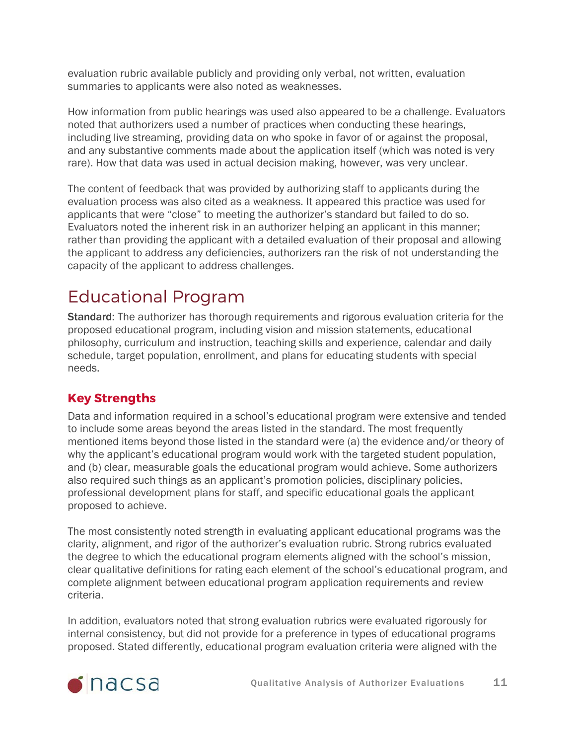evaluation rubric available publicly and providing only verbal, not written, evaluation summaries to applicants were also noted as weaknesses.

How information from public hearings was used also appeared to be a challenge. Evaluators noted that authorizers used a number of practices when conducting these hearings, including live streaming, providing data on who spoke in favor of or against the proposal, and any substantive comments made about the application itself (which was noted is very rare). How that data was used in actual decision making, however, was very unclear.

The content of feedback that was provided by authorizing staff to applicants during the evaluation process was also cited as a weakness. It appeared this practice was used for applicants that were "close" to meeting the authorizer's standard but failed to do so. Evaluators noted the inherent risk in an authorizer helping an applicant in this manner; rather than providing the applicant with a detailed evaluation of their proposal and allowing the applicant to address any deficiencies, authorizers ran the risk of not understanding the capacity of the applicant to address challenges.

# Educational Program

**Standard**: The authorizer has thorough requirements and rigorous evaluation criteria for the proposed educational program, including vision and mission statements, educational philosophy, curriculum and instruction, teaching skills and experience, calendar and daily schedule, target population, enrollment, and plans for educating students with special needs.

## Key Strengths

Data and information required in a school's educational program were extensive and tended to include some areas beyond the areas listed in the standard. The most frequently mentioned items beyond those listed in the standard were (a) the evidence and/or theory of why the applicant's educational program would work with the targeted student population, and (b) clear, measurable goals the educational program would achieve. Some authorizers also required such things as an applicant's promotion policies, disciplinary policies, professional development plans for staff, and specific educational goals the applicant proposed to achieve.

The most consistently noted strength in evaluating applicant educational programs was the clarity, alignment, and rigor of the authorizer's evaluation rubric. Strong rubrics evaluated the degree to which the educational program elements aligned with the school's mission, clear qualitative definitions for rating each element of the school's educational program, and complete alignment between educational program application requirements and review criteria.

In addition, evaluators noted that strong evaluation rubrics were evaluated rigorously for internal consistency, but did not provide for a preference in types of educational programs proposed. Stated differently, educational program evaluation criteria were aligned with the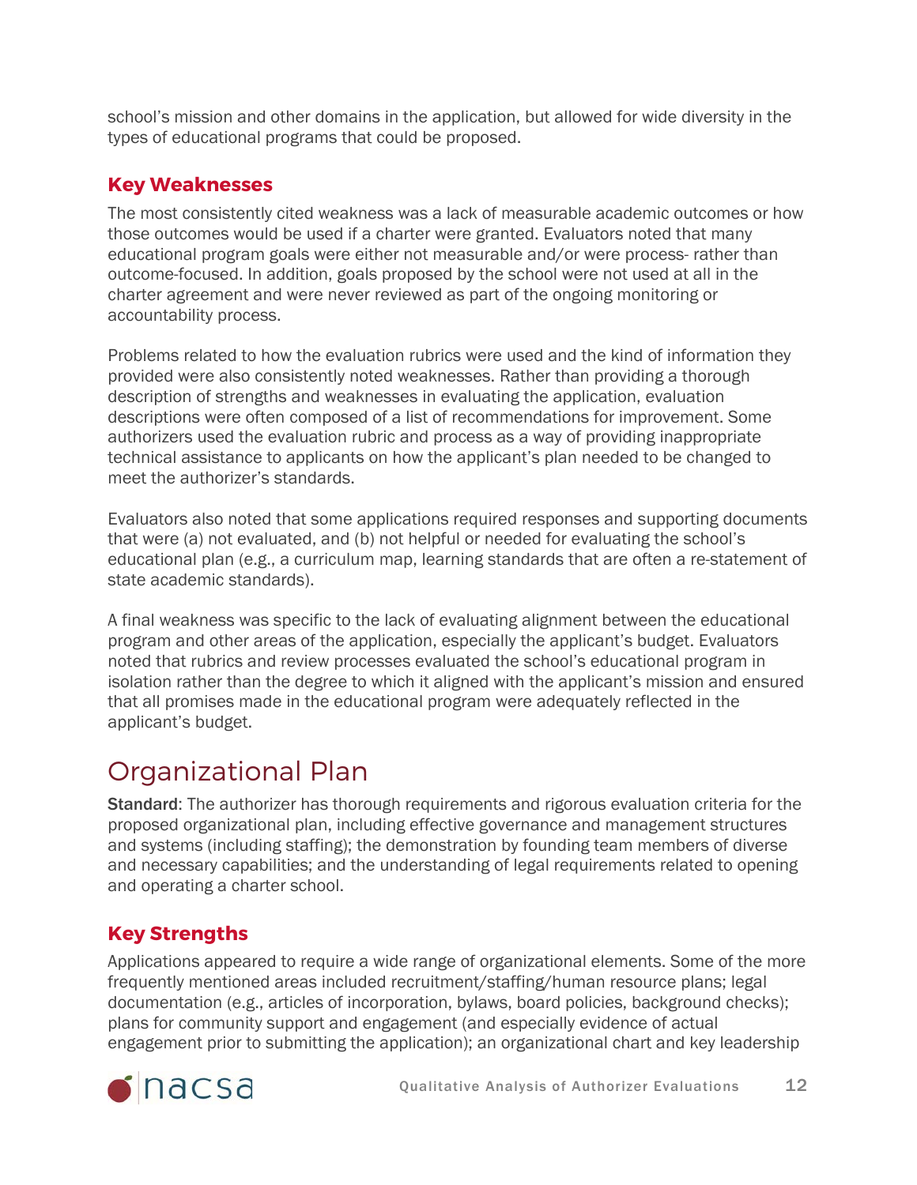school's mission and other domains in the application, but allowed for wide diversity in the types of educational programs that could be proposed.

### Key Weaknesses

The most consistently cited weakness was a lack of measurable academic outcomes or how those outcomes would be used if a charter were granted. Evaluators noted that many educational program goals were either not measurable and/or were process- rather than outcome-focused. In addition, goals proposed by the school were not used at all in the charter agreement and were never reviewed as part of the ongoing monitoring or accountability process.

Problems related to how the evaluation rubrics were used and the kind of information they provided were also consistently noted weaknesses. Rather than providing a thorough description of strengths and weaknesses in evaluating the application, evaluation descriptions were often composed of a list of recommendations for improvement. Some authorizers used the evaluation rubric and process as a way of providing inappropriate technical assistance to applicants on how the applicant's plan needed to be changed to meet the authorizer's standards.

Evaluators also noted that some applications required responses and supporting documents that were (a) not evaluated, and (b) not helpful or needed for evaluating the school's educational plan (e.g., a curriculum map, learning standards that are often a re-statement of state academic standards).

A final weakness was specific to the lack of evaluating alignment between the educational program and other areas of the application, especially the applicant's budget. Evaluators noted that rubrics and review processes evaluated the school's educational program in isolation rather than the degree to which it aligned with the applicant's mission and ensured that all promises made in the educational program were adequately reflected in the applicant's budget.

## Organizational Plan

**Standard**: The authorizer has thorough requirements and rigorous evaluation criteria for the proposed organizational plan, including effective governance and management structures and systems (including staffing); the demonstration by founding team members of diverse and necessary capabilities; and the understanding of legal requirements related to opening and operating a charter school.

### Key Strengths

Applications appeared to require a wide range of organizational elements. Some of the more frequently mentioned areas included recruitment/staffing/human resource plans; legal documentation (e.g., articles of incorporation, bylaws, board policies, background checks); plans for community support and engagement (and especially evidence of actual engagement prior to submitting the application); an organizational chart and key leadership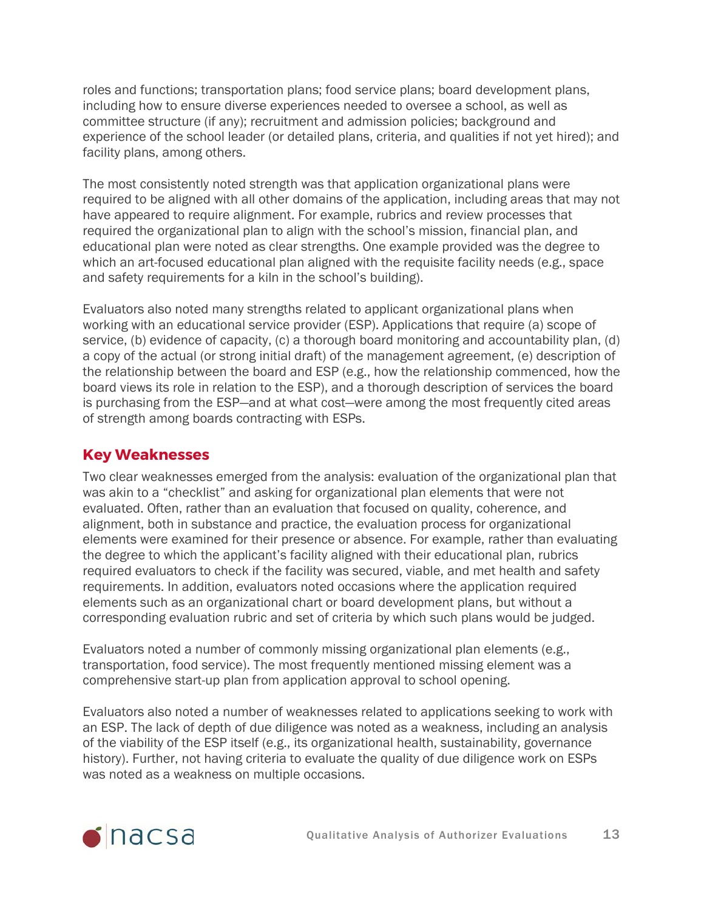roles and functions; transportation plans; food service plans; board development plans, including how to ensure diverse experiences needed to oversee a school, as well as committee structure (if any); recruitment and admission policies; background and experience of the school leader (or detailed plans, criteria, and qualities if not yet hired); and facility plans, among others.

The most consistently noted strength was that application organizational plans were required to be aligned with all other domains of the application, including areas that may not have appeared to require alignment. For example, rubrics and review processes that required the organizational plan to align with the school's mission, financial plan, and educational plan were noted as clear strengths. One example provided was the degree to which an art-focused educational plan aligned with the requisite facility needs (e.g., space and safety requirements for a kiln in the school's building).

Evaluators also noted many strengths related to applicant organizational plans when working with an educational service provider (ESP). Applications that require (a) scope of service, (b) evidence of capacity, (c) a thorough board monitoring and accountability plan, (d) a copy of the actual (or strong initial draft) of the management agreement, (e) description of the relationship between the board and ESP (e.g., how the relationship commenced, how the board views its role in relation to the ESP), and a thorough description of services the board is purchasing from the ESP—and at what cost—were among the most frequently cited areas of strength among boards contracting with ESPs.

## Key Weaknesses

Two clear weaknesses emerged from the analysis: evaluation of the organizational plan that was akin to a "checklist" and asking for organizational plan elements that were not evaluated. Often, rather than an evaluation that focused on quality, coherence, and alignment, both in substance and practice, the evaluation process for organizational elements were examined for their presence or absence. For example, rather than evaluating the degree to which the applicant's facility aligned with their educational plan, rubrics required evaluators to check if the facility was secured, viable, and met health and safety requirements. In addition, evaluators noted occasions where the application required elements such as an organizational chart or board development plans, but without a corresponding evaluation rubric and set of criteria by which such plans would be judged.

Evaluators noted a number of commonly missing organizational plan elements (e.g., transportation, food service). The most frequently mentioned missing element was a comprehensive start-up plan from application approval to school opening.

Evaluators also noted a number of weaknesses related to applications seeking to work with an ESP. The lack of depth of due diligence was noted as a weakness, including an analysis of the viability of the ESP itself (e.g., its organizational health, sustainability, governance history). Further, not having criteria to evaluate the quality of due diligence work on ESPs was noted as a weakness on multiple occasions.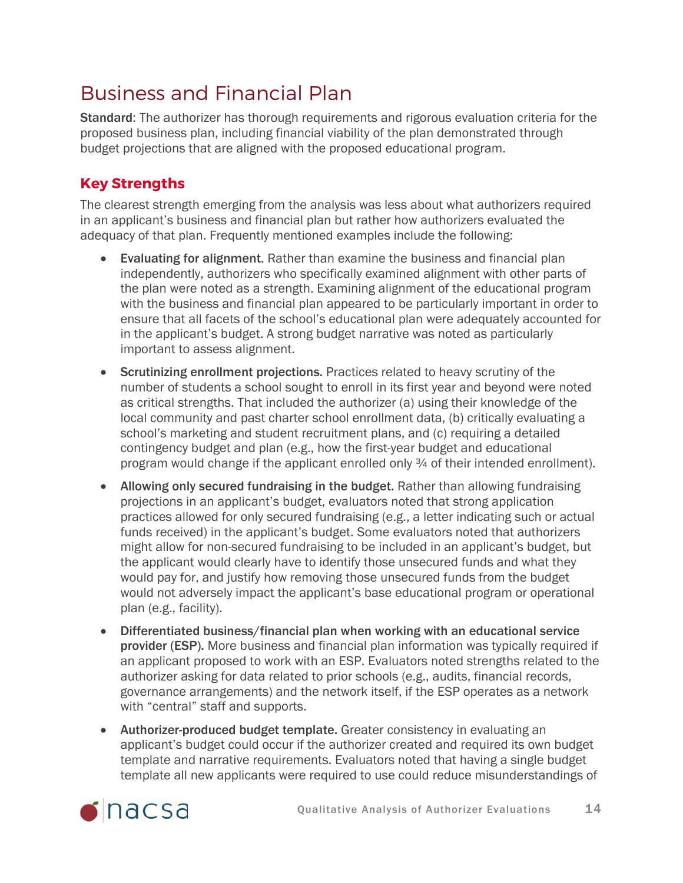# Business and Financial Plan

**Standard**: The authorizer has thorough requirements and rigorous evaluation criteria for the proposed business plan, including financial viability of the plan demonstrated through budget projections that are aligned with the proposed educational program.

## Key Strengths

The clearest strength emerging from the analysis was less about what authorizers required in an applicant's business and financial plan but rather how authorizers evaluated the adequacy of that plan. Frequently mentioned examples include the following:

- **Evaluating for alignment.** Rather than examine the business and financial plan independently, authorizers who specifically examined alignment with other parts of the plan were noted as a strength. Examining alignment of the educational program with the business and financial plan appeared to be particularly important in order to ensure that all facets of the school's educational plan were adequately accounted for in the applicant's budget. A strong budget narrative was noted as particularly important to assess alignment.
- **Scrutinizing enrollment projections.** Practices related to heavy scrutiny of the number of students a school sought to enroll in its first year and beyond were noted as critical strengths. That included the authorizer (a) using their knowledge of the local community and past charter school enrollment data, (b) critically evaluating a school's marketing and student recruitment plans, and (c) requiring a detailed contingency budget and plan (e.g., how the first-year budget and educational program would change if the applicant enrolled only ¾ of their intended enrollment).
- **Allowing only secured fundraising in the budget.** Rather than allowing fundraising projections in an applicant's budget, evaluators noted that strong application practices allowed for only secured fundraising (e.g., a letter indicating such or actual funds received) in the applicant's budget. Some evaluators noted that authorizers might allow for non-secured fundraising to be included in an applicant's budget, but the applicant would clearly have to identify those unsecured funds and what they would pay for, and justify how removing those unsecured funds from the budget would not adversely impact the applicant's base educational program or operational plan (e.g., facility).
- **Differentiated business/financial plan when working with an educational service provider (ESP).** More business and financial plan information was typically required if an applicant proposed to work with an ESP. Evaluators noted strengths related to the authorizer asking for data related to prior schools (e.g., audits, financial records, governance arrangements) and the network itself, if the ESP operates as a network with "central" staff and supports.
- **Authorizer-produced budget template.** Greater consistency in evaluating an applicant's budget could occur if the authorizer created and required its own budget template and narrative requirements. Evaluators noted that having a single budget template all new applicants were required to use could reduce misunderstandings of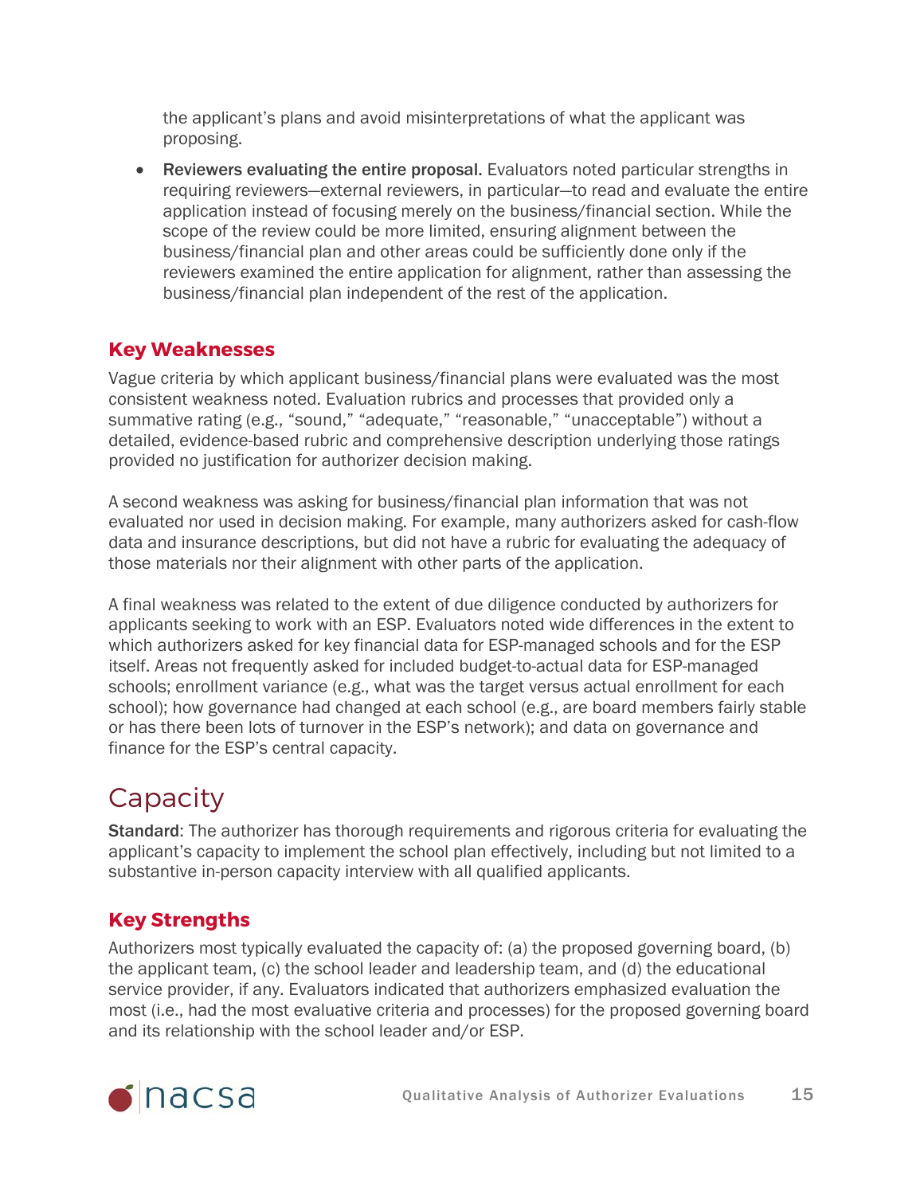the applicant's plans and avoid misinterpretations of what the applicant was proposing.

- **Reviewers evaluating the entire proposal.** Evaluators noted particular strengths in requiring reviewers—external reviewers, in particular—to read and evaluate the entire application instead of focusing merely on the business/financial section. While the scope of the review could be more limited, ensuring alignment between the business/financial plan and other areas could be sufficiently done only if the reviewers examined the entire application for alignment, rather than assessing the business/financial plan independent of the rest of the application.

### Key Weaknesses

Vague criteria by which applicant business/financial plans were evaluated was the most consistent weakness noted. Evaluation rubrics and processes that provided only a summative rating (e.g., "sound," "adequate," "reasonable," "unacceptable") without a detailed, evidence-based rubric and comprehensive description underlying those ratings provided no justification for authorizer decision making.

A second weakness was asking for business/financial plan information that was not evaluated nor used in decision making. For example, many authorizers asked for cash-flow data and insurance descriptions, but did not have a rubric for evaluating the adequacy of those materials nor their alignment with other parts of the application.

A final weakness was related to the extent of due diligence conducted by authorizers for applicants seeking to work with an ESP. Evaluators noted wide differences in the extent to which authorizers asked for key financial data for ESP-managed schools and for the ESP itself. Areas not frequently asked for included budget-to-actual data for ESP-managed schools; enrollment variance (e.g., what was the target versus actual enrollment for each school); how governance had changed at each school (e.g., are board members fairly stable or has there been lots of turnover in the ESP's network); and data on governance and finance for the ESP's central capacity.

## Capacity

**Standard**: The authorizer has thorough requirements and rigorous criteria for evaluating the applicant's capacity to implement the school plan effectively, including but not limited to a substantive in-person capacity interview with all qualified applicants.

### Key Strengths

Authorizers most typically evaluated the capacity of: (a) the proposed governing board, (b) the applicant team, (c) the school leader and leadership team, and (d) the educational service provider, if any. Evaluators indicated that authorizers emphasized evaluation the most (i.e., had the most evaluative criteria and processes) for the proposed governing board and its relationship with the school leader and/or ESP.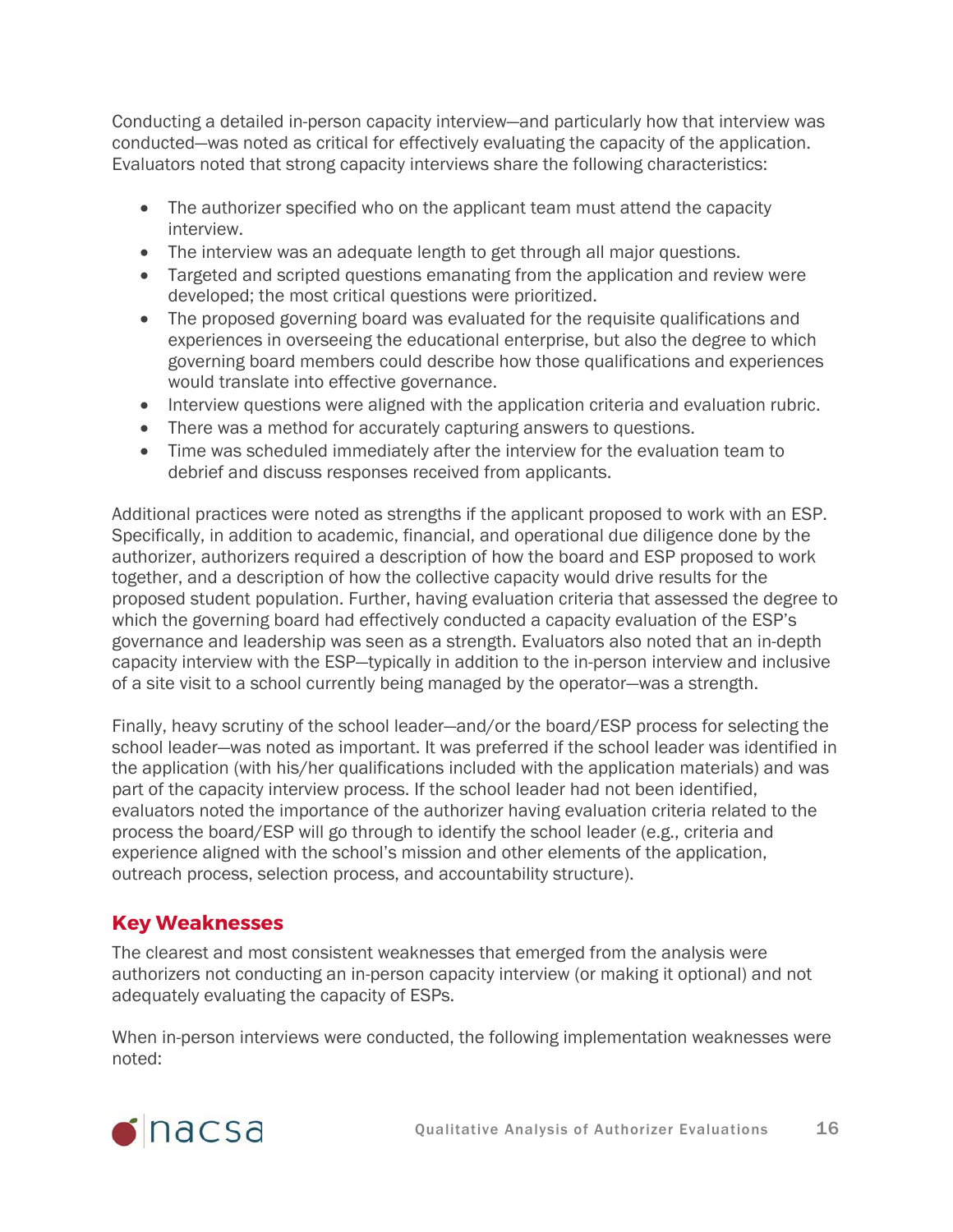Conducting a detailed in-person capacity interview—and particularly how that interview was conducted—was noted as critical for effectively evaluating the capacity of the application. Evaluators noted that strong capacity interviews share the following characteristics:

- The authorizer specified who on the applicant team must attend the capacity interview.
- The interview was an adequate length to get through all major questions.
- Targeted and scripted questions emanating from the application and review were developed; the most critical questions were prioritized.
- The proposed governing board was evaluated for the requisite qualifications and experiences in overseeing the educational enterprise, but also the degree to which governing board members could describe how those qualifications and experiences would translate into effective governance.
- Interview questions were aligned with the application criteria and evaluation rubric.
- There was a method for accurately capturing answers to questions.
- Time was scheduled immediately after the interview for the evaluation team to debrief and discuss responses received from applicants.

Additional practices were noted as strengths if the applicant proposed to work with an ESP. Specifically, in addition to academic, financial, and operational due diligence done by the authorizer, authorizers required a description of how the board and ESP proposed to work together, and a description of how the collective capacity would drive results for the proposed student population. Further, having evaluation criteria that assessed the degree to which the governing board had effectively conducted a capacity evaluation of the ESP's governance and leadership was seen as a strength. Evaluators also noted that an in-depth capacity interview with the ESP—typically in addition to the in-person interview and inclusive of a site visit to a school currently being managed by the operator—was a strength.

Finally, heavy scrutiny of the school leader—and/or the board/ESP process for selecting the school leader—was noted as important. It was preferred if the school leader was identified in the application (with his/her qualifications included with the application materials) and was part of the capacity interview process. If the school leader had not been identified, evaluators noted the importance of the authorizer having evaluation criteria related to the process the board/ESP will go through to identify the school leader (e.g., criteria and experience aligned with the school's mission and other elements of the application, outreach process, selection process, and accountability structure).

## Key Weaknesses

The clearest and most consistent weaknesses that emerged from the analysis were authorizers not conducting an in-person capacity interview (or making it optional) and not adequately evaluating the capacity of ESPs.

When in-person interviews were conducted, the following implementation weaknesses were noted: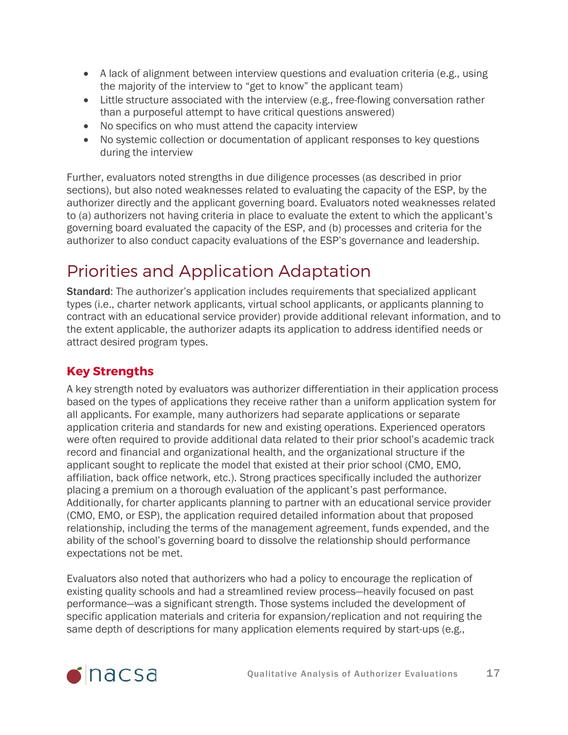- A lack of alignment between interview questions and evaluation criteria (e.g., using the majority of the interview to "get to know" the applicant team)
- Little structure associated with the interview (e.g., free-flowing conversation rather than a purposeful attempt to have critical questions answered)
- No specifics on who must attend the capacity interview
- No systemic collection or documentation of applicant responses to key questions during the interview

Further, evaluators noted strengths in due diligence processes (as described in prior sections), but also noted weaknesses related to evaluating the capacity of the ESP, by the authorizer directly and the applicant governing board. Evaluators noted weaknesses related to (a) authorizers not having criteria in place to evaluate the extent to which the applicant's governing board evaluated the capacity of the ESP, and (b) processes and criteria for the authorizer to also conduct capacity evaluations of the ESP's governance and leadership.

# Priorities and Application Adaptation

**Standard**: The authorizer's application includes requirements that specialized applicant types (i.e., charter network applicants, virtual school applicants, or applicants planning to contract with an educational service provider) provide additional relevant information, and to the extent applicable, the authorizer adapts its application to address identified needs or attract desired program types.

## Key Strengths

A key strength noted by evaluators was authorizer differentiation in their application process based on the types of applications they receive rather than a uniform application system for all applicants. For example, many authorizers had separate applications or separate application criteria and standards for new and existing operations. Experienced operators were often required to provide additional data related to their prior school's academic track record and financial and organizational health, and the organizational structure if the applicant sought to replicate the model that existed at their prior school (CMO, EMO, affiliation, back office network, etc.). Strong practices specifically included the authorizer placing a premium on a thorough evaluation of the applicant's past performance. Additionally, for charter applicants planning to partner with an educational service provider (CMO, EMO, or ESP), the application required detailed information about that proposed relationship, including the terms of the management agreement, funds expended, and the ability of the school's governing board to dissolve the relationship should performance expectations not be met.

Evaluators also noted that authorizers who had a policy to encourage the replication of existing quality schools and had a streamlined review process—heavily focused on past performance—was a significant strength. Those systems included the development of specific application materials and criteria for expansion/replication and not requiring the same depth of descriptions for many application elements required by start-ups (e.g.,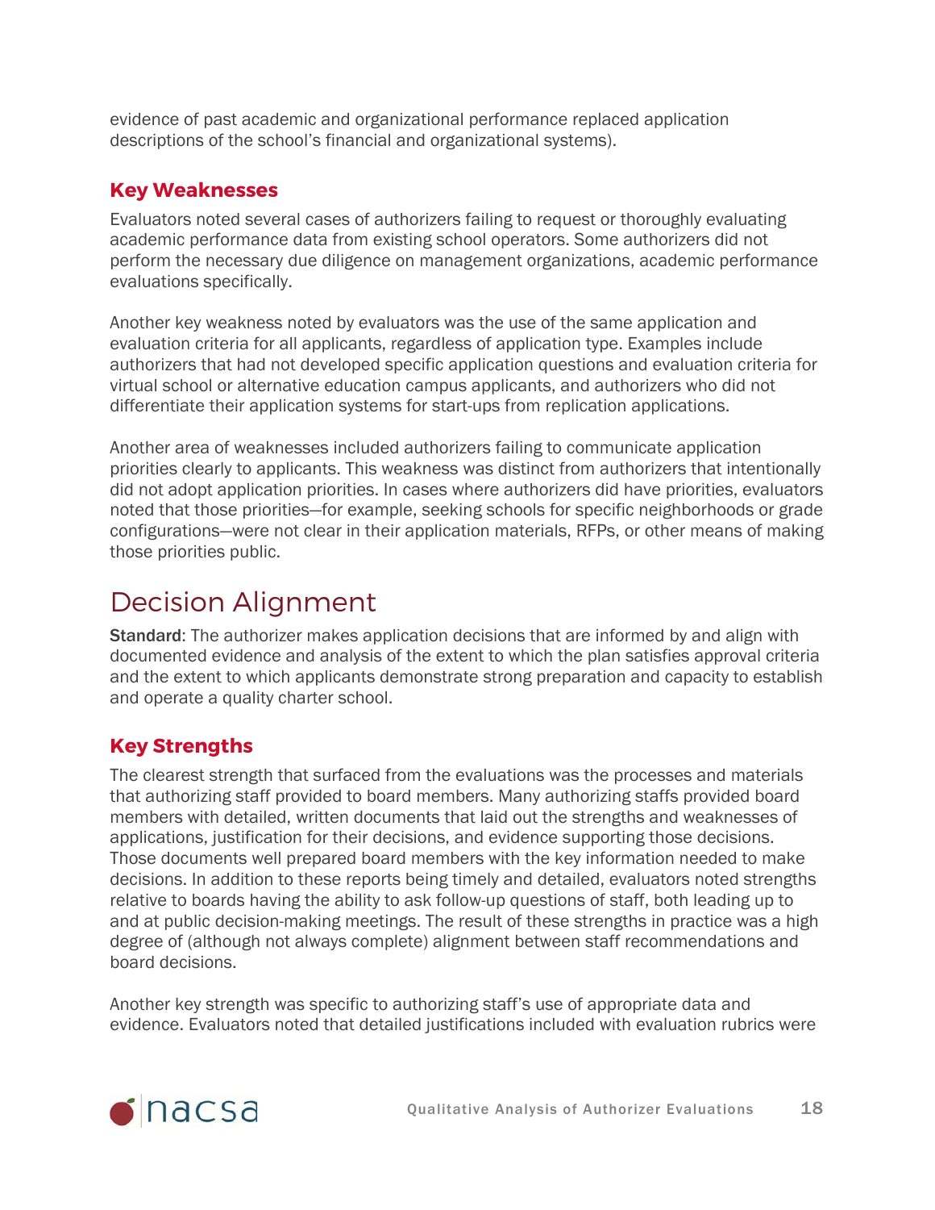evidence of past academic and organizational performance replaced application descriptions of the school's financial and organizational systems).

### Key Weaknesses

Evaluators noted several cases of authorizers failing to request or thoroughly evaluating academic performance data from existing school operators. Some authorizers did not perform the necessary due diligence on management organizations, academic performance evaluations specifically.

Another key weakness noted by evaluators was the use of the same application and evaluation criteria for all applicants, regardless of application type. Examples include authorizers that had not developed specific application questions and evaluation criteria for virtual school or alternative education campus applicants, and authorizers who did not differentiate their application systems for start-ups from replication applications.

Another area of weaknesses included authorizers failing to communicate application priorities clearly to applicants. This weakness was distinct from authorizers that intentionally did not adopt application priorities. In cases where authorizers did have priorities, evaluators noted that those priorities—for example, seeking schools for specific neighborhoods or grade configurations—were not clear in their application materials, RFPs, or other means of making those priorities public.

## Decision Alignment

**Standard**: The authorizer makes application decisions that are informed by and align with documented evidence and analysis of the extent to which the plan satisfies approval criteria and the extent to which applicants demonstrate strong preparation and capacity to establish and operate a quality charter school.

### Key Strengths

The clearest strength that surfaced from the evaluations was the processes and materials that authorizing staff provided to board members. Many authorizing staffs provided board members with detailed, written documents that laid out the strengths and weaknesses of applications, justification for their decisions, and evidence supporting those decisions. Those documents well prepared board members with the key information needed to make decisions. In addition to these reports being timely and detailed, evaluators noted strengths relative to boards having the ability to ask follow-up questions of staff, both leading up to and at public decision-making meetings. The result of these strengths in practice was a high degree of (although not always complete) alignment between staff recommendations and board decisions.

Another key strength was specific to authorizing staff's use of appropriate data and evidence. Evaluators noted that detailed justifications included with evaluation rubrics were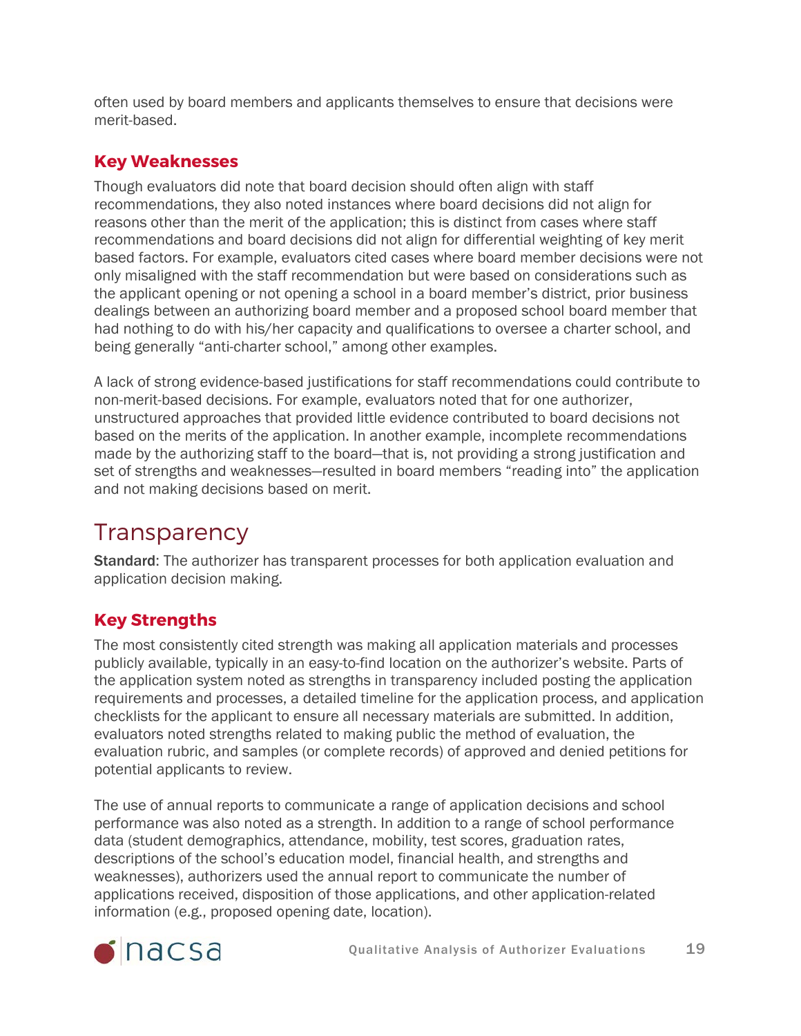often used by board members and applicants themselves to ensure that decisions were merit-based.

### Key Weaknesses

Though evaluators did note that board decision should often align with staff recommendations, they also noted instances where board decisions did not align for reasons other than the merit of the application; this is distinct from cases where staff recommendations and board decisions did not align for differential weighting of key merit based factors. For example, evaluators cited cases where board member decisions were not only misaligned with the staff recommendation but were based on considerations such as the applicant opening or not opening a school in a board member's district, prior business dealings between an authorizing board member and a proposed school board member that had nothing to do with his/her capacity and qualifications to oversee a charter school, and being generally "anti-charter school," among other examples.

A lack of strong evidence-based justifications for staff recommendations could contribute to non-merit-based decisions. For example, evaluators noted that for one authorizer, unstructured approaches that provided little evidence contributed to board decisions not based on the merits of the application. In another example, incomplete recommendations made by the authorizing staff to the board—that is, not providing a strong justification and set of strengths and weaknesses—resulted in board members "reading into" the application and not making decisions based on merit.

## Transparency

**Standard**: The authorizer has transparent processes for both application evaluation and application decision making.

### Key Strengths

The most consistently cited strength was making all application materials and processes publicly available, typically in an easy-to-find location on the authorizer's website. Parts of the application system noted as strengths in transparency included posting the application requirements and processes, a detailed timeline for the application process, and application checklists for the applicant to ensure all necessary materials are submitted. In addition, evaluators noted strengths related to making public the method of evaluation, the evaluation rubric, and samples (or complete records) of approved and denied petitions for potential applicants to review.

The use of annual reports to communicate a range of application decisions and school performance was also noted as a strength. In addition to a range of school performance data (student demographics, attendance, mobility, test scores, graduation rates, descriptions of the school's education model, financial health, and strengths and weaknesses), authorizers used the annual report to communicate the number of applications received, disposition of those applications, and other application-related information (e.g., proposed opening date, location).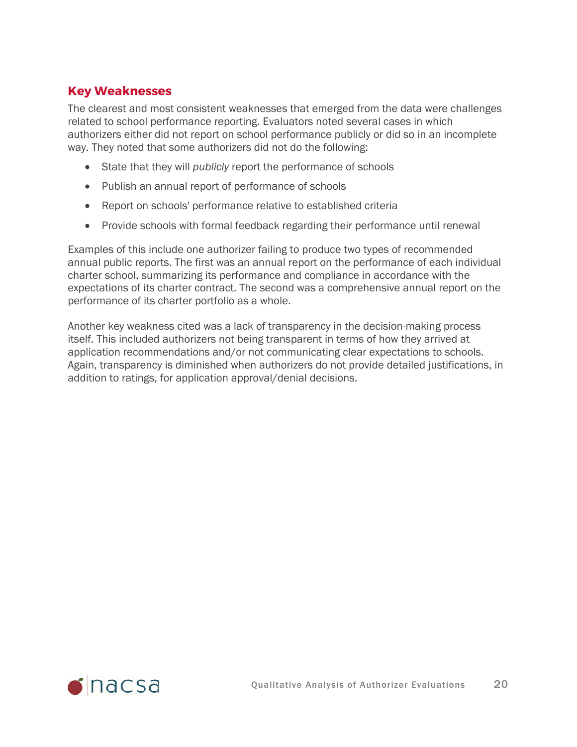## Key Weaknesses

The clearest and most consistent weaknesses that emerged from the data were challenges related to school performance reporting. Evaluators noted several cases in which authorizers either did not report on school performance publicly or did so in an incomplete way. They noted that some authorizers did not do the following:

- State that they will *publicly* report the performance of schools
- Publish an annual report of performance of schools
- Report on schools' performance relative to established criteria
- Provide schools with formal feedback regarding their performance until renewal

Examples of this include one authorizer failing to produce two types of recommended annual public reports. The first was an annual report on the performance of each individual charter school, summarizing its performance and compliance in accordance with the expectations of its charter contract. The second was a comprehensive annual report on the performance of its charter portfolio as a whole.

Another key weakness cited was a lack of transparency in the decision-making process itself. This included authorizers not being transparent in terms of how they arrived at application recommendations and/or not communicating clear expectations to schools. Again, transparency is diminished when authorizers do not provide detailed justifications, in addition to ratings, for application approval/denial decisions.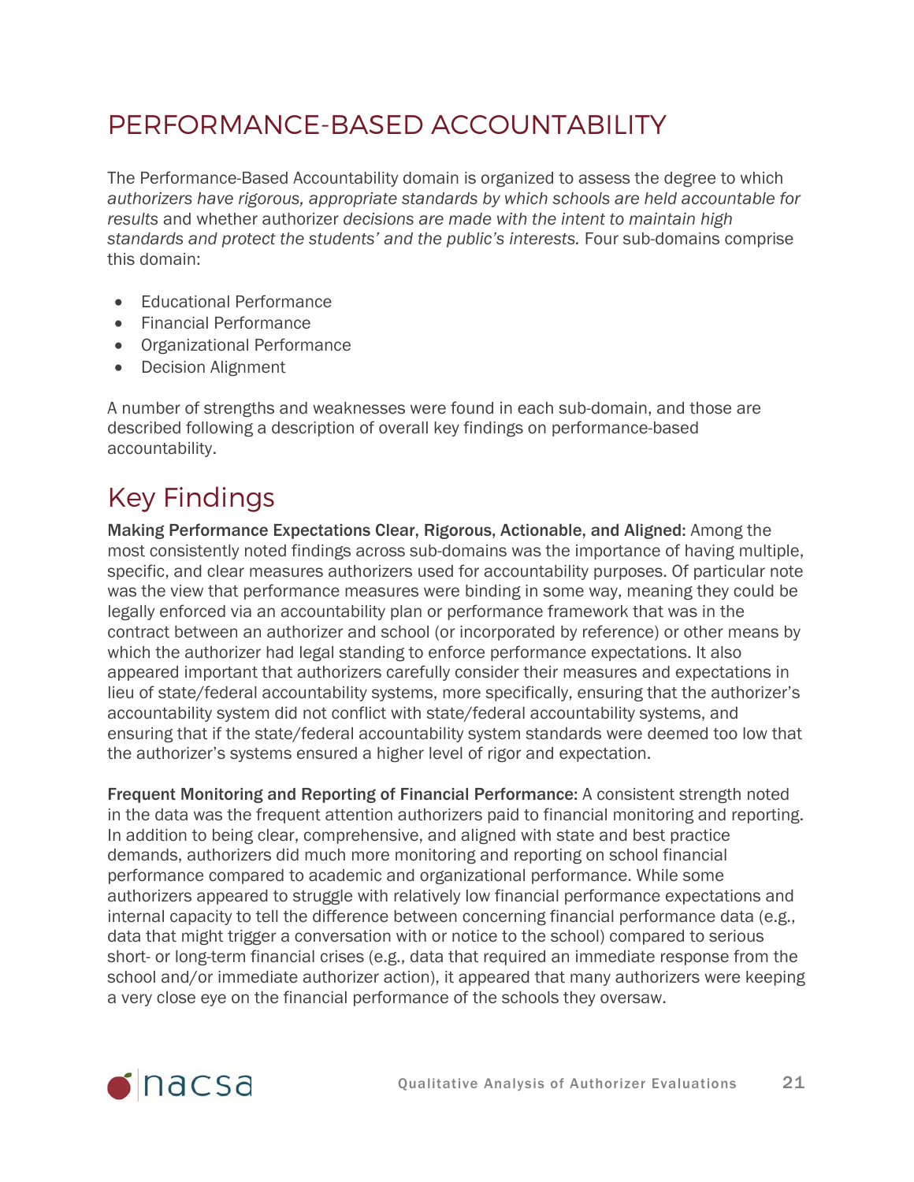# PERFORMANCE-BASED ACCOUNTABILITY

The Performance-Based Accountability domain is organized to assess the degree to which *authorizers have rigorous, appropriate standards by which schools are held accountable for results* and whether authorizer *decisions are made with the intent to maintain high standards and protect the students' and the public's interests.* Four sub-domains comprise this domain:

- Educational Performance
- Financial Performance
- Organizational Performance
- Decision Alignment

A number of strengths and weaknesses were found in each sub-domain, and those are described following a description of overall key findings on performance-based accountability.

## Key Findings

**Making Performance Expectations Clear, Rigorous, Actionable, and Aligned:** Among the most consistently noted findings across sub-domains was the importance of having multiple, specific, and clear measures authorizers used for accountability purposes. Of particular note was the view that performance measures were binding in some way, meaning they could be legally enforced via an accountability plan or performance framework that was in the contract between an authorizer and school (or incorporated by reference) or other means by which the authorizer had legal standing to enforce performance expectations. It also appeared important that authorizers carefully consider their measures and expectations in lieu of state/federal accountability systems, more specifically, ensuring that the authorizer's accountability system did not conflict with state/federal accountability systems, and ensuring that if the state/federal accountability system standards were deemed too low that the authorizer's systems ensured a higher level of rigor and expectation.

**Frequent Monitoring and Reporting of Financial Performance:** A consistent strength noted in the data was the frequent attention authorizers paid to financial monitoring and reporting. In addition to being clear, comprehensive, and aligned with state and best practice demands, authorizers did much more monitoring and reporting on school financial performance compared to academic and organizational performance. While some authorizers appeared to struggle with relatively low financial performance expectations and internal capacity to tell the difference between concerning financial performance data (e.g., data that might trigger a conversation with or notice to the school) compared to serious short- or long-term financial crises (e.g., data that required an immediate response from the school and/or immediate authorizer action), it appeared that many authorizers were keeping a very close eye on the financial performance of the schools they oversaw.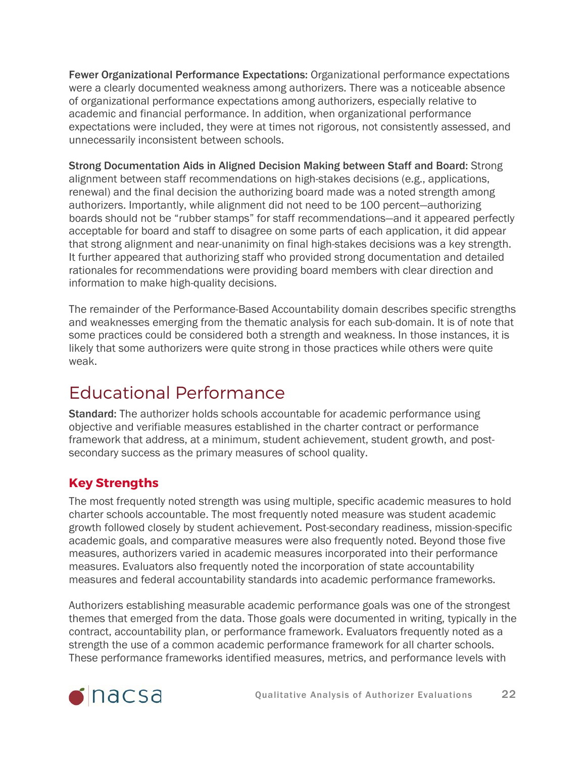**Fewer Organizational Performance Expectations:** Organizational performance expectations were a clearly documented weakness among authorizers. There was a noticeable absence of organizational performance expectations among authorizers, especially relative to academic and financial performance. In addition, when organizational performance expectations were included, they were at times not rigorous, not consistently assessed, and unnecessarily inconsistent between schools.

**Strong Documentation Aids in Aligned Decision Making between Staff and Board:** Strong alignment between staff recommendations on high-stakes decisions (e.g., applications, renewal) and the final decision the authorizing board made was a noted strength among authorizers. Importantly, while alignment did not need to be 100 percent—authorizing boards should not be "rubber stamps" for staff recommendations—and it appeared perfectly acceptable for board and staff to disagree on some parts of each application, it did appear that strong alignment and near-unanimity on final high-stakes decisions was a key strength. It further appeared that authorizing staff who provided strong documentation and detailed rationales for recommendations were providing board members with clear direction and information to make high-quality decisions.

The remainder of the Performance-Based Accountability domain describes specific strengths and weaknesses emerging from the thematic analysis for each sub-domain. It is of note that some practices could be considered both a strength and weakness. In those instances, it is likely that some authorizers were quite strong in those practices while others were quite weak.

# Educational Performance

**Standard:** The authorizer holds schools accountable for academic performance using objective and verifiable measures established in the charter contract or performance framework that address, at a minimum, student achievement, student growth, and post-secondary success as the primary measures of school quality.

## Key Strengths

The most frequently noted strength was using multiple, specific academic measures to hold charter schools accountable. The most frequently noted measure was student academic growth followed closely by student achievement. Post-secondary readiness, mission-specific academic goals, and comparative measures were also frequently noted. Beyond those five measures, authorizers varied in academic measures incorporated into their performance measures. Evaluators also frequently noted the incorporation of state accountability measures and federal accountability standards into academic performance frameworks.

Authorizers establishing measurable academic performance goals was one of the strongest themes that emerged from the data. Those goals were documented in writing, typically in the contract, accountability plan, or performance framework. Evaluators frequently noted as a strength the use of a common academic performance framework for all charter schools. These performance frameworks identified measures, metrics, and performance levels with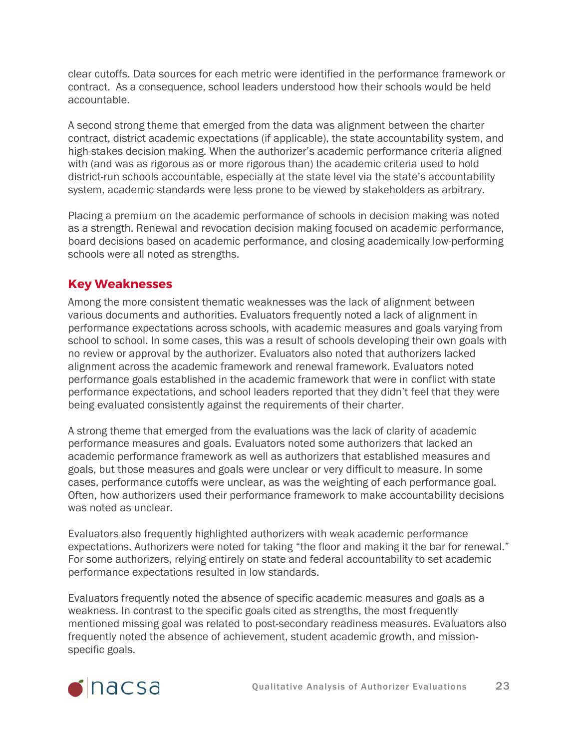clear cutoffs. Data sources for each metric were identified in the performance framework or contract. As a consequence, school leaders understood how their schools would be held accountable.

A second strong theme that emerged from the data was alignment between the charter contract, district academic expectations (if applicable), the state accountability system, and high-stakes decision making. When the authorizer's academic performance criteria aligned with (and was as rigorous as or more rigorous than) the academic criteria used to hold district-run schools accountable, especially at the state level via the state's accountability system, academic standards were less prone to be viewed by stakeholders as arbitrary.

Placing a premium on the academic performance of schools in decision making was noted as a strength. Renewal and revocation decision making focused on academic performance, board decisions based on academic performance, and closing academically low-performing schools were all noted as strengths.

## Key Weaknesses

Among the more consistent thematic weaknesses was the lack of alignment between various documents and authorities. Evaluators frequently noted a lack of alignment in performance expectations across schools, with academic measures and goals varying from school to school. In some cases, this was a result of schools developing their own goals with no review or approval by the authorizer. Evaluators also noted that authorizers lacked alignment across the academic framework and renewal framework. Evaluators noted performance goals established in the academic framework that were in conflict with state performance expectations, and school leaders reported that they didn't feel that they were being evaluated consistently against the requirements of their charter.

A strong theme that emerged from the evaluations was the lack of clarity of academic performance measures and goals. Evaluators noted some authorizers that lacked an academic performance framework as well as authorizers that established measures and goals, but those measures and goals were unclear or very difficult to measure. In some cases, performance cutoffs were unclear, as was the weighting of each performance goal. Often, how authorizers used their performance framework to make accountability decisions was noted as unclear.

Evaluators also frequently highlighted authorizers with weak academic performance expectations. Authorizers were noted for taking "the floor and making it the bar for renewal." For some authorizers, relying entirely on state and federal accountability to set academic performance expectations resulted in low standards.

Evaluators frequently noted the absence of specific academic measures and goals as a weakness. In contrast to the specific goals cited as strengths, the most frequently mentioned missing goal was related to post-secondary readiness measures. Evaluators also frequently noted the absence of achievement, student academic growth, and mission-specific goals.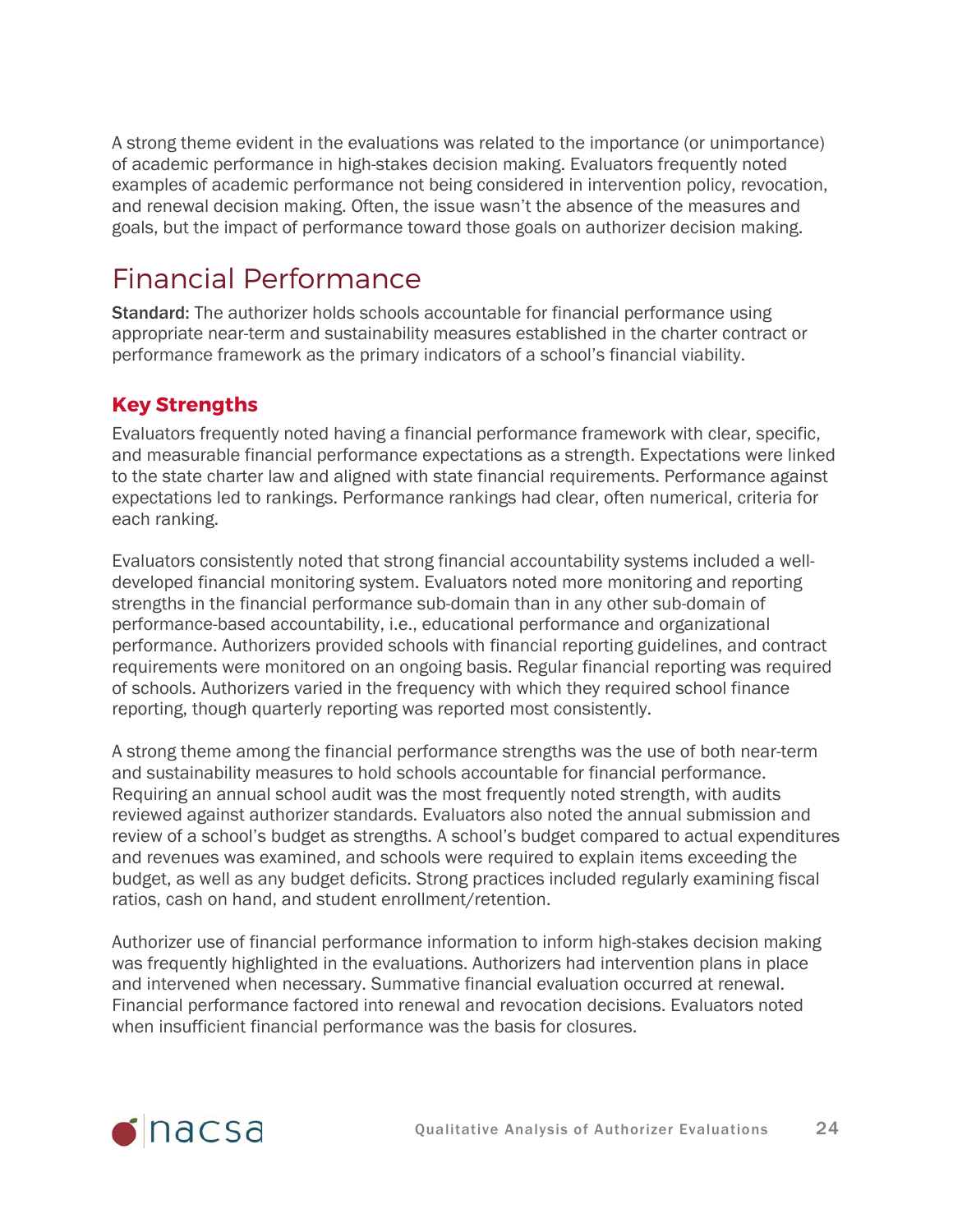A strong theme evident in the evaluations was related to the importance (or unimportance) of academic performance in high-stakes decision making. Evaluators frequently noted examples of academic performance not being considered in intervention policy, revocation, and renewal decision making. Often, the issue wasn't the absence of the measures and goals, but the impact of performance toward those goals on authorizer decision making.

# Financial Performance

**Standard:** The authorizer holds schools accountable for financial performance using appropriate near-term and sustainability measures established in the charter contract or performance framework as the primary indicators of a school's financial viability.

## Key Strengths

Evaluators frequently noted having a financial performance framework with clear, specific, and measurable financial performance expectations as a strength. Expectations were linked to the state charter law and aligned with state financial requirements. Performance against expectations led to rankings. Performance rankings had clear, often numerical, criteria for each ranking.

Evaluators consistently noted that strong financial accountability systems included a well-developed financial monitoring system. Evaluators noted more monitoring and reporting strengths in the financial performance sub-domain than in any other sub-domain of performance-based accountability, i.e., educational performance and organizational performance. Authorizers provided schools with financial reporting guidelines, and contract requirements were monitored on an ongoing basis. Regular financial reporting was required of schools. Authorizers varied in the frequency with which they required school finance reporting, though quarterly reporting was reported most consistently.

A strong theme among the financial performance strengths was the use of both near-term and sustainability measures to hold schools accountable for financial performance. Requiring an annual school audit was the most frequently noted strength, with audits reviewed against authorizer standards. Evaluators also noted the annual submission and review of a school's budget as strengths. A school's budget compared to actual expenditures and revenues was examined, and schools were required to explain items exceeding the budget, as well as any budget deficits. Strong practices included regularly examining fiscal ratios, cash on hand, and student enrollment/retention.

Authorizer use of financial performance information to inform high-stakes decision making was frequently highlighted in the evaluations. Authorizers had intervention plans in place and intervened when necessary. Summative financial evaluation occurred at renewal. Financial performance factored into renewal and revocation decisions. Evaluators noted when insufficient financial performance was the basis for closures.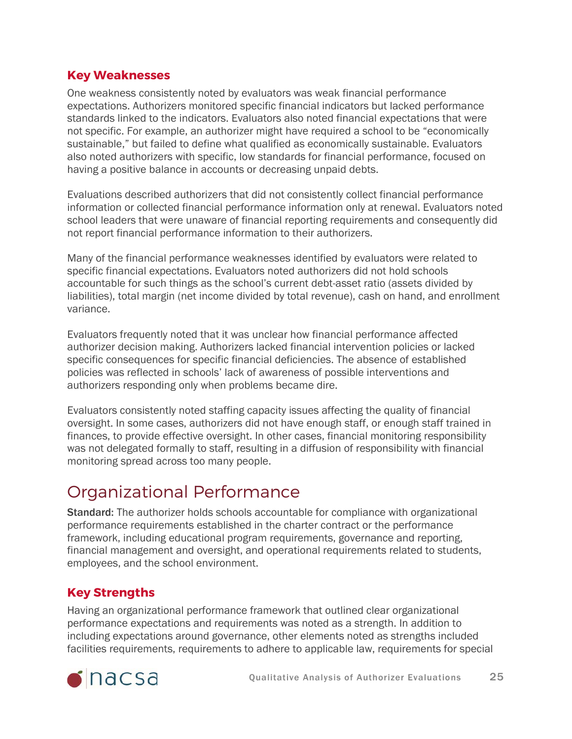### Key Weaknesses

One weakness consistently noted by evaluators was weak financial performance expectations. Authorizers monitored specific financial indicators but lacked performance standards linked to the indicators. Evaluators also noted financial expectations that were not specific. For example, an authorizer might have required a school to be "economically sustainable," but failed to define what qualified as economically sustainable. Evaluators also noted authorizers with specific, low standards for financial performance, focused on having a positive balance in accounts or decreasing unpaid debts.

Evaluations described authorizers that did not consistently collect financial performance information or collected financial performance information only at renewal. Evaluators noted school leaders that were unaware of financial reporting requirements and consequently did not report financial performance information to their authorizers.

Many of the financial performance weaknesses identified by evaluators were related to specific financial expectations. Evaluators noted authorizers did not hold schools accountable for such things as the school's current debt-asset ratio (assets divided by liabilities), total margin (net income divided by total revenue), cash on hand, and enrollment variance.

Evaluators frequently noted that it was unclear how financial performance affected authorizer decision making. Authorizers lacked financial intervention policies or lacked specific consequences for specific financial deficiencies. The absence of established policies was reflected in schools' lack of awareness of possible interventions and authorizers responding only when problems became dire.

Evaluators consistently noted staffing capacity issues affecting the quality of financial oversight. In some cases, authorizers did not have enough staff, or enough staff trained in finances, to provide effective oversight. In other cases, financial monitoring responsibility was not delegated formally to staff, resulting in a diffusion of responsibility with financial monitoring spread across too many people.

## Organizational Performance

**Standard:** The authorizer holds schools accountable for compliance with organizational performance requirements established in the charter contract or the performance framework, including educational program requirements, governance and reporting, financial management and oversight, and operational requirements related to students, employees, and the school environment.

### Key Strengths

Having an organizational performance framework that outlined clear organizational performance expectations and requirements was noted as a strength. In addition to including expectations around governance, other elements noted as strengths included facilities requirements, requirements to adhere to applicable law, requirements for special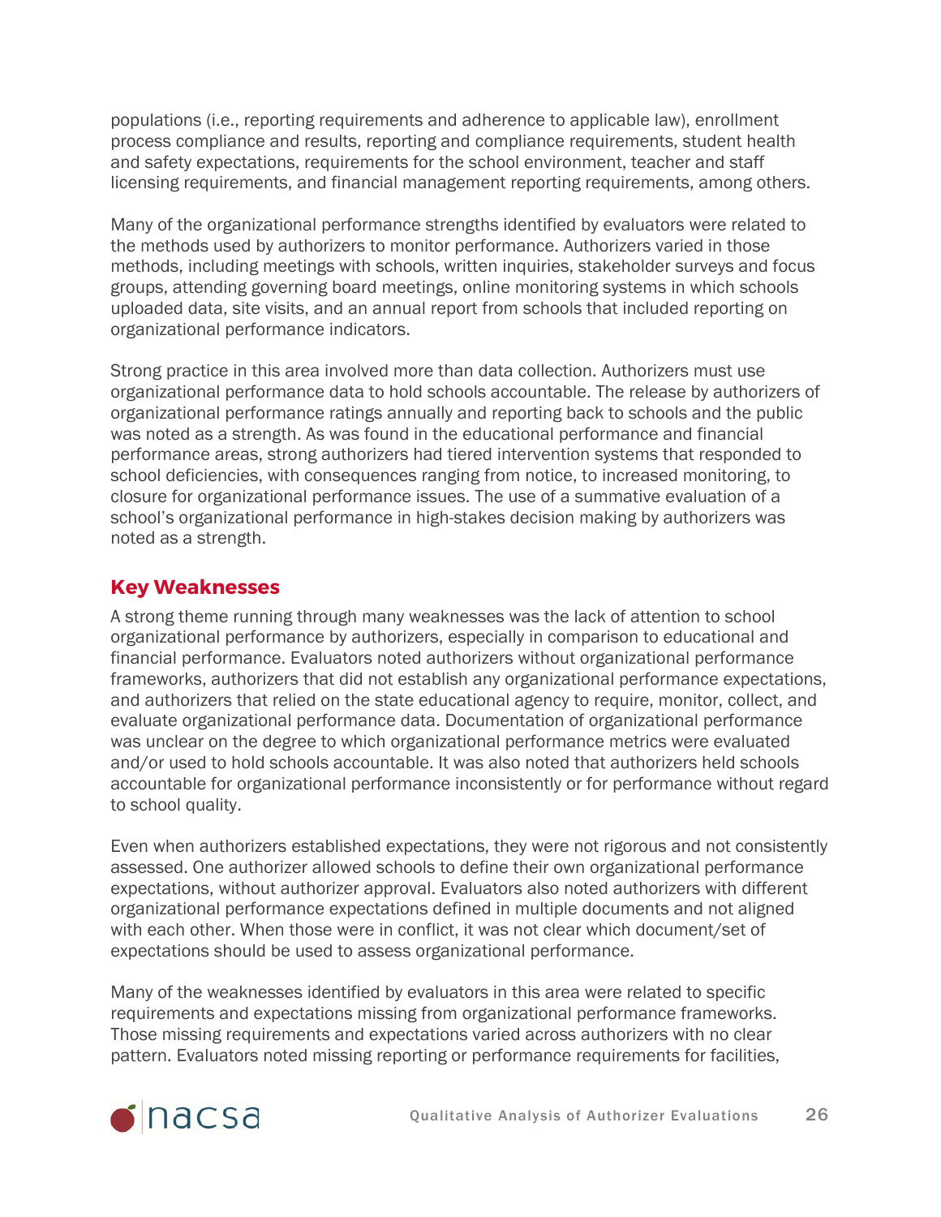populations (i.e., reporting requirements and adherence to applicable law), enrollment process compliance and results, reporting and compliance requirements, student health and safety expectations, requirements for the school environment, teacher and staff licensing requirements, and financial management reporting requirements, among others.

Many of the organizational performance strengths identified by evaluators were related to the methods used by authorizers to monitor performance. Authorizers varied in those methods, including meetings with schools, written inquiries, stakeholder surveys and focus groups, attending governing board meetings, online monitoring systems in which schools uploaded data, site visits, and an annual report from schools that included reporting on organizational performance indicators.

Strong practice in this area involved more than data collection. Authorizers must use organizational performance data to hold schools accountable. The release by authorizers of organizational performance ratings annually and reporting back to schools and the public was noted as a strength. As was found in the educational performance and financial performance areas, strong authorizers had tiered intervention systems that responded to school deficiencies, with consequences ranging from notice, to increased monitoring, to closure for organizational performance issues. The use of a summative evaluation of a school's organizational performance in high-stakes decision making by authorizers was noted as a strength.

## Key Weaknesses

A strong theme running through many weaknesses was the lack of attention to school organizational performance by authorizers, especially in comparison to educational and financial performance. Evaluators noted authorizers without organizational performance frameworks, authorizers that did not establish any organizational performance expectations, and authorizers that relied on the state educational agency to require, monitor, collect, and evaluate organizational performance data. Documentation of organizational performance was unclear on the degree to which organizational performance metrics were evaluated and/or used to hold schools accountable. It was also noted that authorizers held schools accountable for organizational performance inconsistently or for performance without regard to school quality.

Even when authorizers established expectations, they were not rigorous and not consistently assessed. One authorizer allowed schools to define their own organizational performance expectations, without authorizer approval. Evaluators also noted authorizers with different organizational performance expectations defined in multiple documents and not aligned with each other. When those were in conflict, it was not clear which document/set of expectations should be used to assess organizational performance.

Many of the weaknesses identified by evaluators in this area were related to specific requirements and expectations missing from organizational performance frameworks. Those missing requirements and expectations varied across authorizers with no clear pattern. Evaluators noted missing reporting or performance requirements for facilities,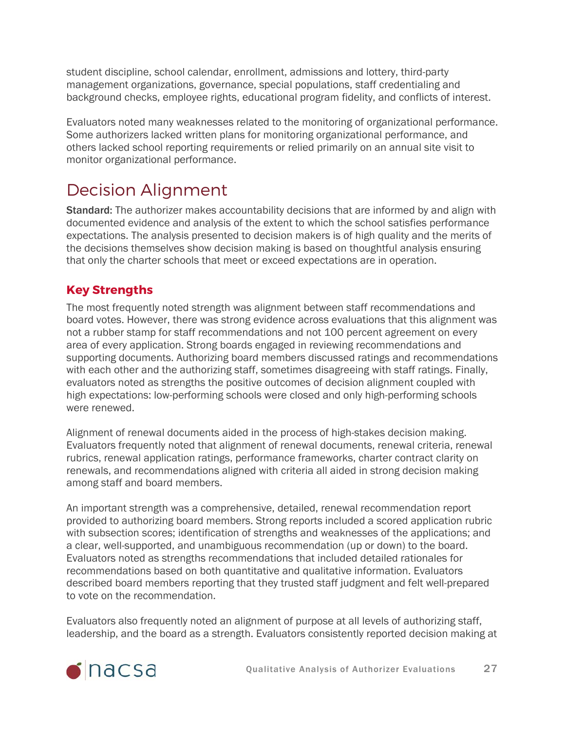student discipline, school calendar, enrollment, admissions and lottery, third-party management organizations, governance, special populations, staff credentialing and background checks, employee rights, educational program fidelity, and conflicts of interest.

Evaluators noted many weaknesses related to the monitoring of organizational performance. Some authorizers lacked written plans for monitoring organizational performance, and others lacked school reporting requirements or relied primarily on an annual site visit to monitor organizational performance.

# Decision Alignment

**Standard:** The authorizer makes accountability decisions that are informed by and align with documented evidence and analysis of the extent to which the school satisfies performance expectations. The analysis presented to decision makers is of high quality and the merits of the decisions themselves show decision making is based on thoughtful analysis ensuring that only the charter schools that meet or exceed expectations are in operation.

## Key Strengths

The most frequently noted strength was alignment between staff recommendations and board votes. However, there was strong evidence across evaluations that this alignment was not a rubber stamp for staff recommendations and not 100 percent agreement on every area of every application. Strong boards engaged in reviewing recommendations and supporting documents. Authorizing board members discussed ratings and recommendations with each other and the authorizing staff, sometimes disagreeing with staff ratings. Finally, evaluators noted as strengths the positive outcomes of decision alignment coupled with high expectations: low-performing schools were closed and only high-performing schools were renewed.

Alignment of renewal documents aided in the process of high-stakes decision making. Evaluators frequently noted that alignment of renewal documents, renewal criteria, renewal rubrics, renewal application ratings, performance frameworks, charter contract clarity on renewals, and recommendations aligned with criteria all aided in strong decision making among staff and board members.

An important strength was a comprehensive, detailed, renewal recommendation report provided to authorizing board members. Strong reports included a scored application rubric with subsection scores; identification of strengths and weaknesses of the applications; and a clear, well-supported, and unambiguous recommendation (up or down) to the board. Evaluators noted as strengths recommendations that included detailed rationales for recommendations based on both quantitative and qualitative information. Evaluators described board members reporting that they trusted staff judgment and felt well-prepared to vote on the recommendation.

Evaluators also frequently noted an alignment of purpose at all levels of authorizing staff, leadership, and the board as a strength. Evaluators consistently reported decision making at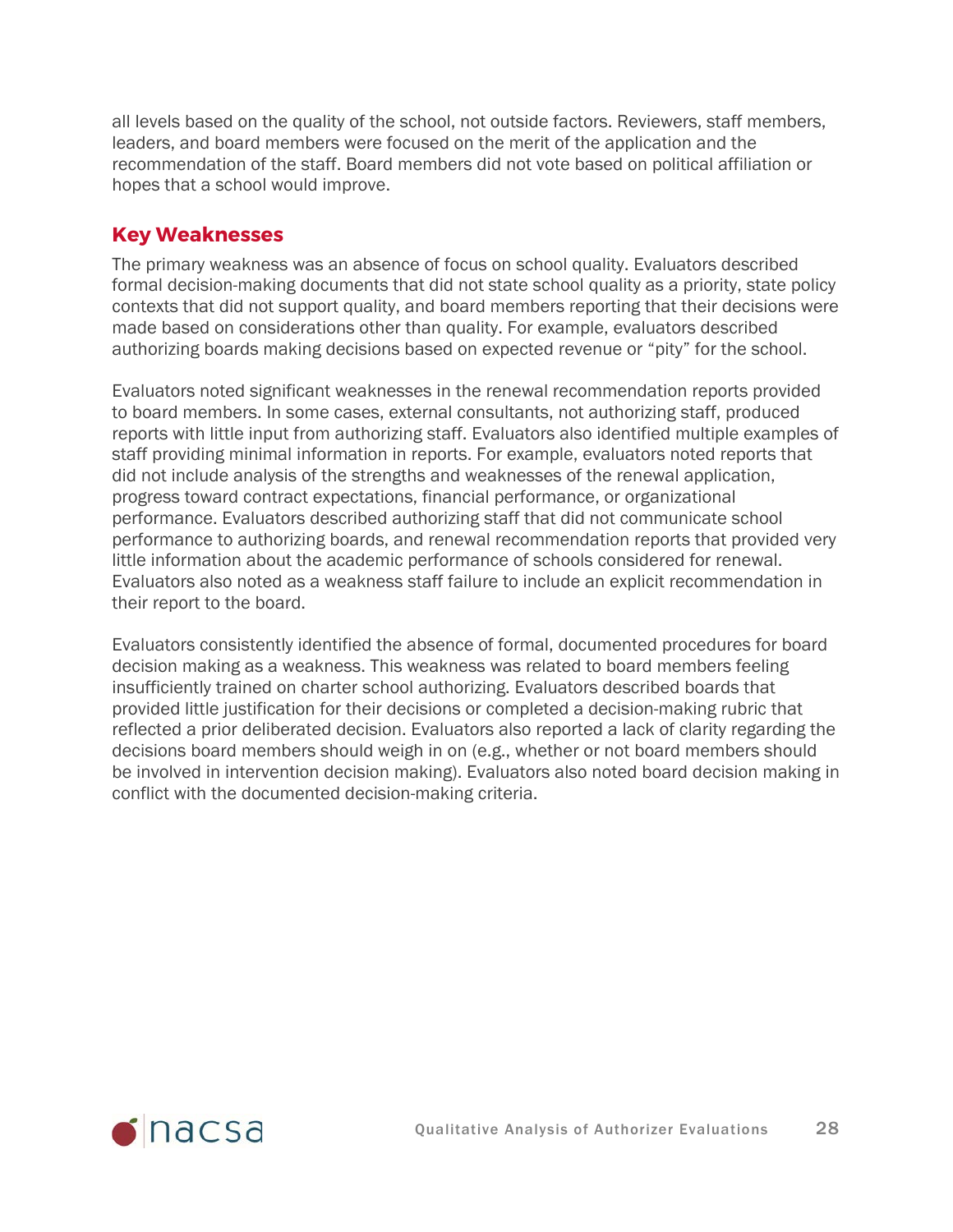all levels based on the quality of the school, not outside factors. Reviewers, staff members, leaders, and board members were focused on the merit of the application and the recommendation of the staff. Board members did not vote based on political affiliation or hopes that a school would improve.

## Key Weaknesses

The primary weakness was an absence of focus on school quality. Evaluators described formal decision-making documents that did not state school quality as a priority, state policy contexts that did not support quality, and board members reporting that their decisions were made based on considerations other than quality. For example, evaluators described authorizing boards making decisions based on expected revenue or "pity" for the school.

Evaluators noted significant weaknesses in the renewal recommendation reports provided to board members. In some cases, external consultants, not authorizing staff, produced reports with little input from authorizing staff. Evaluators also identified multiple examples of staff providing minimal information in reports. For example, evaluators noted reports that did not include analysis of the strengths and weaknesses of the renewal application, progress toward contract expectations, financial performance, or organizational performance. Evaluators described authorizing staff that did not communicate school performance to authorizing boards, and renewal recommendation reports that provided very little information about the academic performance of schools considered for renewal. Evaluators also noted as a weakness staff failure to include an explicit recommendation in their report to the board.

Evaluators consistently identified the absence of formal, documented procedures for board decision making as a weakness. This weakness was related to board members feeling insufficiently trained on charter school authorizing. Evaluators described boards that provided little justification for their decisions or completed a decision-making rubric that reflected a prior deliberated decision. Evaluators also reported a lack of clarity regarding the decisions board members should weigh in on (e.g., whether or not board members should be involved in intervention decision making). Evaluators also noted board decision making in conflict with the documented decision-making criteria.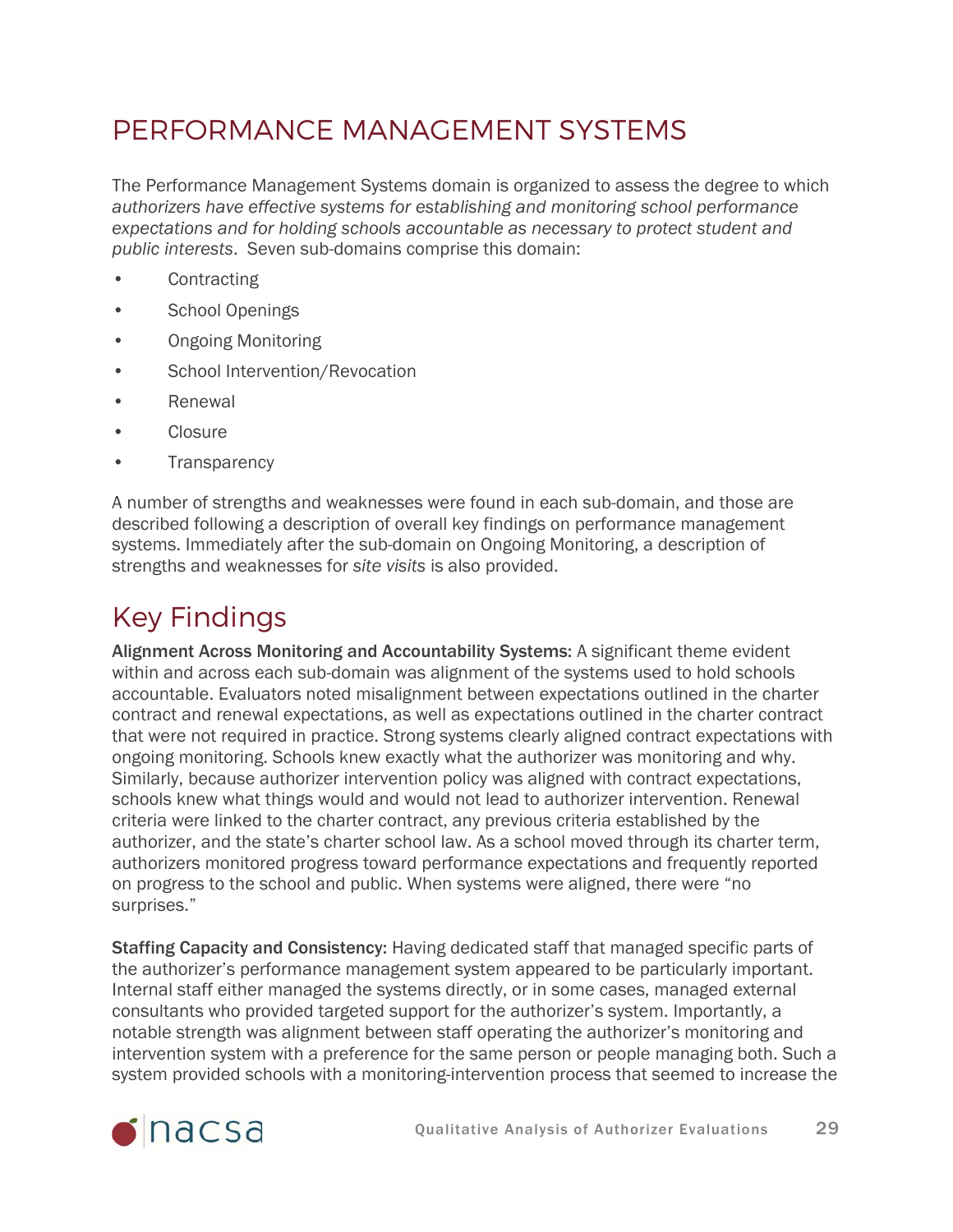# PERFORMANCE MANAGEMENT SYSTEMS

The Performance Management Systems domain is organized to assess the degree to which *authorizers have effective systems for establishing and monitoring school performance expectations and for holding schools accountable as necessary to protect student and public interests*. Seven sub-domains comprise this domain:

- Contracting
- School Openings
- Ongoing Monitoring
- School Intervention/Revocation
- Renewal
- Closure
- Transparency

A number of strengths and weaknesses were found in each sub-domain, and those are described following a description of overall key findings on performance management systems. Immediately after the sub-domain on Ongoing Monitoring, a description of strengths and weaknesses for *site visits* is also provided.

## Key Findings

**Alignment Across Monitoring and Accountability Systems:** A significant theme evident within and across each sub-domain was alignment of the systems used to hold schools accountable. Evaluators noted misalignment between expectations outlined in the charter contract and renewal expectations, as well as expectations outlined in the charter contract that were not required in practice. Strong systems clearly aligned contract expectations with ongoing monitoring. Schools knew exactly what the authorizer was monitoring and why. Similarly, because authorizer intervention policy was aligned with contract expectations, schools knew what things would and would not lead to authorizer intervention. Renewal criteria were linked to the charter contract, any previous criteria established by the authorizer, and the state's charter school law. As a school moved through its charter term, authorizers monitored progress toward performance expectations and frequently reported on progress to the school and public. When systems were aligned, there were "no surprises."

**Staffing Capacity and Consistency:** Having dedicated staff that managed specific parts of the authorizer's performance management system appeared to be particularly important. Internal staff either managed the systems directly, or in some cases, managed external consultants who provided targeted support for the authorizer's system. Importantly, a notable strength was alignment between staff operating the authorizer's monitoring and intervention system with a preference for the same person or people managing both. Such a system provided schools with a monitoring-intervention process that seemed to increase the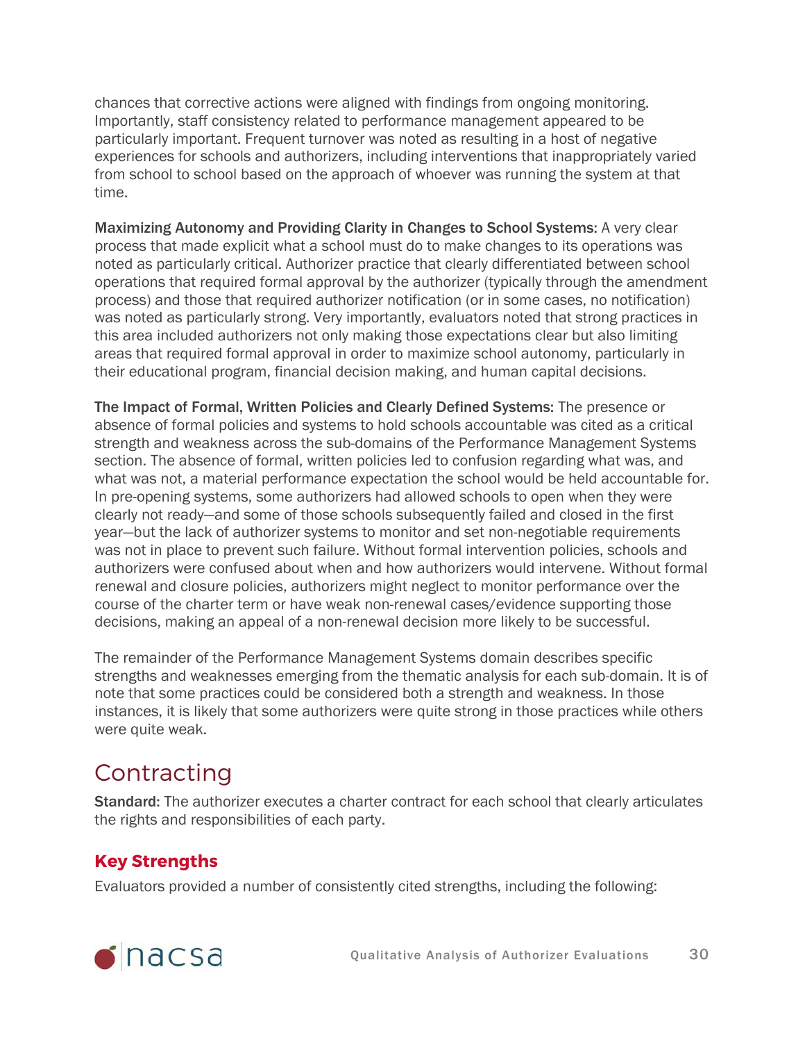chances that corrective actions were aligned with findings from ongoing monitoring. Importantly, staff consistency related to performance management appeared to be particularly important. Frequent turnover was noted as resulting in a host of negative experiences for schools and authorizers, including interventions that inappropriately varied from school to school based on the approach of whoever was running the system at that time.

**Maximizing Autonomy and Providing Clarity in Changes to School Systems:** A very clear process that made explicit what a school must do to make changes to its operations was noted as particularly critical. Authorizer practice that clearly differentiated between school operations that required formal approval by the authorizer (typically through the amendment process) and those that required authorizer notification (or in some cases, no notification) was noted as particularly strong. Very importantly, evaluators noted that strong practices in this area included authorizers not only making those expectations clear but also limiting areas that required formal approval in order to maximize school autonomy, particularly in their educational program, financial decision making, and human capital decisions.

**The Impact of Formal, Written Policies and Clearly Defined Systems:** The presence or absence of formal policies and systems to hold schools accountable was cited as a critical strength and weakness across the sub-domains of the Performance Management Systems section. The absence of formal, written policies led to confusion regarding what was, and what was not, a material performance expectation the school would be held accountable for. In pre-opening systems, some authorizers had allowed schools to open when they were clearly not ready—and some of those schools subsequently failed and closed in the first year—but the lack of authorizer systems to monitor and set non-negotiable requirements was not in place to prevent such failure. Without formal intervention policies, schools and authorizers were confused about when and how authorizers would intervene. Without formal renewal and closure policies, authorizers might neglect to monitor performance over the course of the charter term or have weak non-renewal cases/evidence supporting those decisions, making an appeal of a non-renewal decision more likely to be successful.

The remainder of the Performance Management Systems domain describes specific strengths and weaknesses emerging from the thematic analysis for each sub-domain. It is of note that some practices could be considered both a strength and weakness. In those instances, it is likely that some authorizers were quite strong in those practices while others were quite weak.

# Contracting

**Standard:** The authorizer executes a charter contract for each school that clearly articulates the rights and responsibilities of each party.

## Key Strengths

Evaluators provided a number of consistently cited strengths, including the following: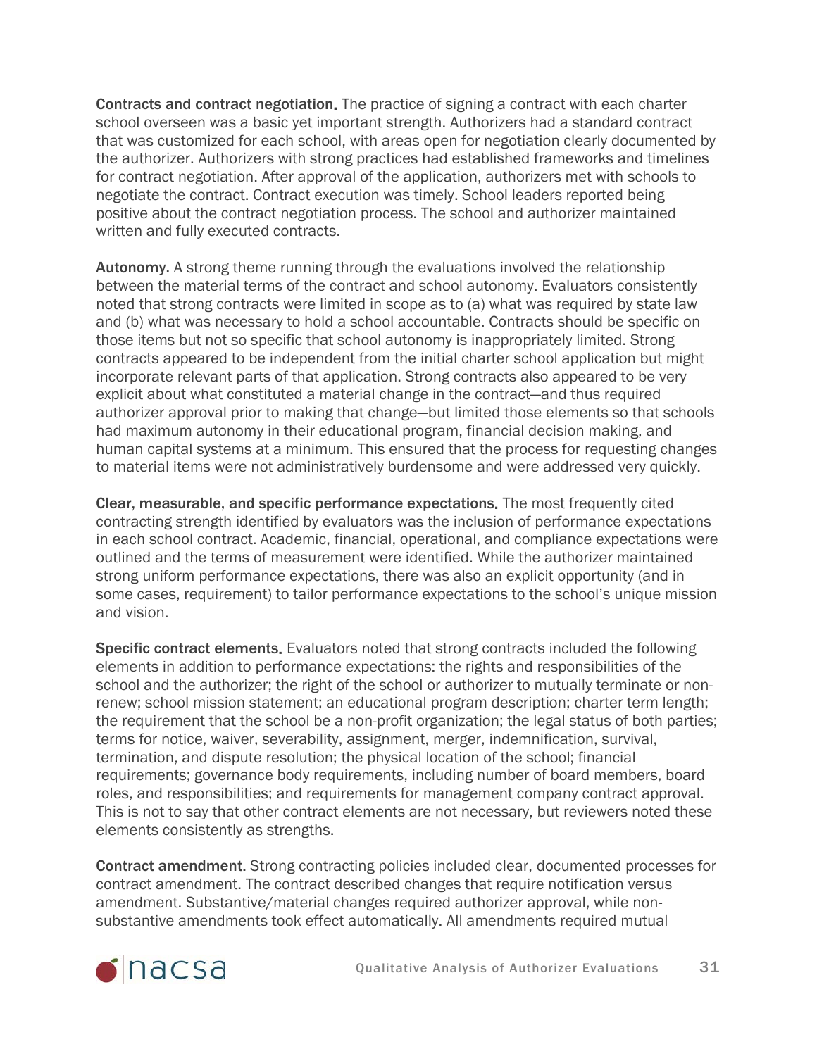**Contracts and contract negotiation.** The practice of signing a contract with each charter school overseen was a basic yet important strength. Authorizers had a standard contract that was customized for each school, with areas open for negotiation clearly documented by the authorizer. Authorizers with strong practices had established frameworks and timelines for contract negotiation. After approval of the application, authorizers met with schools to negotiate the contract. Contract execution was timely. School leaders reported being positive about the contract negotiation process. The school and authorizer maintained written and fully executed contracts.

**Autonomy.** A strong theme running through the evaluations involved the relationship between the material terms of the contract and school autonomy. Evaluators consistently noted that strong contracts were limited in scope as to (a) what was required by state law and (b) what was necessary to hold a school accountable. Contracts should be specific on those items but not so specific that school autonomy is inappropriately limited. Strong contracts appeared to be independent from the initial charter school application but might incorporate relevant parts of that application. Strong contracts also appeared to be very explicit about what constituted a material change in the contract—and thus required authorizer approval prior to making that change—but limited those elements so that schools had maximum autonomy in their educational program, financial decision making, and human capital systems at a minimum. This ensured that the process for requesting changes to material items were not administratively burdensome and were addressed very quickly.

**Clear, measurable, and specific performance expectations.** The most frequently cited contracting strength identified by evaluators was the inclusion of performance expectations in each school contract. Academic, financial, operational, and compliance expectations were outlined and the terms of measurement were identified. While the authorizer maintained strong uniform performance expectations, there was also an explicit opportunity (and in some cases, requirement) to tailor performance expectations to the school's unique mission and vision.

**Specific contract elements.** Evaluators noted that strong contracts included the following elements in addition to performance expectations: the rights and responsibilities of the school and the authorizer; the right of the school or authorizer to mutually terminate or non-renew; school mission statement; an educational program description; charter term length; the requirement that the school be a non-profit organization; the legal status of both parties; terms for notice, waiver, severability, assignment, merger, indemnification, survival, termination, and dispute resolution; the physical location of the school; financial requirements; governance body requirements, including number of board members, board roles, and responsibilities; and requirements for management company contract approval. This is not to say that other contract elements are not necessary, but reviewers noted these elements consistently as strengths.

**Contract amendment.** Strong contracting policies included clear, documented processes for contract amendment. The contract described changes that require notification versus amendment. Substantive/material changes required authorizer approval, while non-substantive amendments took effect automatically. All amendments required mutual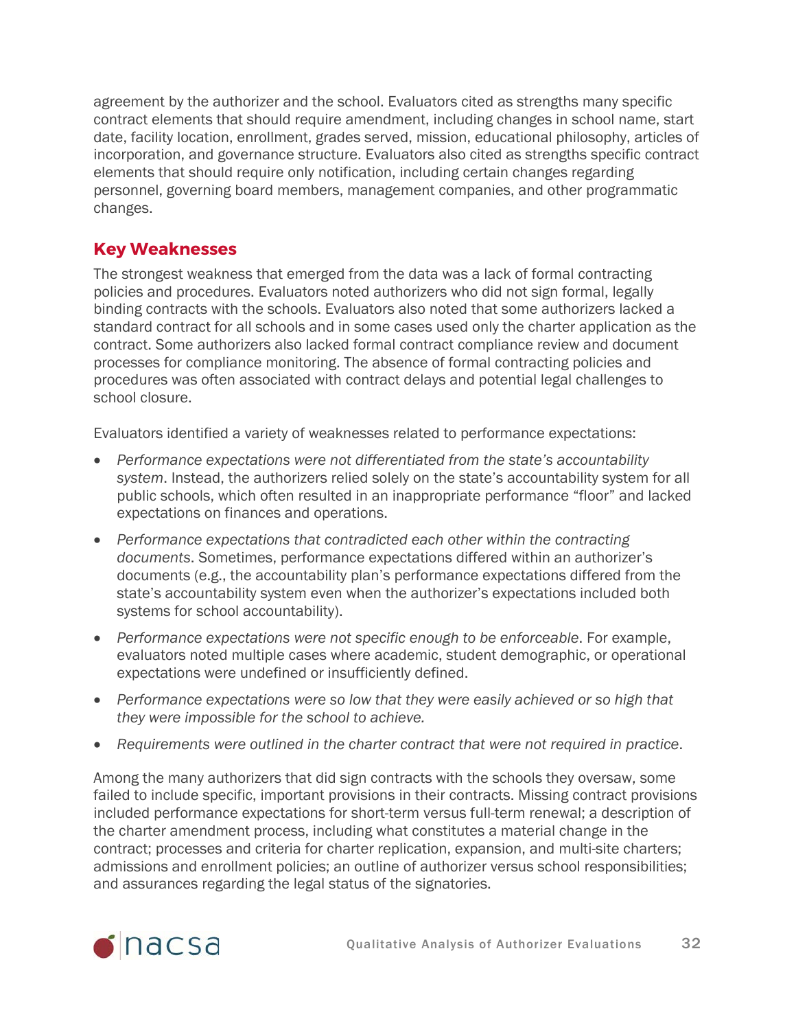agreement by the authorizer and the school. Evaluators cited as strengths many specific contract elements that should require amendment, including changes in school name, start date, facility location, enrollment, grades served, mission, educational philosophy, articles of incorporation, and governance structure. Evaluators also cited as strengths specific contract elements that should require only notification, including certain changes regarding personnel, governing board members, management companies, and other programmatic changes.

## Key Weaknesses

The strongest weakness that emerged from the data was a lack of formal contracting policies and procedures. Evaluators noted authorizers who did not sign formal, legally binding contracts with the schools. Evaluators also noted that some authorizers lacked a standard contract for all schools and in some cases used only the charter application as the contract. Some authorizers also lacked formal contract compliance review and document processes for compliance monitoring. The absence of formal contracting policies and procedures was often associated with contract delays and potential legal challenges to school closure.

Evaluators identified a variety of weaknesses related to performance expectations:

- *Performance expectations were not differentiated from the state's accountability system*. Instead, the authorizers relied solely on the state's accountability system for all public schools, which often resulted in an inappropriate performance "floor" and lacked expectations on finances and operations.
- *Performance expectations that contradicted each other within the contracting documents*. Sometimes, performance expectations differed within an authorizer's documents (e.g., the accountability plan's performance expectations differed from the state's accountability system even when the authorizer's expectations included both systems for school accountability).
- *Performance expectations were not specific enough to be enforceable*. For example, evaluators noted multiple cases where academic, student demographic, or operational expectations were undefined or insufficiently defined.
- *Performance expectations were so low that they were easily achieved or so high that they were impossible for the school to achieve.*
- *Requirements were outlined in the charter contract that were not required in practice*.

Among the many authorizers that did sign contracts with the schools they oversaw, some failed to include specific, important provisions in their contracts. Missing contract provisions included performance expectations for short-term versus full-term renewal; a description of the charter amendment process, including what constitutes a material change in the contract; processes and criteria for charter replication, expansion, and multi-site charters; admissions and enrollment policies; an outline of authorizer versus school responsibilities; and assurances regarding the legal status of the signatories.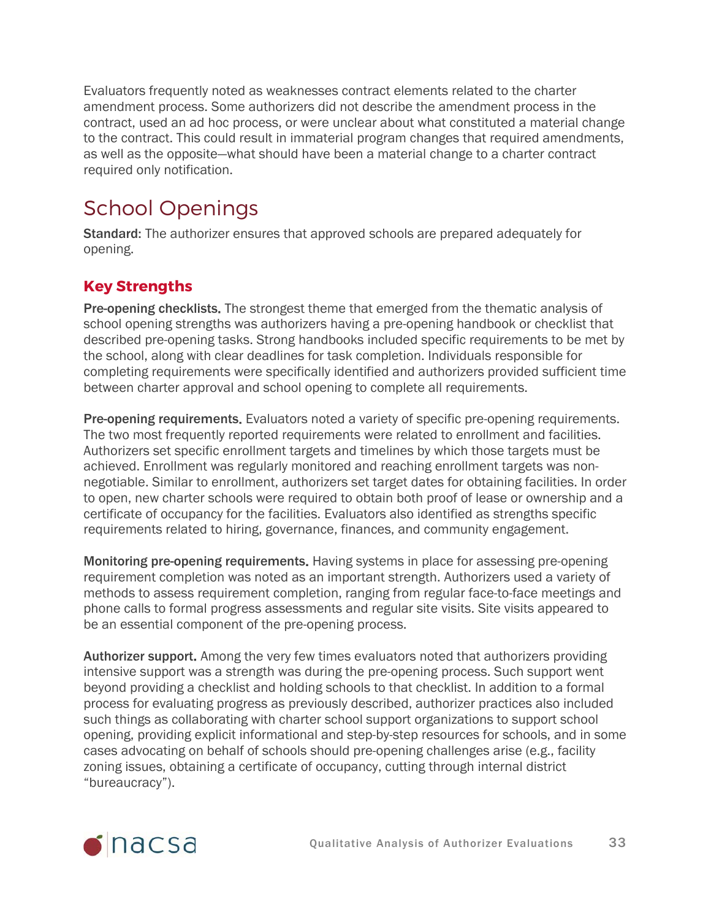Evaluators frequently noted as weaknesses contract elements related to the charter amendment process. Some authorizers did not describe the amendment process in the contract, used an ad hoc process, or were unclear about what constituted a material change to the contract. This could result in immaterial program changes that required amendments, as well as the opposite—what should have been a material change to a charter contract required only notification.

## School Openings

**Standard:** The authorizer ensures that approved schools are prepared adequately for opening.

### Key Strengths

**Pre-opening checklists.** The strongest theme that emerged from the thematic analysis of school opening strengths was authorizers having a pre-opening handbook or checklist that described pre-opening tasks. Strong handbooks included specific requirements to be met by the school, along with clear deadlines for task completion. Individuals responsible for completing requirements were specifically identified and authorizers provided sufficient time between charter approval and school opening to complete all requirements.

**Pre-opening requirements.** Evaluators noted a variety of specific pre-opening requirements. The two most frequently reported requirements were related to enrollment and facilities. Authorizers set specific enrollment targets and timelines by which those targets must be achieved. Enrollment was regularly monitored and reaching enrollment targets was non-negotiable. Similar to enrollment, authorizers set target dates for obtaining facilities. In order to open, new charter schools were required to obtain both proof of lease or ownership and a certificate of occupancy for the facilities. Evaluators also identified as strengths specific requirements related to hiring, governance, finances, and community engagement.

**Monitoring pre-opening requirements.** Having systems in place for assessing pre-opening requirement completion was noted as an important strength. Authorizers used a variety of methods to assess requirement completion, ranging from regular face-to-face meetings and phone calls to formal progress assessments and regular site visits. Site visits appeared to be an essential component of the pre-opening process.

**Authorizer support.** Among the very few times evaluators noted that authorizers providing intensive support was a strength was during the pre-opening process. Such support went beyond providing a checklist and holding schools to that checklist. In addition to a formal process for evaluating progress as previously described, authorizer practices also included such things as collaborating with charter school support organizations to support school opening, providing explicit informational and step-by-step resources for schools, and in some cases advocating on behalf of schools should pre-opening challenges arise (e.g., facility zoning issues, obtaining a certificate of occupancy, cutting through internal district "bureaucracy").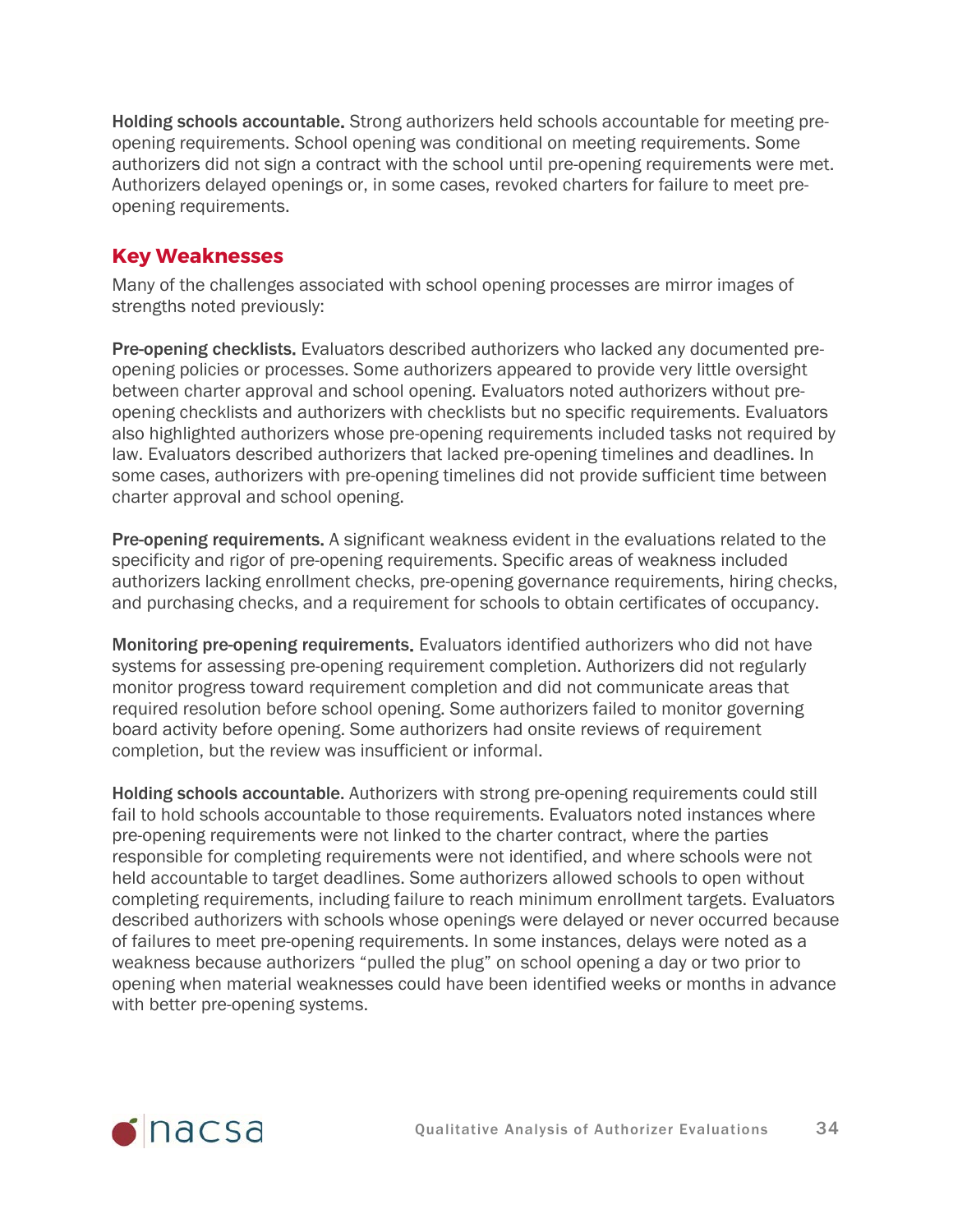**Holding schools accountable.** Strong authorizers held schools accountable for meeting pre-opening requirements. School opening was conditional on meeting requirements. Some authorizers did not sign a contract with the school until pre-opening requirements were met. Authorizers delayed openings or, in some cases, revoked charters for failure to meet pre-opening requirements.

## Key Weaknesses

Many of the challenges associated with school opening processes are mirror images of strengths noted previously:

**Pre-opening checklists.** Evaluators described authorizers who lacked any documented pre-opening policies or processes. Some authorizers appeared to provide very little oversight between charter approval and school opening. Evaluators noted authorizers without pre-opening checklists and authorizers with checklists but no specific requirements. Evaluators also highlighted authorizers whose pre-opening requirements included tasks not required by law. Evaluators described authorizers that lacked pre-opening timelines and deadlines. In some cases, authorizers with pre-opening timelines did not provide sufficient time between charter approval and school opening.

**Pre-opening requirements.** A significant weakness evident in the evaluations related to the specificity and rigor of pre-opening requirements. Specific areas of weakness included authorizers lacking enrollment checks, pre-opening governance requirements, hiring checks, and purchasing checks, and a requirement for schools to obtain certificates of occupancy.

**Monitoring pre-opening requirements.** Evaluators identified authorizers who did not have systems for assessing pre-opening requirement completion. Authorizers did not regularly monitor progress toward requirement completion and did not communicate areas that required resolution before school opening. Some authorizers failed to monitor governing board activity before opening. Some authorizers had onsite reviews of requirement completion, but the review was insufficient or informal.

**Holding schools accountable.** Authorizers with strong pre-opening requirements could still fail to hold schools accountable to those requirements. Evaluators noted instances where pre-opening requirements were not linked to the charter contract, where the parties responsible for completing requirements were not identified, and where schools were not held accountable to target deadlines. Some authorizers allowed schools to open without completing requirements, including failure to reach minimum enrollment targets. Evaluators described authorizers with schools whose openings were delayed or never occurred because of failures to meet pre-opening requirements. In some instances, delays were noted as a weakness because authorizers "pulled the plug" on school opening a day or two prior to opening when material weaknesses could have been identified weeks or months in advance with better pre-opening systems.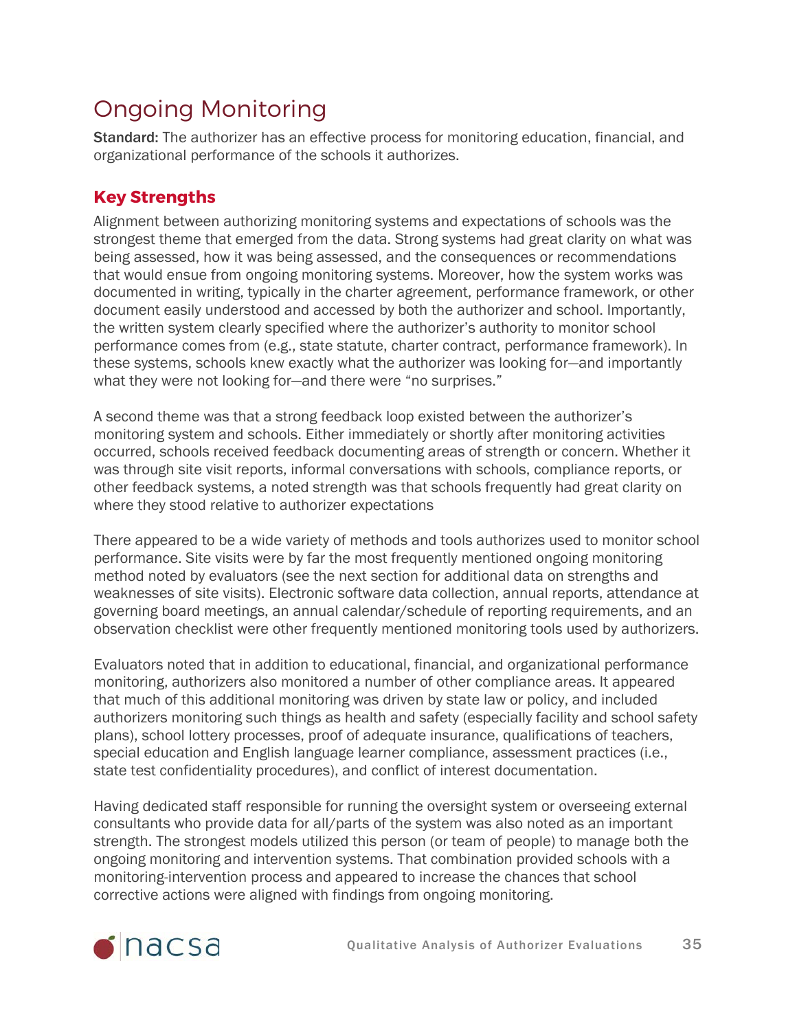# Ongoing Monitoring

**Standard:** The authorizer has an effective process for monitoring education, financial, and organizational performance of the schools it authorizes.

## Key Strengths

Alignment between authorizing monitoring systems and expectations of schools was the strongest theme that emerged from the data. Strong systems had great clarity on what was being assessed, how it was being assessed, and the consequences or recommendations that would ensue from ongoing monitoring systems. Moreover, how the system works was documented in writing, typically in the charter agreement, performance framework, or other document easily understood and accessed by both the authorizer and school. Importantly, the written system clearly specified where the authorizer's authority to monitor school performance comes from (e.g., state statute, charter contract, performance framework). In these systems, schools knew exactly what the authorizer was looking for—and importantly what they were not looking for—and there were "no surprises."

A second theme was that a strong feedback loop existed between the authorizer's monitoring system and schools. Either immediately or shortly after monitoring activities occurred, schools received feedback documenting areas of strength or concern. Whether it was through site visit reports, informal conversations with schools, compliance reports, or other feedback systems, a noted strength was that schools frequently had great clarity on where they stood relative to authorizer expectations

There appeared to be a wide variety of methods and tools authorizes used to monitor school performance. Site visits were by far the most frequently mentioned ongoing monitoring method noted by evaluators (see the next section for additional data on strengths and weaknesses of site visits). Electronic software data collection, annual reports, attendance at governing board meetings, an annual calendar/schedule of reporting requirements, and an observation checklist were other frequently mentioned monitoring tools used by authorizers.

Evaluators noted that in addition to educational, financial, and organizational performance monitoring, authorizers also monitored a number of other compliance areas. It appeared that much of this additional monitoring was driven by state law or policy, and included authorizers monitoring such things as health and safety (especially facility and school safety plans), school lottery processes, proof of adequate insurance, qualifications of teachers, special education and English language learner compliance, assessment practices (i.e., state test confidentiality procedures), and conflict of interest documentation.

Having dedicated staff responsible for running the oversight system or overseeing external consultants who provide data for all/parts of the system was also noted as an important strength. The strongest models utilized this person (or team of people) to manage both the ongoing monitoring and intervention systems. That combination provided schools with a monitoring-intervention process and appeared to increase the chances that school corrective actions were aligned with findings from ongoing monitoring.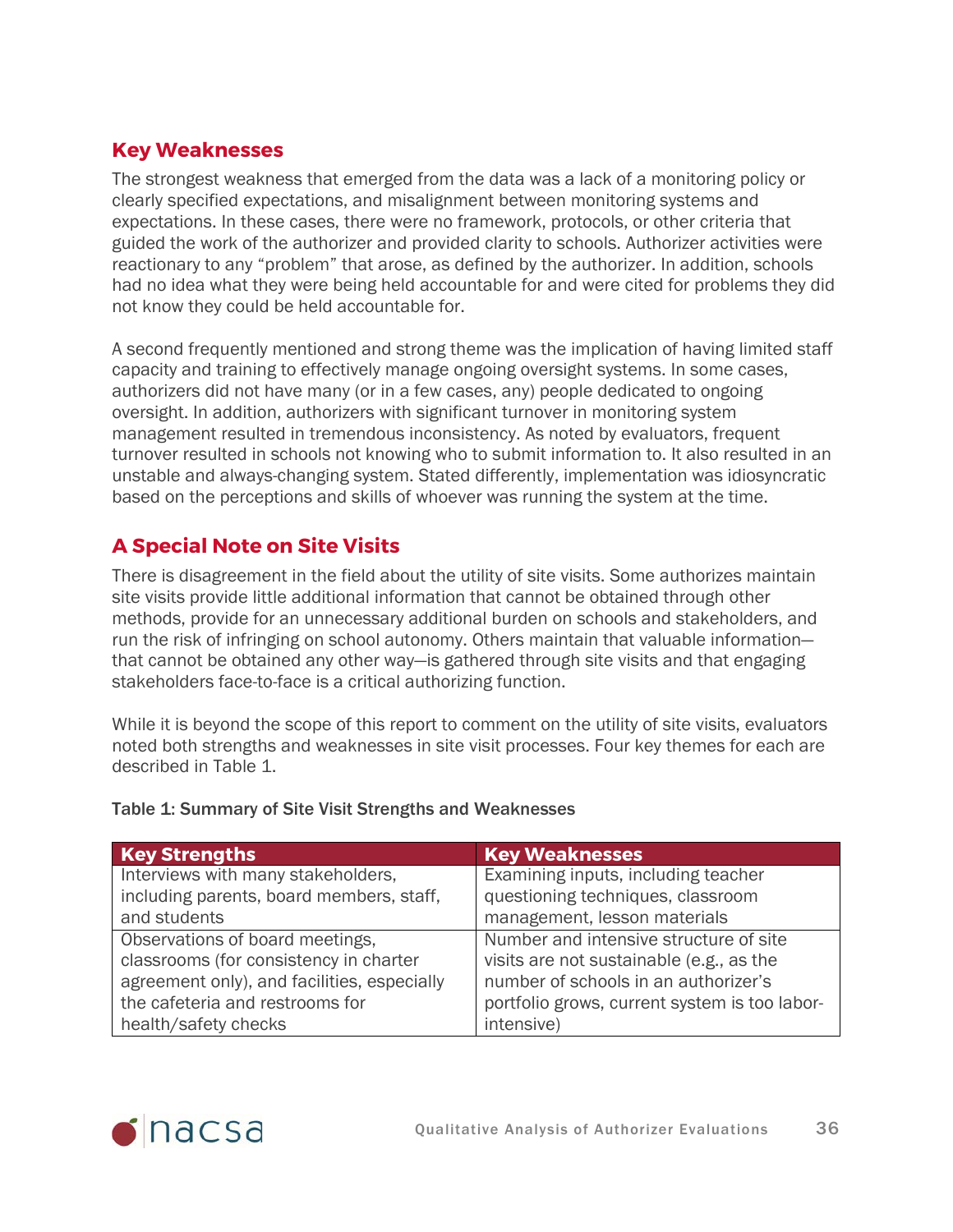## Key Weaknesses

The strongest weakness that emerged from the data was a lack of a monitoring policy or clearly specified expectations, and misalignment between monitoring systems and expectations. In these cases, there were no framework, protocols, or other criteria that guided the work of the authorizer and provided clarity to schools. Authorizer activities were reactionary to any "problem" that arose, as defined by the authorizer. In addition, schools had no idea what they were being held accountable for and were cited for problems they did not know they could be held accountable for.

A second frequently mentioned and strong theme was the implication of having limited staff capacity and training to effectively manage ongoing oversight systems. In some cases, authorizers did not have many (or in a few cases, any) people dedicated to ongoing oversight. In addition, authorizers with significant turnover in monitoring system management resulted in tremendous inconsistency. As noted by evaluators, frequent turnover resulted in schools not knowing who to submit information to. It also resulted in an unstable and always-changing system. Stated differently, implementation was idiosyncratic based on the perceptions and skills of whoever was running the system at the time.

## A Special Note on Site Visits

There is disagreement in the field about the utility of site visits. Some authorizes maintain site visits provide little additional information that cannot be obtained through other methods, provide for an unnecessary additional burden on schools and stakeholders, and run the risk of infringing on school autonomy. Others maintain that valuable information—that cannot be obtained any other way—is gathered through site visits and that engaging stakeholders face-to-face is a critical authorizing function.

While it is beyond the scope of this report to comment on the utility of site visits, evaluators noted both strengths and weaknesses in site visit processes. Four key themes for each are described in Table 1.

Table 1: Summary of Site Visit Strengths and Weaknesses

| Key Strengths | Key Weaknesses |
|---|---|
| Interviews with many stakeholders, including parents, board members, staff, and students | Examining inputs, including teacher questioning techniques, classroom management, lesson materials |
| Observations of board meetings, classrooms (for consistency in charter agreement only), and facilities, especially the cafeteria and restrooms for health/safety checks | Number and intensive structure of site visits are not sustainable (e.g., as the number of schools in an authorizer's portfolio grows, current system is too labor-intensive) |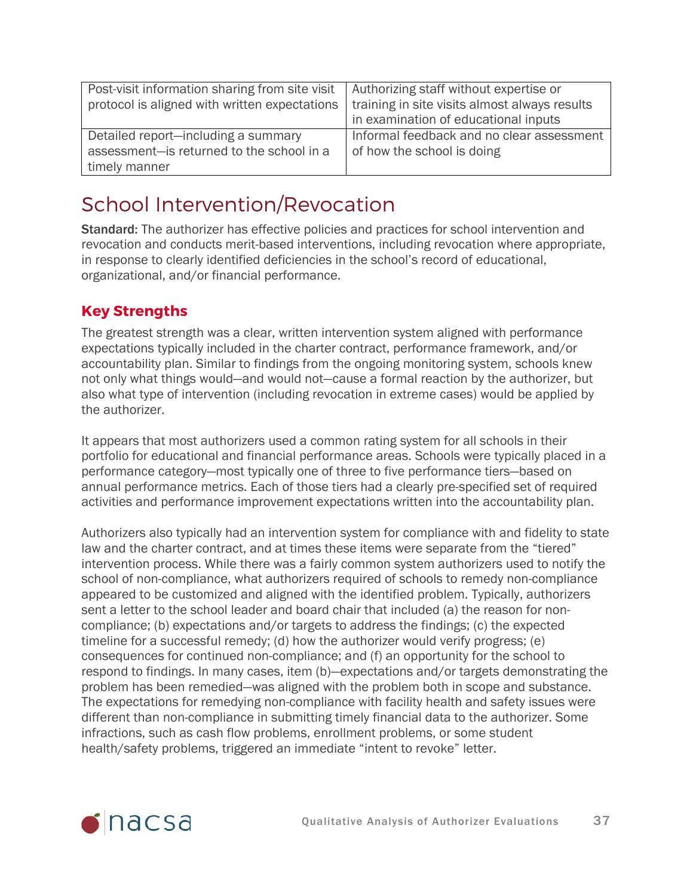| | |
|---|---|
| Post-visit information sharing from site visit protocol is aligned with written expectations | Authorizing staff without expertise or training in site visits almost always results in examination of educational inputs |
| Detailed report—including a summary assessment—is returned to the school in a timely manner | Informal feedback and no clear assessment of how the school is doing |

## School Intervention/Revocation

**Standard:** The authorizer has effective policies and practices for school intervention and revocation and conducts merit-based interventions, including revocation where appropriate, in response to clearly identified deficiencies in the school's record of educational, organizational, and/or financial performance.

### Key Strengths

The greatest strength was a clear, written intervention system aligned with performance expectations typically included in the charter contract, performance framework, and/or accountability plan. Similar to findings from the ongoing monitoring system, schools knew not only what things would—and would not—cause a formal reaction by the authorizer, but also what type of intervention (including revocation in extreme cases) would be applied by the authorizer.

It appears that most authorizers used a common rating system for all schools in their portfolio for educational and financial performance areas. Schools were typically placed in a performance category—most typically one of three to five performance tiers—based on annual performance metrics. Each of those tiers had a clearly pre-specified set of required activities and performance improvement expectations written into the accountability plan.

Authorizers also typically had an intervention system for compliance with and fidelity to state law and the charter contract, and at times these items were separate from the "tiered" intervention process. While there was a fairly common system authorizers used to notify the school of non-compliance, what authorizers required of schools to remedy non-compliance appeared to be customized and aligned with the identified problem. Typically, authorizers sent a letter to the school leader and board chair that included (a) the reason for non-compliance; (b) expectations and/or targets to address the findings; (c) the expected timeline for a successful remedy; (d) how the authorizer would verify progress; (e) consequences for continued non-compliance; and (f) an opportunity for the school to respond to findings. In many cases, item (b)—expectations and/or targets demonstrating the problem has been remedied—was aligned with the problem both in scope and substance. The expectations for remedying non-compliance with facility health and safety issues were different than non-compliance in submitting timely financial data to the authorizer. Some infractions, such as cash flow problems, enrollment problems, or some student health/safety problems, triggered an immediate "intent to revoke" letter.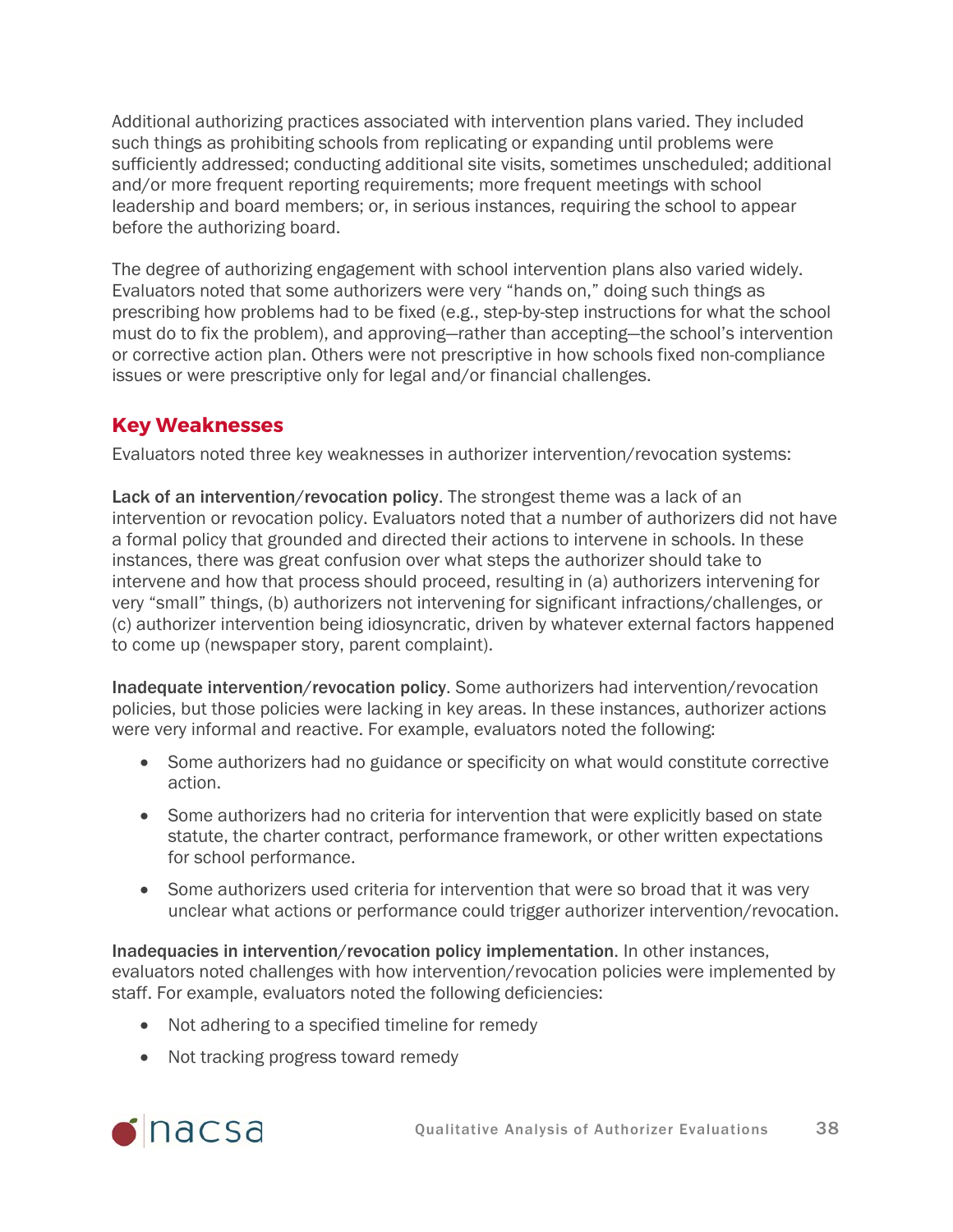Additional authorizing practices associated with intervention plans varied. They included such things as prohibiting schools from replicating or expanding until problems were sufficiently addressed; conducting additional site visits, sometimes unscheduled; additional and/or more frequent reporting requirements; more frequent meetings with school leadership and board members; or, in serious instances, requiring the school to appear before the authorizing board.

The degree of authorizing engagement with school intervention plans also varied widely. Evaluators noted that some authorizers were very "hands on," doing such things as prescribing how problems had to be fixed (e.g., step-by-step instructions for what the school must do to fix the problem), and approving—rather than accepting—the school's intervention or corrective action plan. Others were not prescriptive in how schools fixed non-compliance issues or were prescriptive only for legal and/or financial challenges.

## Key Weaknesses

Evaluators noted three key weaknesses in authorizer intervention/revocation systems:

**Lack of an intervention/revocation policy**. The strongest theme was a lack of an intervention or revocation policy. Evaluators noted that a number of authorizers did not have a formal policy that grounded and directed their actions to intervene in schools. In these instances, there was great confusion over what steps the authorizer should take to intervene and how that process should proceed, resulting in (a) authorizers intervening for very "small" things, (b) authorizers not intervening for significant infractions/challenges, or (c) authorizer intervention being idiosyncratic, driven by whatever external factors happened to come up (newspaper story, parent complaint).

**Inadequate intervention/revocation policy**. Some authorizers had intervention/revocation policies, but those policies were lacking in key areas. In these instances, authorizer actions were very informal and reactive. For example, evaluators noted the following:

- Some authorizers had no guidance or specificity on what would constitute corrective action.
- Some authorizers had no criteria for intervention that were explicitly based on state statute, the charter contract, performance framework, or other written expectations for school performance.
- Some authorizers used criteria for intervention that were so broad that it was very unclear what actions or performance could trigger authorizer intervention/revocation.

**Inadequacies in intervention/revocation policy implementation**. In other instances, evaluators noted challenges with how intervention/revocation policies were implemented by staff. For example, evaluators noted the following deficiencies:

- Not adhering to a specified timeline for remedy
- Not tracking progress toward remedy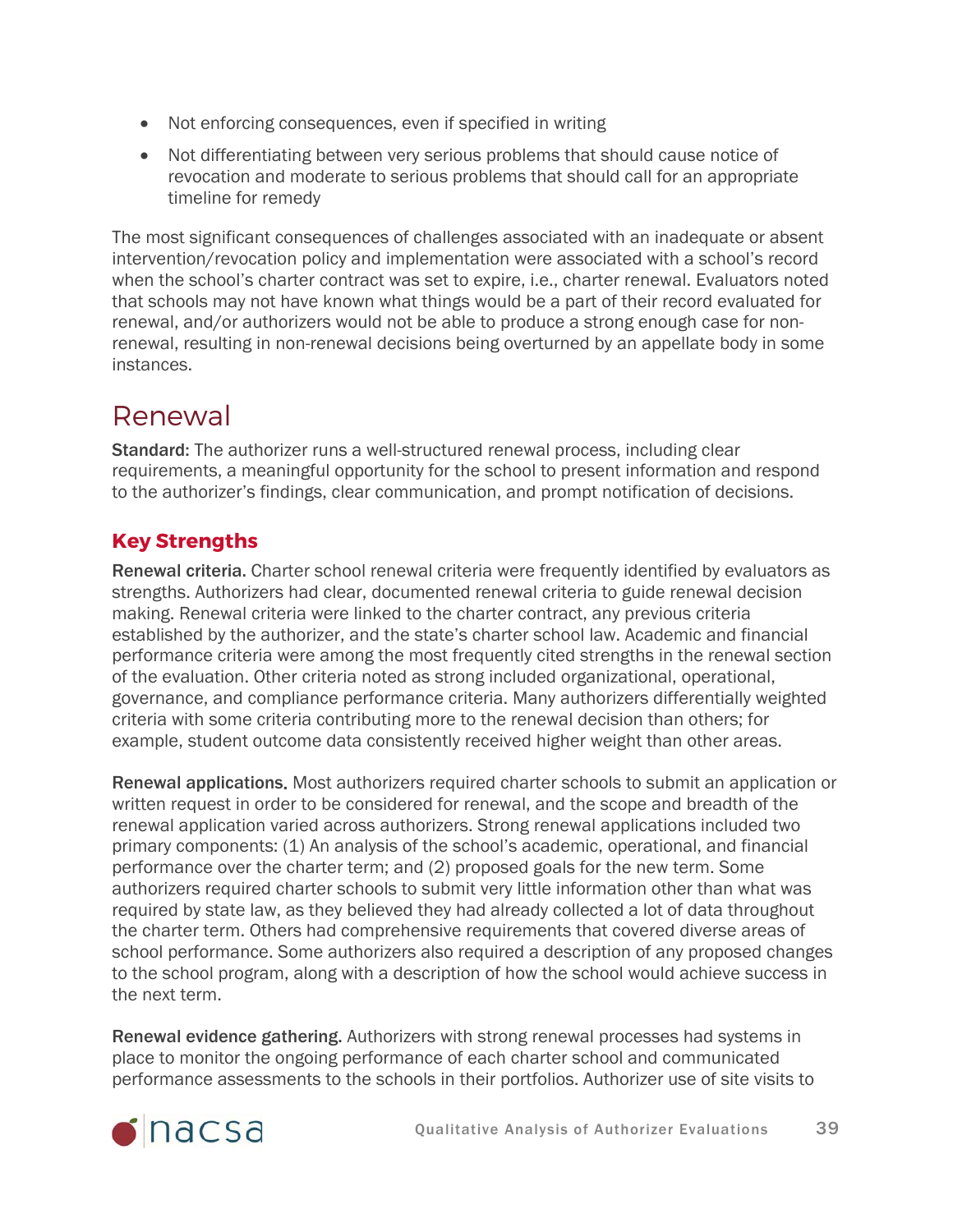- Not enforcing consequences, even if specified in writing
- Not differentiating between very serious problems that should cause notice of revocation and moderate to serious problems that should call for an appropriate timeline for remedy

The most significant consequences of challenges associated with an inadequate or absent intervention/revocation policy and implementation were associated with a school's record when the school's charter contract was set to expire, i.e., charter renewal. Evaluators noted that schools may not have known what things would be a part of their record evaluated for renewal, and/or authorizers would not be able to produce a strong enough case for non-renewal, resulting in non-renewal decisions being overturned by an appellate body in some instances.

# Renewal

**Standard:** The authorizer runs a well-structured renewal process, including clear requirements, a meaningful opportunity for the school to present information and respond to the authorizer's findings, clear communication, and prompt notification of decisions.

## Key Strengths

**Renewal criteria.** Charter school renewal criteria were frequently identified by evaluators as strengths. Authorizers had clear, documented renewal criteria to guide renewal decision making. Renewal criteria were linked to the charter contract, any previous criteria established by the authorizer, and the state's charter school law. Academic and financial performance criteria were among the most frequently cited strengths in the renewal section of the evaluation. Other criteria noted as strong included organizational, operational, governance, and compliance performance criteria. Many authorizers differentially weighted criteria with some criteria contributing more to the renewal decision than others; for example, student outcome data consistently received higher weight than other areas.

**Renewal applications.** Most authorizers required charter schools to submit an application or written request in order to be considered for renewal, and the scope and breadth of the renewal application varied across authorizers. Strong renewal applications included two primary components: (1) An analysis of the school's academic, operational, and financial performance over the charter term; and (2) proposed goals for the new term. Some authorizers required charter schools to submit very little information other than what was required by state law, as they believed they had already collected a lot of data throughout the charter term. Others had comprehensive requirements that covered diverse areas of school performance. Some authorizers also required a description of any proposed changes to the school program, along with a description of how the school would achieve success in the next term.

**Renewal evidence gathering.** Authorizers with strong renewal processes had systems in place to monitor the ongoing performance of each charter school and communicated performance assessments to the schools in their portfolios. Authorizer use of site visits to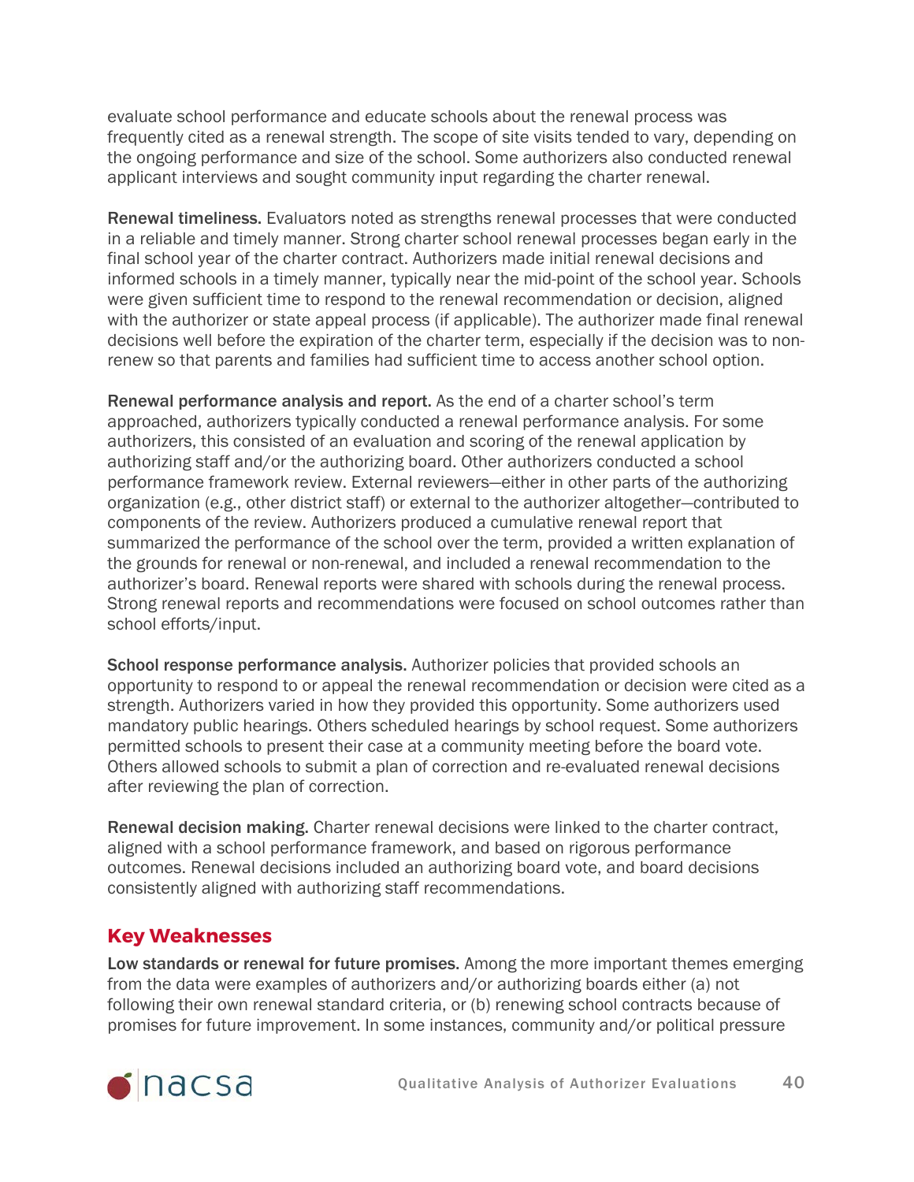evaluate school performance and educate schools about the renewal process was frequently cited as a renewal strength. The scope of site visits tended to vary, depending on the ongoing performance and size of the school. Some authorizers also conducted renewal applicant interviews and sought community input regarding the charter renewal.

**Renewal timeliness.** Evaluators noted as strengths renewal processes that were conducted in a reliable and timely manner. Strong charter school renewal processes began early in the final school year of the charter contract. Authorizers made initial renewal decisions and informed schools in a timely manner, typically near the mid-point of the school year. Schools were given sufficient time to respond to the renewal recommendation or decision, aligned with the authorizer or state appeal process (if applicable). The authorizer made final renewal decisions well before the expiration of the charter term, especially if the decision was to non-renew so that parents and families had sufficient time to access another school option.

**Renewal performance analysis and report.** As the end of a charter school's term approached, authorizers typically conducted a renewal performance analysis. For some authorizers, this consisted of an evaluation and scoring of the renewal application by authorizing staff and/or the authorizing board. Other authorizers conducted a school performance framework review. External reviewers—either in other parts of the authorizing organization (e.g., other district staff) or external to the authorizer altogether—contributed to components of the review. Authorizers produced a cumulative renewal report that summarized the performance of the school over the term, provided a written explanation of the grounds for renewal or non-renewal, and included a renewal recommendation to the authorizer's board. Renewal reports were shared with schools during the renewal process. Strong renewal reports and recommendations were focused on school outcomes rather than school efforts/input.

**School response performance analysis.** Authorizer policies that provided schools an opportunity to respond to or appeal the renewal recommendation or decision were cited as a strength. Authorizers varied in how they provided this opportunity. Some authorizers used mandatory public hearings. Others scheduled hearings by school request. Some authorizers permitted schools to present their case at a community meeting before the board vote. Others allowed schools to submit a plan of correction and re-evaluated renewal decisions after reviewing the plan of correction.

**Renewal decision making.** Charter renewal decisions were linked to the charter contract, aligned with a school performance framework, and based on rigorous performance outcomes. Renewal decisions included an authorizing board vote, and board decisions consistently aligned with authorizing staff recommendations.

## Key Weaknesses

**Low standards or renewal for future promises.** Among the more important themes emerging from the data were examples of authorizers and/or authorizing boards either (a) not following their own renewal standard criteria, or (b) renewing school contracts because of promises for future improvement. In some instances, community and/or political pressure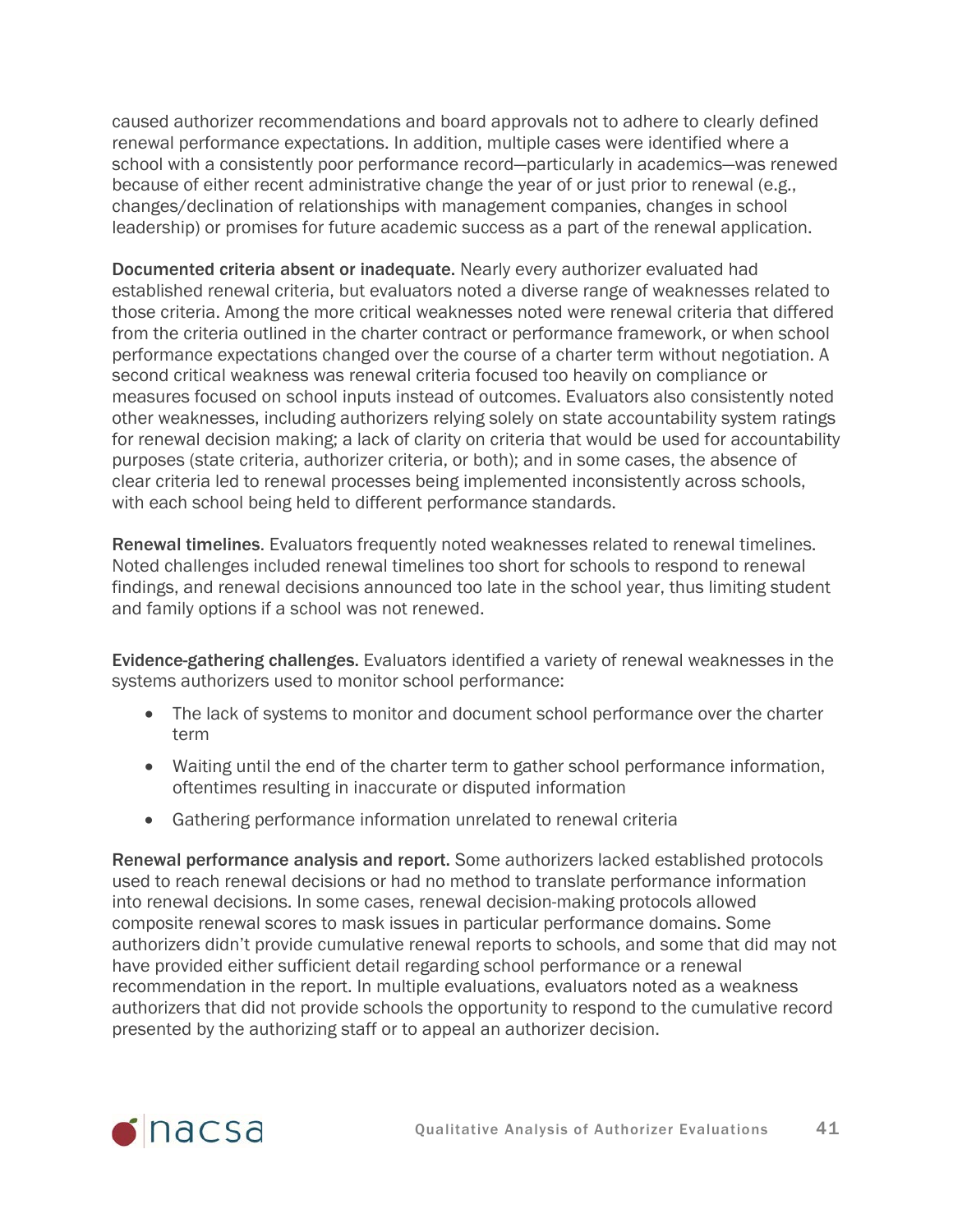caused authorizer recommendations and board approvals not to adhere to clearly defined renewal performance expectations. In addition, multiple cases were identified where a school with a consistently poor performance record—particularly in academics—was renewed because of either recent administrative change the year of or just prior to renewal (e.g., changes/declination of relationships with management companies, changes in school leadership) or promises for future academic success as a part of the renewal application.

**Documented criteria absent or inadequate.** Nearly every authorizer evaluated had established renewal criteria, but evaluators noted a diverse range of weaknesses related to those criteria. Among the more critical weaknesses noted were renewal criteria that differed from the criteria outlined in the charter contract or performance framework, or when school performance expectations changed over the course of a charter term without negotiation. A second critical weakness was renewal criteria focused too heavily on compliance or measures focused on school inputs instead of outcomes. Evaluators also consistently noted other weaknesses, including authorizers relying solely on state accountability system ratings for renewal decision making; a lack of clarity on criteria that would be used for accountability purposes (state criteria, authorizer criteria, or both); and in some cases, the absence of clear criteria led to renewal processes being implemented inconsistently across schools, with each school being held to different performance standards.

**Renewal timelines**. Evaluators frequently noted weaknesses related to renewal timelines. Noted challenges included renewal timelines too short for schools to respond to renewal findings, and renewal decisions announced too late in the school year, thus limiting student and family options if a school was not renewed.

**Evidence-gathering challenges.** Evaluators identified a variety of renewal weaknesses in the systems authorizers used to monitor school performance:

- The lack of systems to monitor and document school performance over the charter term
- Waiting until the end of the charter term to gather school performance information, oftentimes resulting in inaccurate or disputed information
- Gathering performance information unrelated to renewal criteria

**Renewal performance analysis and report.** Some authorizers lacked established protocols used to reach renewal decisions or had no method to translate performance information into renewal decisions. In some cases, renewal decision-making protocols allowed composite renewal scores to mask issues in particular performance domains. Some authorizers didn't provide cumulative renewal reports to schools, and some that did may not have provided either sufficient detail regarding school performance or a renewal recommendation in the report. In multiple evaluations, evaluators noted as a weakness authorizers that did not provide schools the opportunity to respond to the cumulative record presented by the authorizing staff or to appeal an authorizer decision.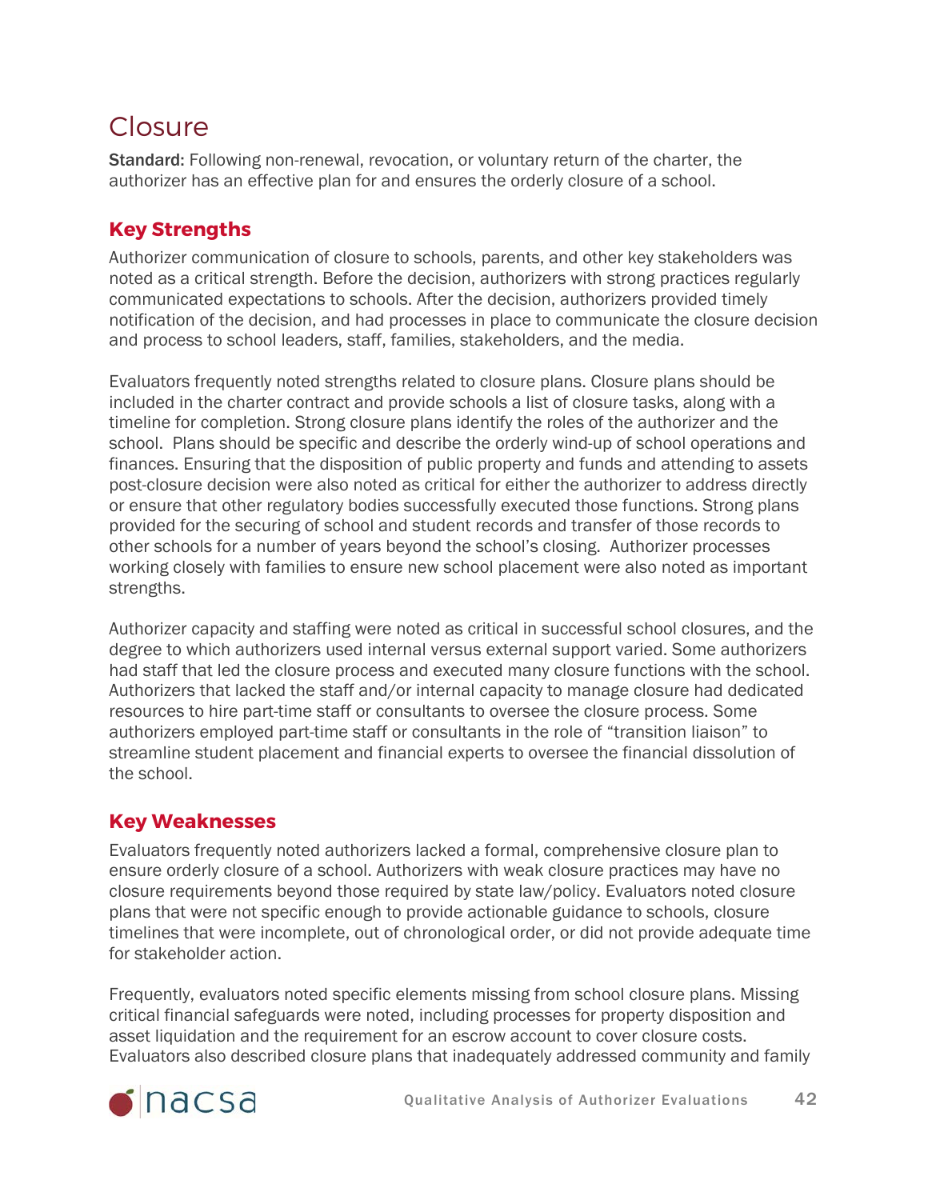# Closure

**Standard:** Following non-renewal, revocation, or voluntary return of the charter, the authorizer has an effective plan for and ensures the orderly closure of a school.

## Key Strengths

Authorizer communication of closure to schools, parents, and other key stakeholders was noted as a critical strength. Before the decision, authorizers with strong practices regularly communicated expectations to schools. After the decision, authorizers provided timely notification of the decision, and had processes in place to communicate the closure decision and process to school leaders, staff, families, stakeholders, and the media.

Evaluators frequently noted strengths related to closure plans. Closure plans should be included in the charter contract and provide schools a list of closure tasks, along with a timeline for completion. Strong closure plans identify the roles of the authorizer and the school. Plans should be specific and describe the orderly wind-up of school operations and finances. Ensuring that the disposition of public property and funds and attending to assets post-closure decision were also noted as critical for either the authorizer to address directly or ensure that other regulatory bodies successfully executed those functions. Strong plans provided for the securing of school and student records and transfer of those records to other schools for a number of years beyond the school's closing. Authorizer processes working closely with families to ensure new school placement were also noted as important strengths.

Authorizer capacity and staffing were noted as critical in successful school closures, and the degree to which authorizers used internal versus external support varied. Some authorizers had staff that led the closure process and executed many closure functions with the school. Authorizers that lacked the staff and/or internal capacity to manage closure had dedicated resources to hire part-time staff or consultants to oversee the closure process. Some authorizers employed part-time staff or consultants in the role of "transition liaison" to streamline student placement and financial experts to oversee the financial dissolution of the school.

## Key Weaknesses

Evaluators frequently noted authorizers lacked a formal, comprehensive closure plan to ensure orderly closure of a school. Authorizers with weak closure practices may have no closure requirements beyond those required by state law/policy. Evaluators noted closure plans that were not specific enough to provide actionable guidance to schools, closure timelines that were incomplete, out of chronological order, or did not provide adequate time for stakeholder action.

Frequently, evaluators noted specific elements missing from school closure plans. Missing critical financial safeguards were noted, including processes for property disposition and asset liquidation and the requirement for an escrow account to cover closure costs. Evaluators also described closure plans that inadequately addressed community and family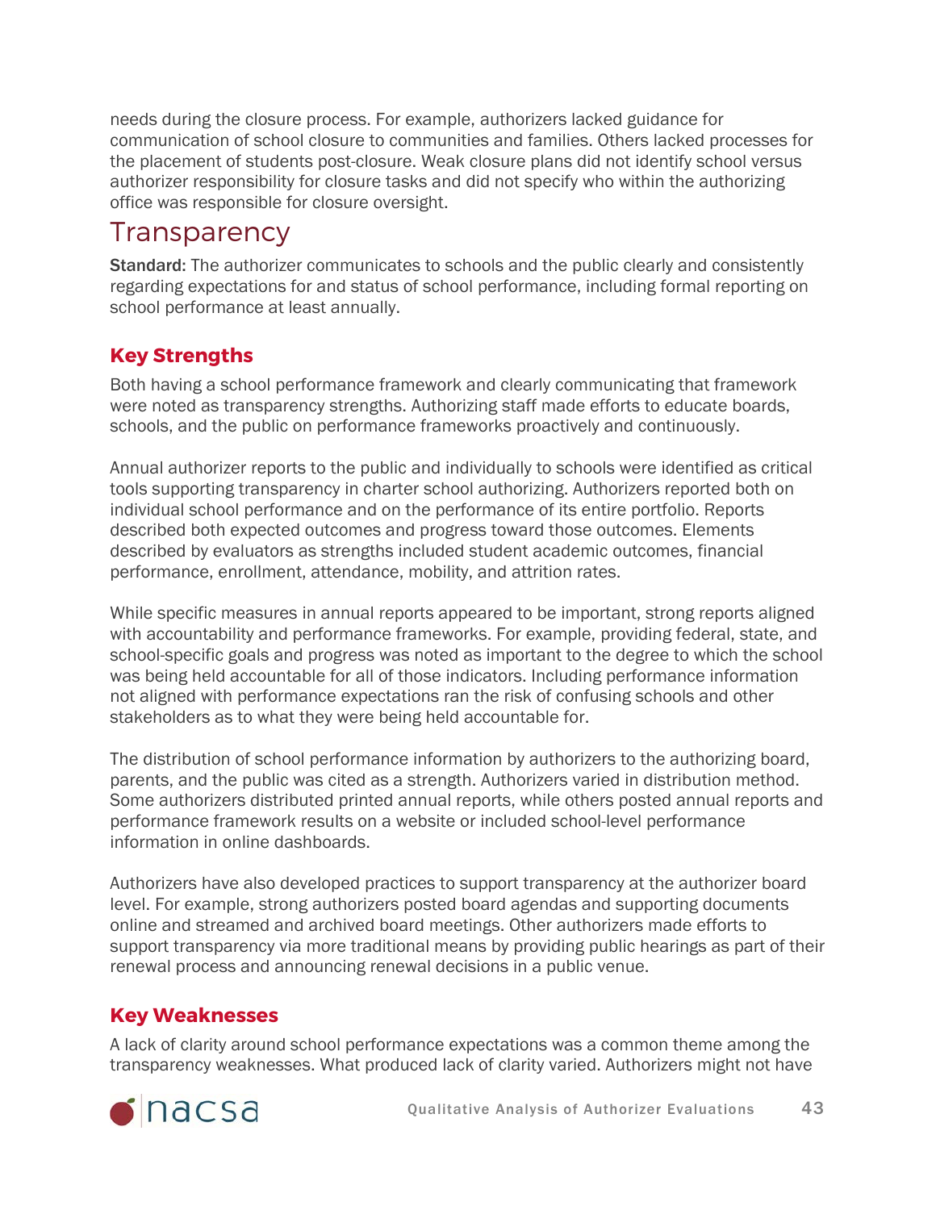needs during the closure process. For example, authorizers lacked guidance for communication of school closure to communities and families. Others lacked processes for the placement of students post-closure. Weak closure plans did not identify school versus authorizer responsibility for closure tasks and did not specify who within the authorizing office was responsible for closure oversight.

## Transparency

**Standard:** The authorizer communicates to schools and the public clearly and consistently regarding expectations for and status of school performance, including formal reporting on school performance at least annually.

### Key Strengths

Both having a school performance framework and clearly communicating that framework were noted as transparency strengths. Authorizing staff made efforts to educate boards, schools, and the public on performance frameworks proactively and continuously.

Annual authorizer reports to the public and individually to schools were identified as critical tools supporting transparency in charter school authorizing. Authorizers reported both on individual school performance and on the performance of its entire portfolio. Reports described both expected outcomes and progress toward those outcomes. Elements described by evaluators as strengths included student academic outcomes, financial performance, enrollment, attendance, mobility, and attrition rates.

While specific measures in annual reports appeared to be important, strong reports aligned with accountability and performance frameworks. For example, providing federal, state, and school-specific goals and progress was noted as important to the degree to which the school was being held accountable for all of those indicators. Including performance information not aligned with performance expectations ran the risk of confusing schools and other stakeholders as to what they were being held accountable for.

The distribution of school performance information by authorizers to the authorizing board, parents, and the public was cited as a strength. Authorizers varied in distribution method. Some authorizers distributed printed annual reports, while others posted annual reports and performance framework results on a website or included school-level performance information in online dashboards.

Authorizers have also developed practices to support transparency at the authorizer board level. For example, strong authorizers posted board agendas and supporting documents online and streamed and archived board meetings. Other authorizers made efforts to support transparency via more traditional means by providing public hearings as part of their renewal process and announcing renewal decisions in a public venue.

### Key Weaknesses

A lack of clarity around school performance expectations was a common theme among the transparency weaknesses. What produced lack of clarity varied. Authorizers might not have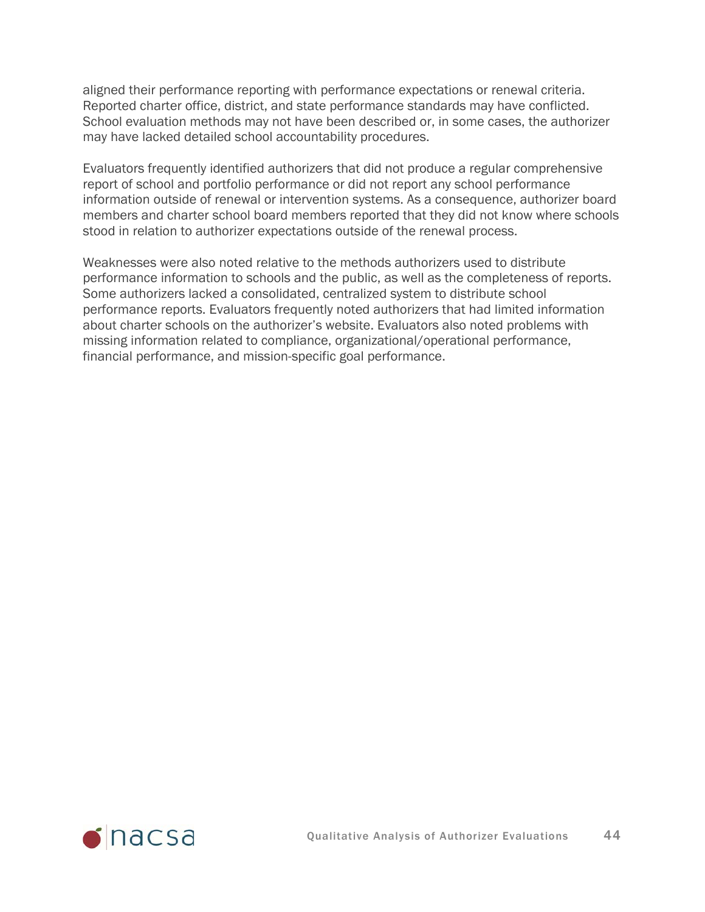aligned their performance reporting with performance expectations or renewal criteria. Reported charter office, district, and state performance standards may have conflicted. School evaluation methods may not have been described or, in some cases, the authorizer may have lacked detailed school accountability procedures.

Evaluators frequently identified authorizers that did not produce a regular comprehensive report of school and portfolio performance or did not report any school performance information outside of renewal or intervention systems. As a consequence, authorizer board members and charter school board members reported that they did not know where schools stood in relation to authorizer expectations outside of the renewal process.

Weaknesses were also noted relative to the methods authorizers used to distribute performance information to schools and the public, as well as the completeness of reports. Some authorizers lacked a consolidated, centralized system to distribute school performance reports. Evaluators frequently noted authorizers that had limited information about charter schools on the authorizer's website. Evaluators also noted problems with missing information related to compliance, organizational/operational performance, financial performance, and mission-specific goal performance.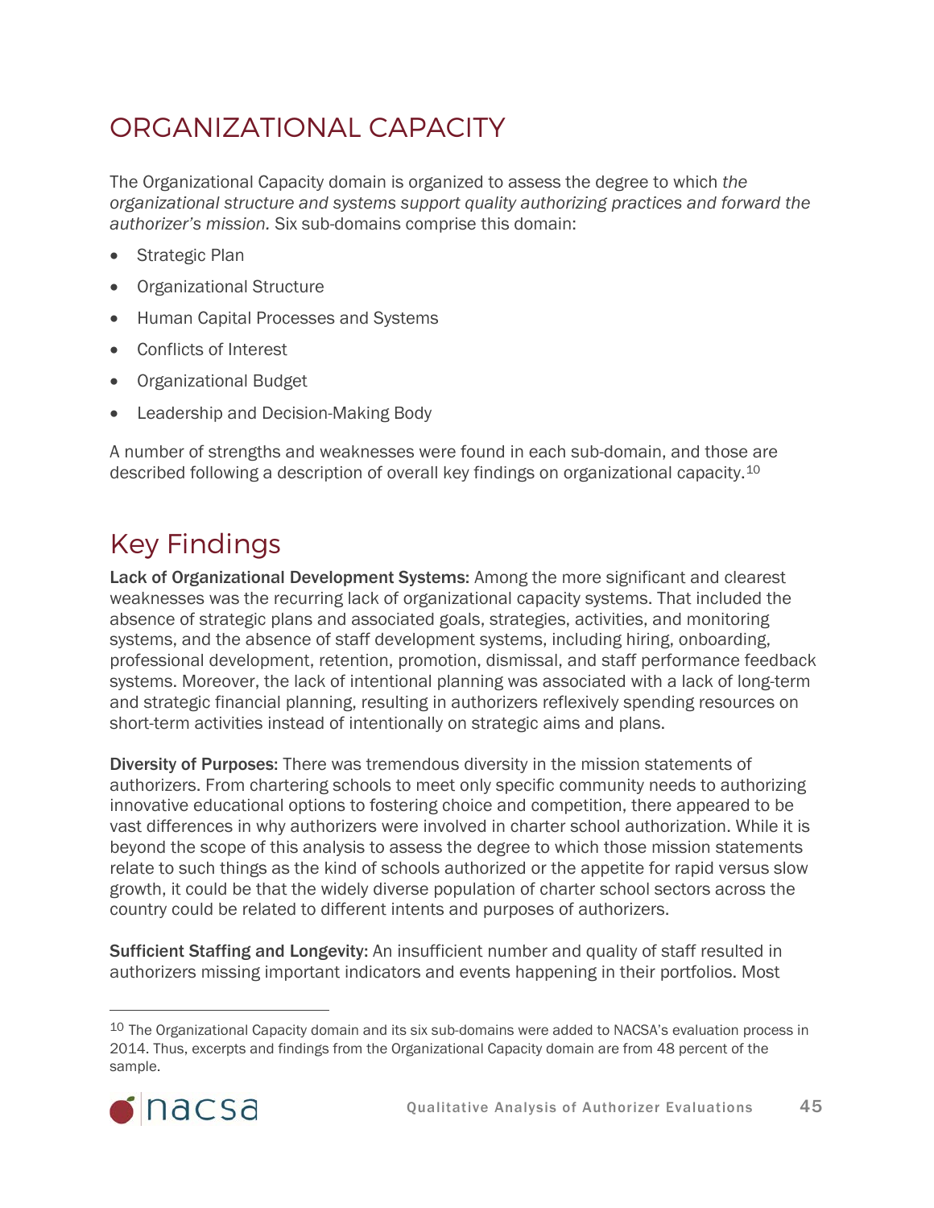# ORGANIZATIONAL CAPACITY

The Organizational Capacity domain is organized to assess the degree to which *the organizational structure and systems support quality authorizing practices and forward the authorizer's mission.* Six sub-domains comprise this domain:

- Strategic Plan
- Organizational Structure
- Human Capital Processes and Systems
- Conflicts of Interest
- Organizational Budget
- Leadership and Decision-Making Body

A number of strengths and weaknesses were found in each sub-domain, and those are described following a description of overall key findings on organizational capacity.[10]

## Key Findings

**Lack of Organizational Development Systems:** Among the more significant and clearest weaknesses was the recurring lack of organizational capacity systems. That included the absence of strategic plans and associated goals, strategies, activities, and monitoring systems, and the absence of staff development systems, including hiring, onboarding, professional development, retention, promotion, dismissal, and staff performance feedback systems. Moreover, the lack of intentional planning was associated with a lack of long-term and strategic financial planning, resulting in authorizers reflexively spending resources on short-term activities instead of intentionally on strategic aims and plans.

**Diversity of Purposes:** There was tremendous diversity in the mission statements of authorizers. From chartering schools to meet only specific community needs to authorizing innovative educational options to fostering choice and competition, there appeared to be vast differences in why authorizers were involved in charter school authorization. While it is beyond the scope of this analysis to assess the degree to which those mission statements relate to such things as the kind of schools authorized or the appetite for rapid versus slow growth, it could be that the widely diverse population of charter school sectors across the country could be related to different intents and purposes of authorizers.

**Sufficient Staffing and Longevity:** An insufficient number and quality of staff resulted in authorizers missing important indicators and events happening in their portfolios. Most

[10] The Organizational Capacity domain and its six sub-domains were added to NACSA's evaluation process in 2014. Thus, excerpts and findings from the Organizational Capacity domain are from 48 percent of the sample.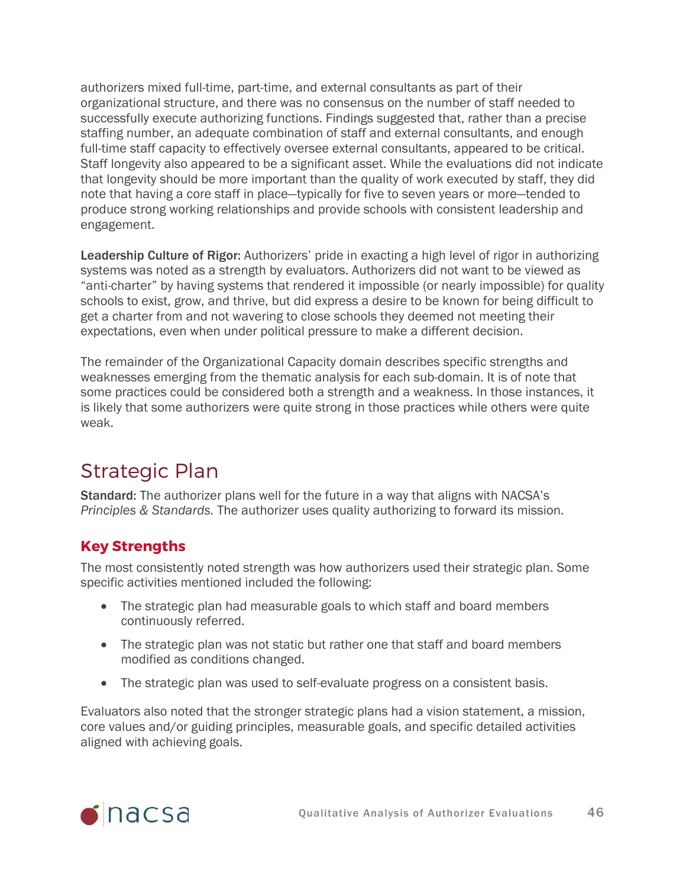authorizers mixed full-time, part-time, and external consultants as part of their organizational structure, and there was no consensus on the number of staff needed to successfully execute authorizing functions. Findings suggested that, rather than a precise staffing number, an adequate combination of staff and external consultants, and enough full-time staff capacity to effectively oversee external consultants, appeared to be critical. Staff longevity also appeared to be a significant asset. While the evaluations did not indicate that longevity should be more important than the quality of work executed by staff, they did note that having a core staff in place—typically for five to seven years or more—tended to produce strong working relationships and provide schools with consistent leadership and engagement.

**Leadership Culture of Rigor:** Authorizers' pride in exacting a high level of rigor in authorizing systems was noted as a strength by evaluators. Authorizers did not want to be viewed as "anti-charter" by having systems that rendered it impossible (or nearly impossible) for quality schools to exist, grow, and thrive, but did express a desire to be known for being difficult to get a charter from and not wavering to close schools they deemed not meeting their expectations, even when under political pressure to make a different decision.

The remainder of the Organizational Capacity domain describes specific strengths and weaknesses emerging from the thematic analysis for each sub-domain. It is of note that some practices could be considered both a strength and a weakness. In those instances, it is likely that some authorizers were quite strong in those practices while others were quite weak.

# Strategic Plan

**Standard:** The authorizer plans well for the future in a way that aligns with NACSA's *Principles & Standards.* The authorizer uses quality authorizing to forward its mission.

## Key Strengths

The most consistently noted strength was how authorizers used their strategic plan. Some specific activities mentioned included the following:

- The strategic plan had measurable goals to which staff and board members continuously referred.
- The strategic plan was not static but rather one that staff and board members modified as conditions changed.
- The strategic plan was used to self-evaluate progress on a consistent basis.

Evaluators also noted that the stronger strategic plans had a vision statement, a mission, core values and/or guiding principles, measurable goals, and specific detailed activities aligned with achieving goals.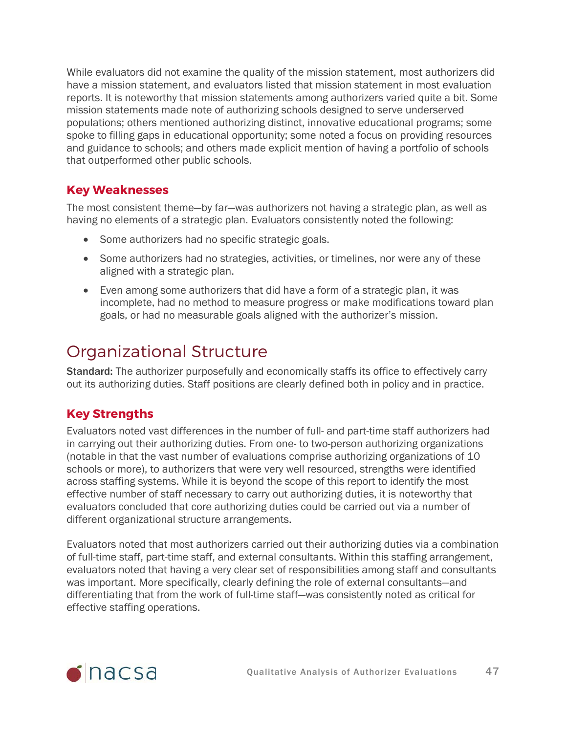While evaluators did not examine the quality of the mission statement, most authorizers did have a mission statement, and evaluators listed that mission statement in most evaluation reports. It is noteworthy that mission statements among authorizers varied quite a bit. Some mission statements made note of authorizing schools designed to serve underserved populations; others mentioned authorizing distinct, innovative educational programs; some spoke to filling gaps in educational opportunity; some noted a focus on providing resources and guidance to schools; and others made explicit mention of having a portfolio of schools that outperformed other public schools.

### Key Weaknesses

The most consistent theme—by far—was authorizers not having a strategic plan, as well as having no elements of a strategic plan. Evaluators consistently noted the following:

- Some authorizers had no specific strategic goals.
- Some authorizers had no strategies, activities, or timelines, nor were any of these aligned with a strategic plan.
- Even among some authorizers that did have a form of a strategic plan, it was incomplete, had no method to measure progress or make modifications toward plan goals, or had no measurable goals aligned with the authorizer's mission.

## Organizational Structure

**Standard:** The authorizer purposefully and economically staffs its office to effectively carry out its authorizing duties. Staff positions are clearly defined both in policy and in practice.

### Key Strengths

Evaluators noted vast differences in the number of full- and part-time staff authorizers had in carrying out their authorizing duties. From one- to two-person authorizing organizations (notable in that the vast number of evaluations comprise authorizing organizations of 10 schools or more), to authorizers that were very well resourced, strengths were identified across staffing systems. While it is beyond the scope of this report to identify the most effective number of staff necessary to carry out authorizing duties, it is noteworthy that evaluators concluded that core authorizing duties could be carried out via a number of different organizational structure arrangements.

Evaluators noted that most authorizers carried out their authorizing duties via a combination of full-time staff, part-time staff, and external consultants. Within this staffing arrangement, evaluators noted that having a very clear set of responsibilities among staff and consultants was important. More specifically, clearly defining the role of external consultants—and differentiating that from the work of full-time staff—was consistently noted as critical for effective staffing operations.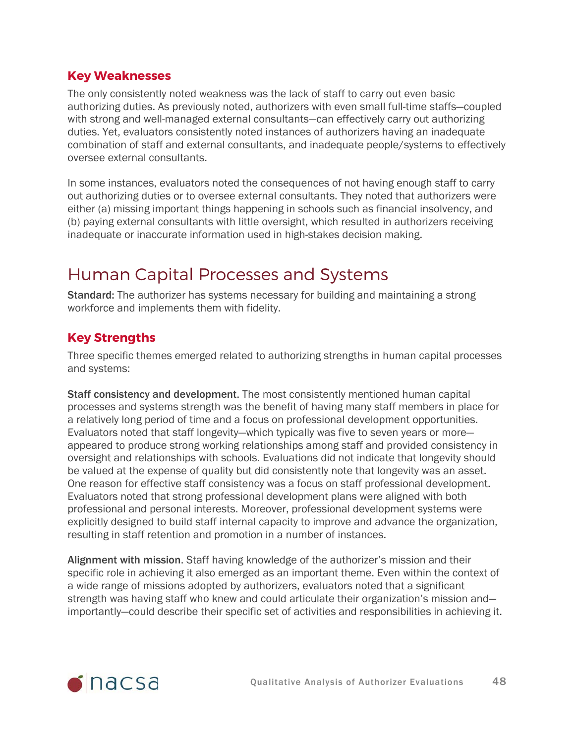### Key Weaknesses

The only consistently noted weakness was the lack of staff to carry out even basic authorizing duties. As previously noted, authorizers with even small full-time staffs—coupled with strong and well-managed external consultants—can effectively carry out authorizing duties. Yet, evaluators consistently noted instances of authorizers having an inadequate combination of staff and external consultants, and inadequate people/systems to effectively oversee external consultants.

In some instances, evaluators noted the consequences of not having enough staff to carry out authorizing duties or to oversee external consultants. They noted that authorizers were either (a) missing important things happening in schools such as financial insolvency, and (b) paying external consultants with little oversight, which resulted in authorizers receiving inadequate or inaccurate information used in high-stakes decision making.

## Human Capital Processes and Systems

**Standard:** The authorizer has systems necessary for building and maintaining a strong workforce and implements them with fidelity.

### Key Strengths

Three specific themes emerged related to authorizing strengths in human capital processes and systems:

**Staff consistency and development**. The most consistently mentioned human capital processes and systems strength was the benefit of having many staff members in place for a relatively long period of time and a focus on professional development opportunities. Evaluators noted that staff longevity—which typically was five to seven years or more—appeared to produce strong working relationships among staff and provided consistency in oversight and relationships with schools. Evaluations did not indicate that longevity should be valued at the expense of quality but did consistently note that longevity was an asset. One reason for effective staff consistency was a focus on staff professional development. Evaluators noted that strong professional development plans were aligned with both professional and personal interests. Moreover, professional development systems were explicitly designed to build staff internal capacity to improve and advance the organization, resulting in staff retention and promotion in a number of instances.

**Alignment with mission**. Staff having knowledge of the authorizer's mission and their specific role in achieving it also emerged as an important theme. Even within the context of a wide range of missions adopted by authorizers, evaluators noted that a significant strength was having staff who knew and could articulate their organization's mission and—importantly—could describe their specific set of activities and responsibilities in achieving it.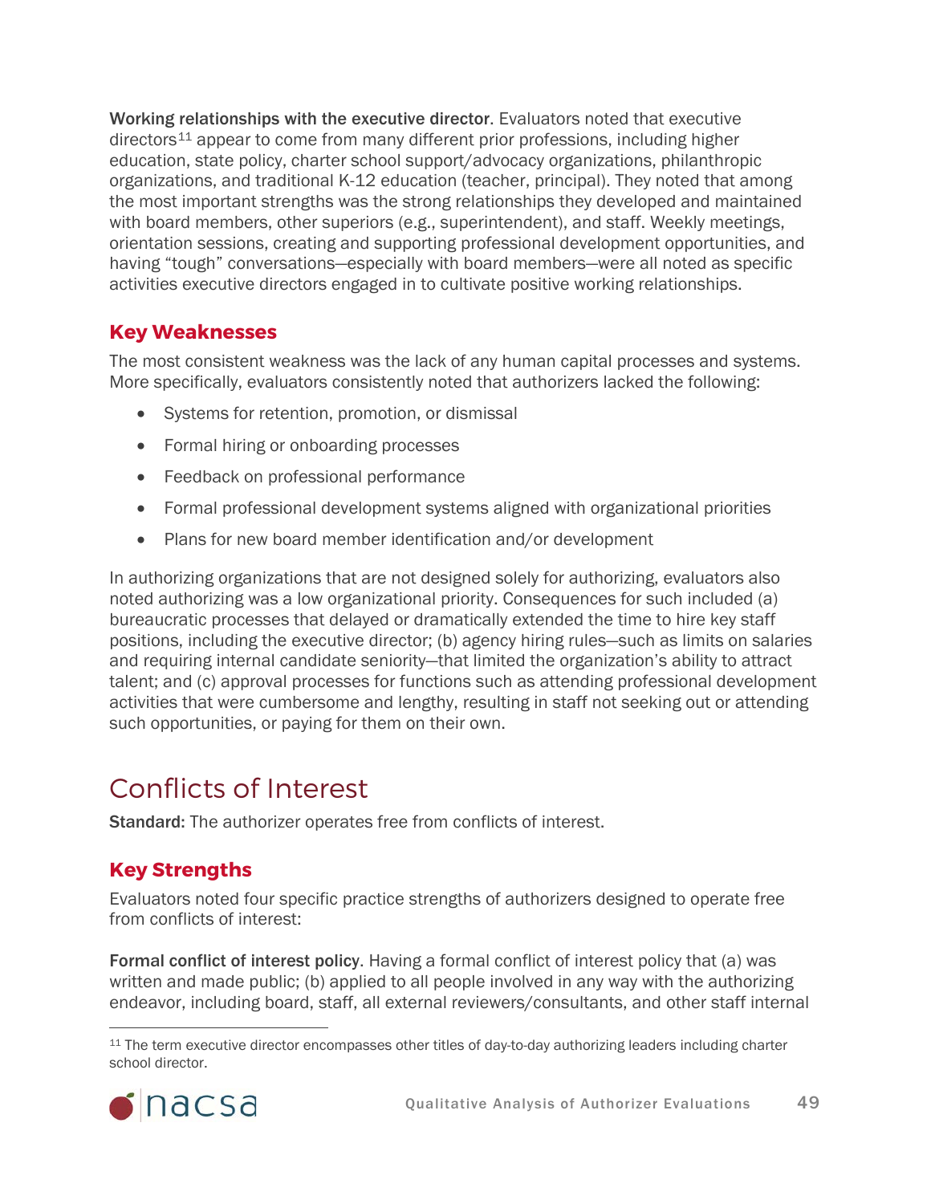**Working relationships with the executive director**. Evaluators noted that executive directors[11] appear to come from many different prior professions, including higher education, state policy, charter school support/advocacy organizations, philanthropic organizations, and traditional K-12 education (teacher, principal). They noted that among the most important strengths was the strong relationships they developed and maintained with board members, other superiors (e.g., superintendent), and staff. Weekly meetings, orientation sessions, creating and supporting professional development opportunities, and having "tough" conversations—especially with board members—were all noted as specific activities executive directors engaged in to cultivate positive working relationships.

### Key Weaknesses

The most consistent weakness was the lack of any human capital processes and systems. More specifically, evaluators consistently noted that authorizers lacked the following:

- Systems for retention, promotion, or dismissal
- Formal hiring or onboarding processes
- Feedback on professional performance
- Formal professional development systems aligned with organizational priorities
- Plans for new board member identification and/or development

In authorizing organizations that are not designed solely for authorizing, evaluators also noted authorizing was a low organizational priority. Consequences for such included (a) bureaucratic processes that delayed or dramatically extended the time to hire key staff positions, including the executive director; (b) agency hiring rules—such as limits on salaries and requiring internal candidate seniority—that limited the organization's ability to attract talent; and (c) approval processes for functions such as attending professional development activities that were cumbersome and lengthy, resulting in staff not seeking out or attending such opportunities, or paying for them on their own.

## Conflicts of Interest

**Standard:** The authorizer operates free from conflicts of interest.

### Key Strengths

Evaluators noted four specific practice strengths of authorizers designed to operate free from conflicts of interest:

**Formal conflict of interest policy**. Having a formal conflict of interest policy that (a) was written and made public; (b) applied to all people involved in any way with the authorizing endeavor, including board, staff, all external reviewers/consultants, and other staff internal

---

[11] The term executive director encompasses other titles of day-to-day authorizing leaders including charter school director.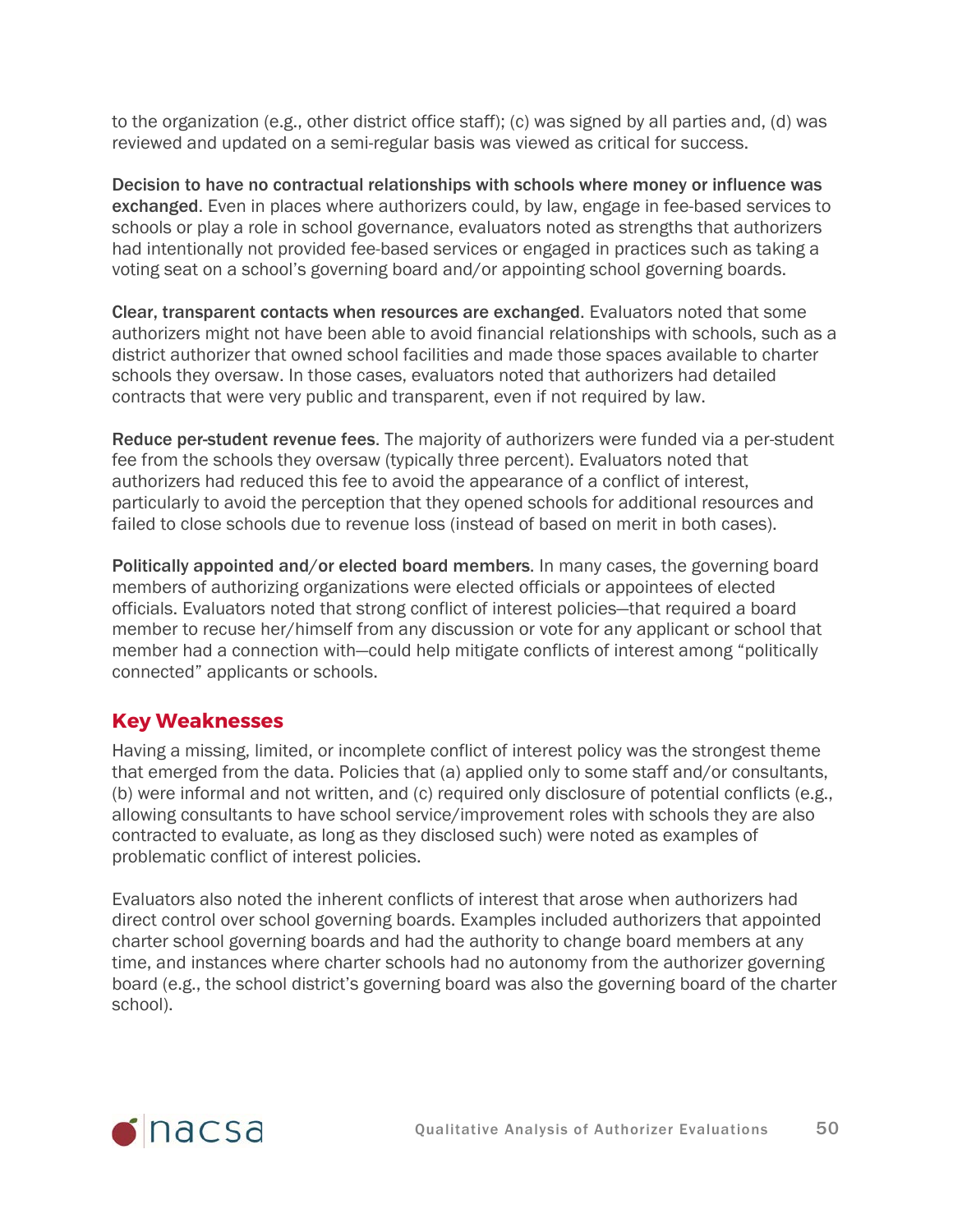to the organization (e.g., other district office staff); (c) was signed by all parties and, (d) was reviewed and updated on a semi-regular basis was viewed as critical for success.

**Decision to have no contractual relationships with schools where money or influence was exchanged**. Even in places where authorizers could, by law, engage in fee-based services to schools or play a role in school governance, evaluators noted as strengths that authorizers had intentionally not provided fee-based services or engaged in practices such as taking a voting seat on a school's governing board and/or appointing school governing boards.

**Clear, transparent contacts when resources are exchanged**. Evaluators noted that some authorizers might not have been able to avoid financial relationships with schools, such as a district authorizer that owned school facilities and made those spaces available to charter schools they oversaw. In those cases, evaluators noted that authorizers had detailed contracts that were very public and transparent, even if not required by law.

**Reduce per-student revenue fees**. The majority of authorizers were funded via a per-student fee from the schools they oversaw (typically three percent). Evaluators noted that authorizers had reduced this fee to avoid the appearance of a conflict of interest, particularly to avoid the perception that they opened schools for additional resources and failed to close schools due to revenue loss (instead of based on merit in both cases).

**Politically appointed and/or elected board members**. In many cases, the governing board members of authorizing organizations were elected officials or appointees of elected officials. Evaluators noted that strong conflict of interest policies—that required a board member to recuse her/himself from any discussion or vote for any applicant or school that member had a connection with—could help mitigate conflicts of interest among "politically connected" applicants or schools.

## Key Weaknesses

Having a missing, limited, or incomplete conflict of interest policy was the strongest theme that emerged from the data. Policies that (a) applied only to some staff and/or consultants, (b) were informal and not written, and (c) required only disclosure of potential conflicts (e.g., allowing consultants to have school service/improvement roles with schools they are also contracted to evaluate, as long as they disclosed such) were noted as examples of problematic conflict of interest policies.

Evaluators also noted the inherent conflicts of interest that arose when authorizers had direct control over school governing boards. Examples included authorizers that appointed charter school governing boards and had the authority to change board members at any time, and instances where charter schools had no autonomy from the authorizer governing board (e.g., the school district's governing board was also the governing board of the charter school).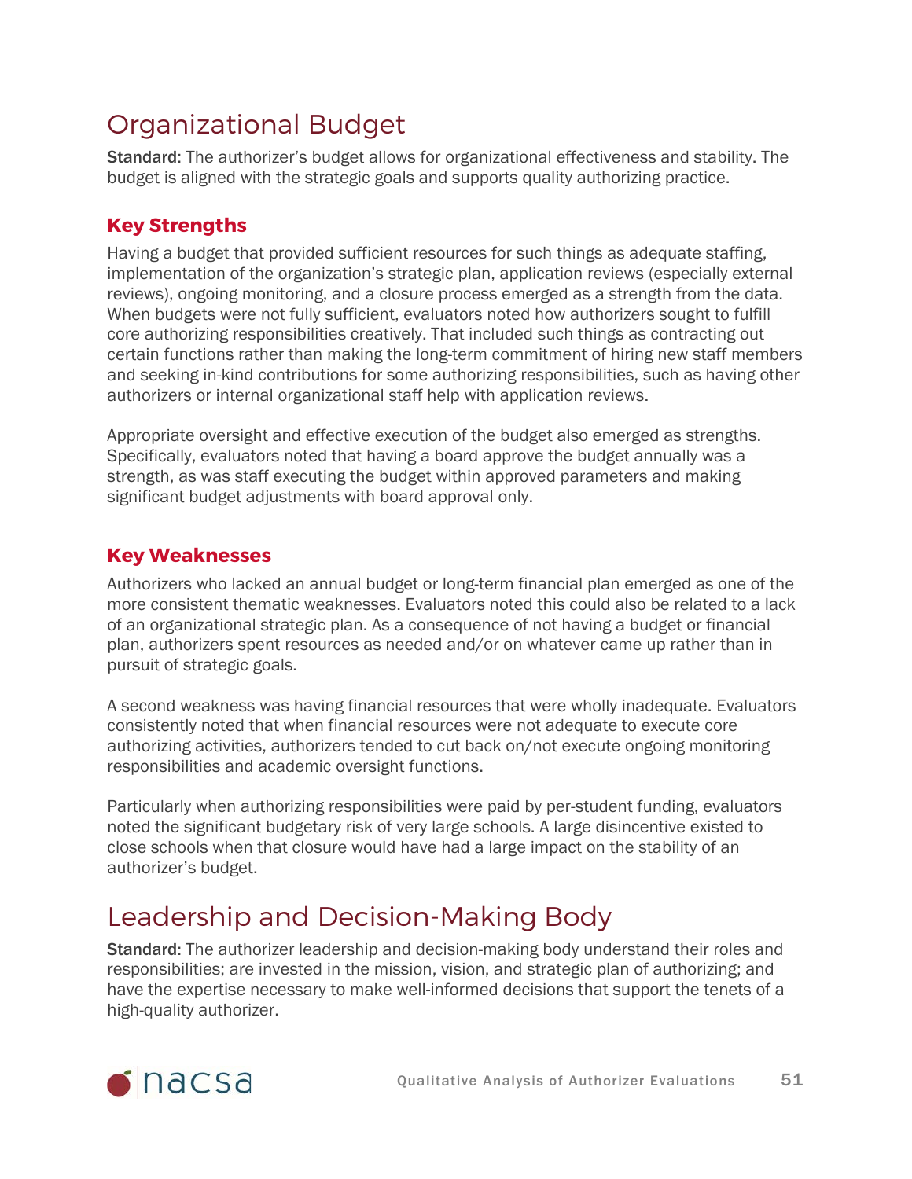## Organizational Budget

**Standard**: The authorizer's budget allows for organizational effectiveness and stability. The budget is aligned with the strategic goals and supports quality authorizing practice.

### Key Strengths

Having a budget that provided sufficient resources for such things as adequate staffing, implementation of the organization's strategic plan, application reviews (especially external reviews), ongoing monitoring, and a closure process emerged as a strength from the data. When budgets were not fully sufficient, evaluators noted how authorizers sought to fulfill core authorizing responsibilities creatively. That included such things as contracting out certain functions rather than making the long-term commitment of hiring new staff members and seeking in-kind contributions for some authorizing responsibilities, such as having other authorizers or internal organizational staff help with application reviews.

Appropriate oversight and effective execution of the budget also emerged as strengths. Specifically, evaluators noted that having a board approve the budget annually was a strength, as was staff executing the budget within approved parameters and making significant budget adjustments with board approval only.

### Key Weaknesses

Authorizers who lacked an annual budget or long-term financial plan emerged as one of the more consistent thematic weaknesses. Evaluators noted this could also be related to a lack of an organizational strategic plan. As a consequence of not having a budget or financial plan, authorizers spent resources as needed and/or on whatever came up rather than in pursuit of strategic goals.

A second weakness was having financial resources that were wholly inadequate. Evaluators consistently noted that when financial resources were not adequate to execute core authorizing activities, authorizers tended to cut back on/not execute ongoing monitoring responsibilities and academic oversight functions.

Particularly when authorizing responsibilities were paid by per-student funding, evaluators noted the significant budgetary risk of very large schools. A large disincentive existed to close schools when that closure would have had a large impact on the stability of an authorizer's budget.

## Leadership and Decision-Making Body

**Standard:** The authorizer leadership and decision-making body understand their roles and responsibilities; are invested in the mission, vision, and strategic plan of authorizing; and have the expertise necessary to make well-informed decisions that support the tenets of a high-quality authorizer.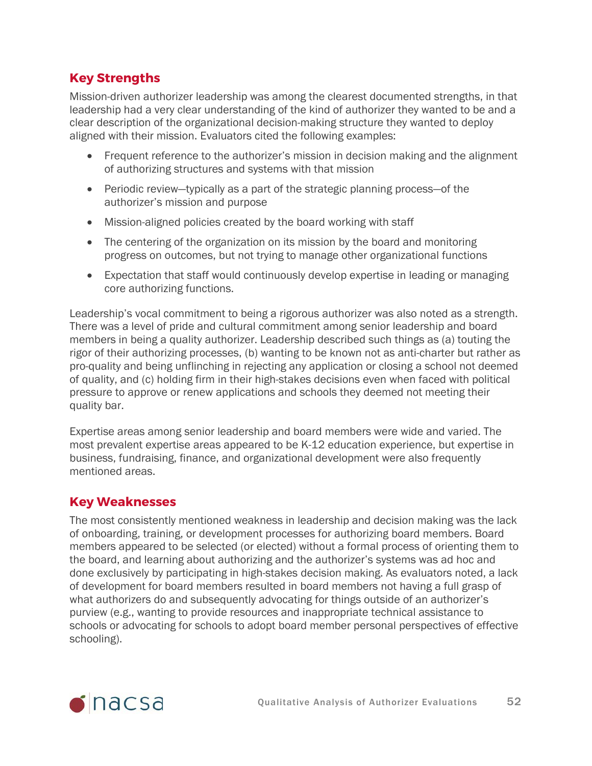## Key Strengths

Mission-driven authorizer leadership was among the clearest documented strengths, in that leadership had a very clear understanding of the kind of authorizer they wanted to be and a clear description of the organizational decision-making structure they wanted to deploy aligned with their mission. Evaluators cited the following examples:

- Frequent reference to the authorizer's mission in decision making and the alignment of authorizing structures and systems with that mission
- Periodic review—typically as a part of the strategic planning process—of the authorizer's mission and purpose
- Mission-aligned policies created by the board working with staff
- The centering of the organization on its mission by the board and monitoring progress on outcomes, but not trying to manage other organizational functions
- Expectation that staff would continuously develop expertise in leading or managing core authorizing functions.

Leadership's vocal commitment to being a rigorous authorizer was also noted as a strength. There was a level of pride and cultural commitment among senior leadership and board members in being a quality authorizer. Leadership described such things as (a) touting the rigor of their authorizing processes, (b) wanting to be known not as anti-charter but rather as pro-quality and being unflinching in rejecting any application or closing a school not deemed of quality, and (c) holding firm in their high-stakes decisions even when faced with political pressure to approve or renew applications and schools they deemed not meeting their quality bar.

Expertise areas among senior leadership and board members were wide and varied. The most prevalent expertise areas appeared to be K-12 education experience, but expertise in business, fundraising, finance, and organizational development were also frequently mentioned areas.

## Key Weaknesses

The most consistently mentioned weakness in leadership and decision making was the lack of onboarding, training, or development processes for authorizing board members. Board members appeared to be selected (or elected) without a formal process of orienting them to the board, and learning about authorizing and the authorizer's systems was ad hoc and done exclusively by participating in high-stakes decision making. As evaluators noted, a lack of development for board members resulted in board members not having a full grasp of what authorizers do and subsequently advocating for things outside of an authorizer's purview (e.g., wanting to provide resources and inappropriate technical assistance to schools or advocating for schools to adopt board member personal perspectives of effective schooling).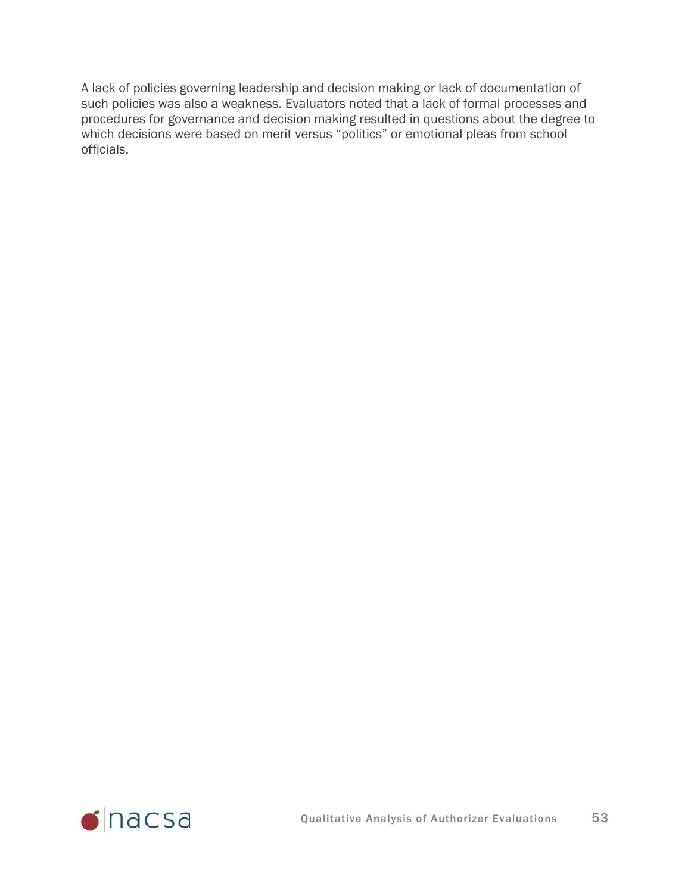A lack of policies governing leadership and decision making or lack of documentation of such policies was also a weakness. Evaluators noted that a lack of formal processes and procedures for governance and decision making resulted in questions about the degree to which decisions were based on merit versus “politics” or emotional pleas from school officials.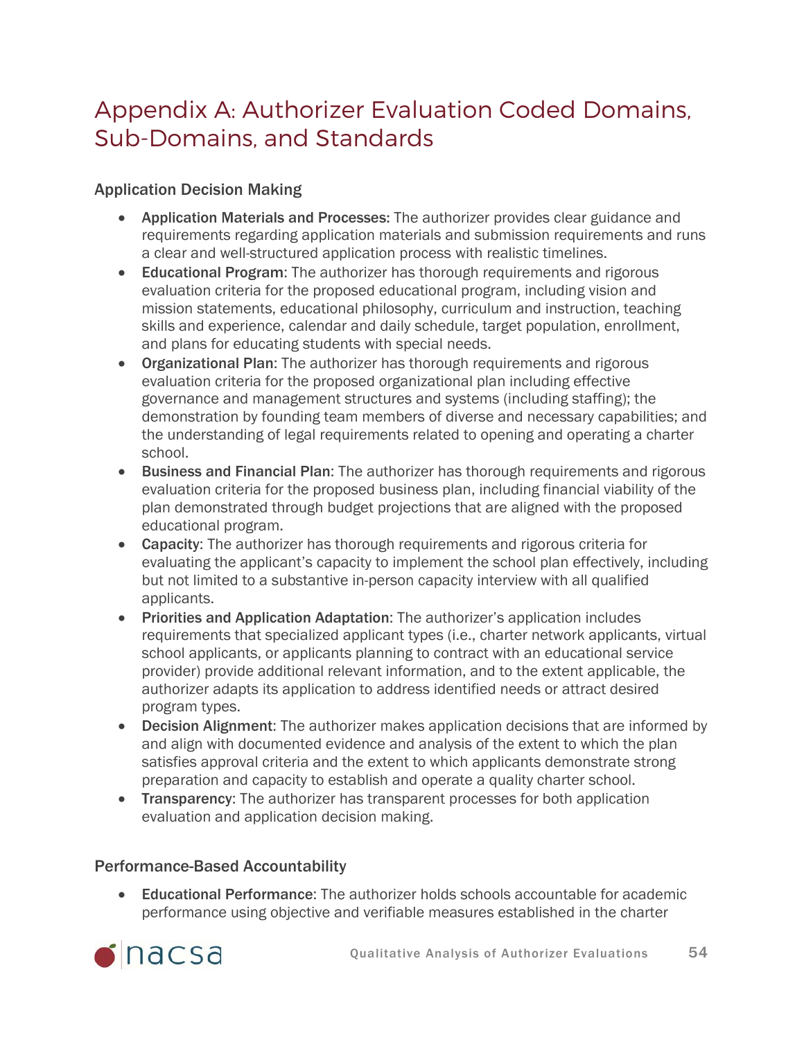# Appendix A: Authorizer Evaluation Coded Domains, Sub-Domains, and Standards

### Application Decision Making

- **Application Materials and Processes:** The authorizer provides clear guidance and requirements regarding application materials and submission requirements and runs a clear and well-structured application process with realistic timelines.
- **Educational Program**: The authorizer has thorough requirements and rigorous evaluation criteria for the proposed educational program, including vision and mission statements, educational philosophy, curriculum and instruction, teaching skills and experience, calendar and daily schedule, target population, enrollment, and plans for educating students with special needs.
- **Organizational Plan**: The authorizer has thorough requirements and rigorous evaluation criteria for the proposed organizational plan including effective governance and management structures and systems (including staffing); the demonstration by founding team members of diverse and necessary capabilities; and the understanding of legal requirements related to opening and operating a charter school.
- **Business and Financial Plan**: The authorizer has thorough requirements and rigorous evaluation criteria for the proposed business plan, including financial viability of the plan demonstrated through budget projections that are aligned with the proposed educational program.
- **Capacity**: The authorizer has thorough requirements and rigorous criteria for evaluating the applicant's capacity to implement the school plan effectively, including but not limited to a substantive in-person capacity interview with all qualified applicants.
- **Priorities and Application Adaptation**: The authorizer's application includes requirements that specialized applicant types (i.e., charter network applicants, virtual school applicants, or applicants planning to contract with an educational service provider) provide additional relevant information, and to the extent applicable, the authorizer adapts its application to address identified needs or attract desired program types.
- **Decision Alignment**: The authorizer makes application decisions that are informed by and align with documented evidence and analysis of the extent to which the plan satisfies approval criteria and the extent to which applicants demonstrate strong preparation and capacity to establish and operate a quality charter school.
- **Transparency**: The authorizer has transparent processes for both application evaluation and application decision making.

### Performance-Based Accountability

- **Educational Performance**: The authorizer holds schools accountable for academic performance using objective and verifiable measures established in the charter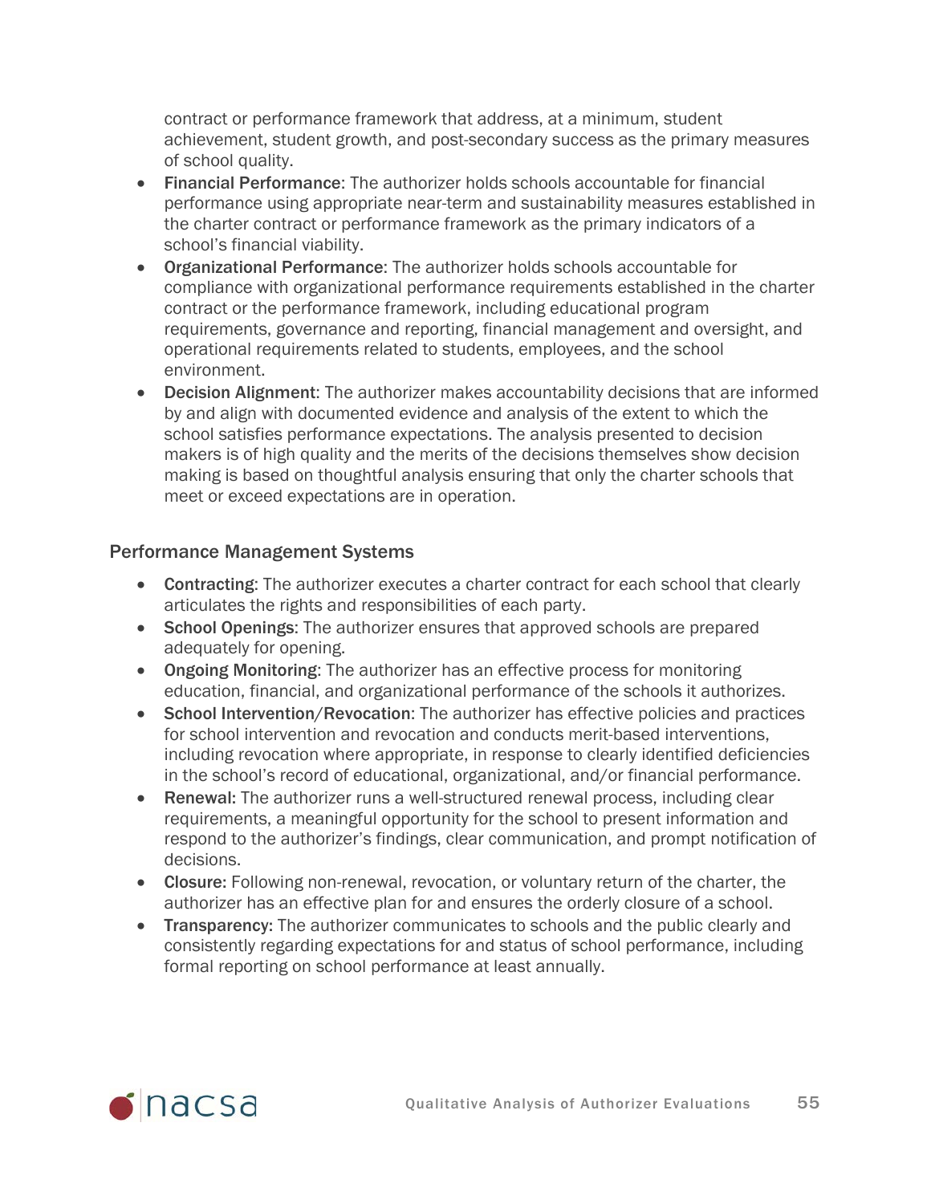contract or performance framework that address, at a minimum, student achievement, student growth, and post-secondary success as the primary measures of school quality.

- **Financial Performance**: The authorizer holds schools accountable for financial performance using appropriate near-term and sustainability measures established in the charter contract or performance framework as the primary indicators of a school's financial viability.
- **Organizational Performance**: The authorizer holds schools accountable for compliance with organizational performance requirements established in the charter contract or the performance framework, including educational program requirements, governance and reporting, financial management and oversight, and operational requirements related to students, employees, and the school environment.
- **Decision Alignment**: The authorizer makes accountability decisions that are informed by and align with documented evidence and analysis of the extent to which the school satisfies performance expectations. The analysis presented to decision makers is of high quality and the merits of the decisions themselves show decision making is based on thoughtful analysis ensuring that only the charter schools that meet or exceed expectations are in operation.

### Performance Management Systems

- **Contracting**: The authorizer executes a charter contract for each school that clearly articulates the rights and responsibilities of each party.
- **School Openings**: The authorizer ensures that approved schools are prepared adequately for opening.
- **Ongoing Monitoring**: The authorizer has an effective process for monitoring education, financial, and organizational performance of the schools it authorizes.
- **School Intervention/Revocation**: The authorizer has effective policies and practices for school intervention and revocation and conducts merit-based interventions, including revocation where appropriate, in response to clearly identified deficiencies in the school's record of educational, organizational, and/or financial performance.
- **Renewal:** The authorizer runs a well-structured renewal process, including clear requirements, a meaningful opportunity for the school to present information and respond to the authorizer's findings, clear communication, and prompt notification of decisions.
- **Closure:** Following non-renewal, revocation, or voluntary return of the charter, the authorizer has an effective plan for and ensures the orderly closure of a school.
- **Transparency:** The authorizer communicates to schools and the public clearly and consistently regarding expectations for and status of school performance, including formal reporting on school performance at least annually.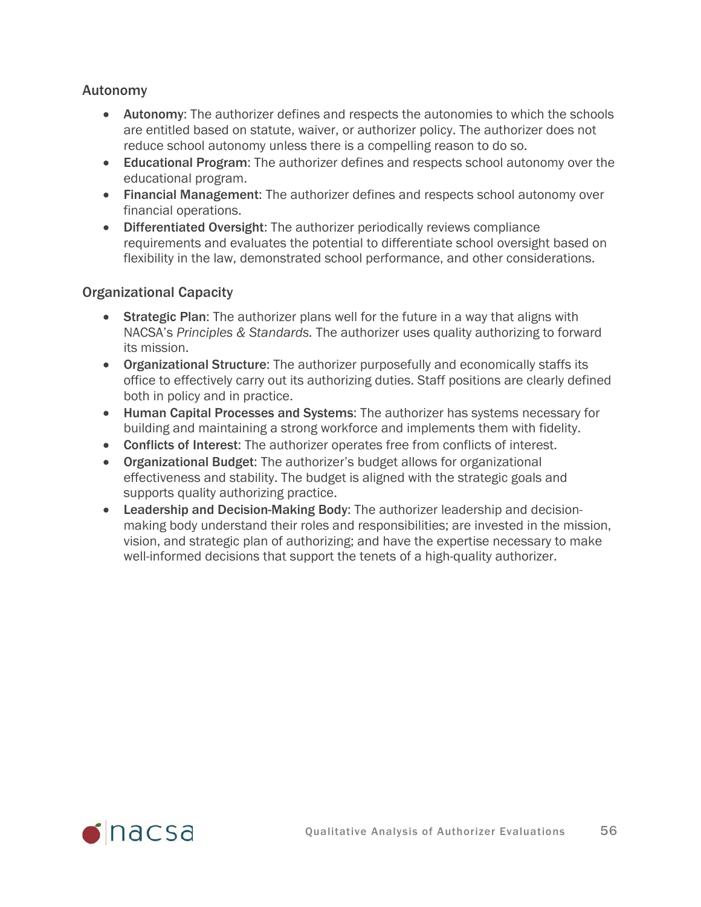### Autonomy

- **Autonomy**: The authorizer defines and respects the autonomies to which the schools are entitled based on statute, waiver, or authorizer policy. The authorizer does not reduce school autonomy unless there is a compelling reason to do so.
- **Educational Program**: The authorizer defines and respects school autonomy over the educational program.
- **Financial Management**: The authorizer defines and respects school autonomy over financial operations.
- **Differentiated Oversight**: The authorizer periodically reviews compliance requirements and evaluates the potential to differentiate school oversight based on flexibility in the law, demonstrated school performance, and other considerations.

### Organizational Capacity

- **Strategic Plan**: The authorizer plans well for the future in a way that aligns with NACSA's *Principles & Standards.* The authorizer uses quality authorizing to forward its mission.
- **Organizational Structure**: The authorizer purposefully and economically staffs its office to effectively carry out its authorizing duties. Staff positions are clearly defined both in policy and in practice.
- **Human Capital Processes and Systems**: The authorizer has systems necessary for building and maintaining a strong workforce and implements them with fidelity.
- **Conflicts of Interest**: The authorizer operates free from conflicts of interest.
- **Organizational Budget**: The authorizer's budget allows for organizational effectiveness and stability. The budget is aligned with the strategic goals and supports quality authorizing practice.
- **Leadership and Decision-Making Body**: The authorizer leadership and decision-making body understand their roles and responsibilities; are invested in the mission, vision, and strategic plan of authorizing; and have the expertise necessary to make well-informed decisions that support the tenets of a high-quality authorizer.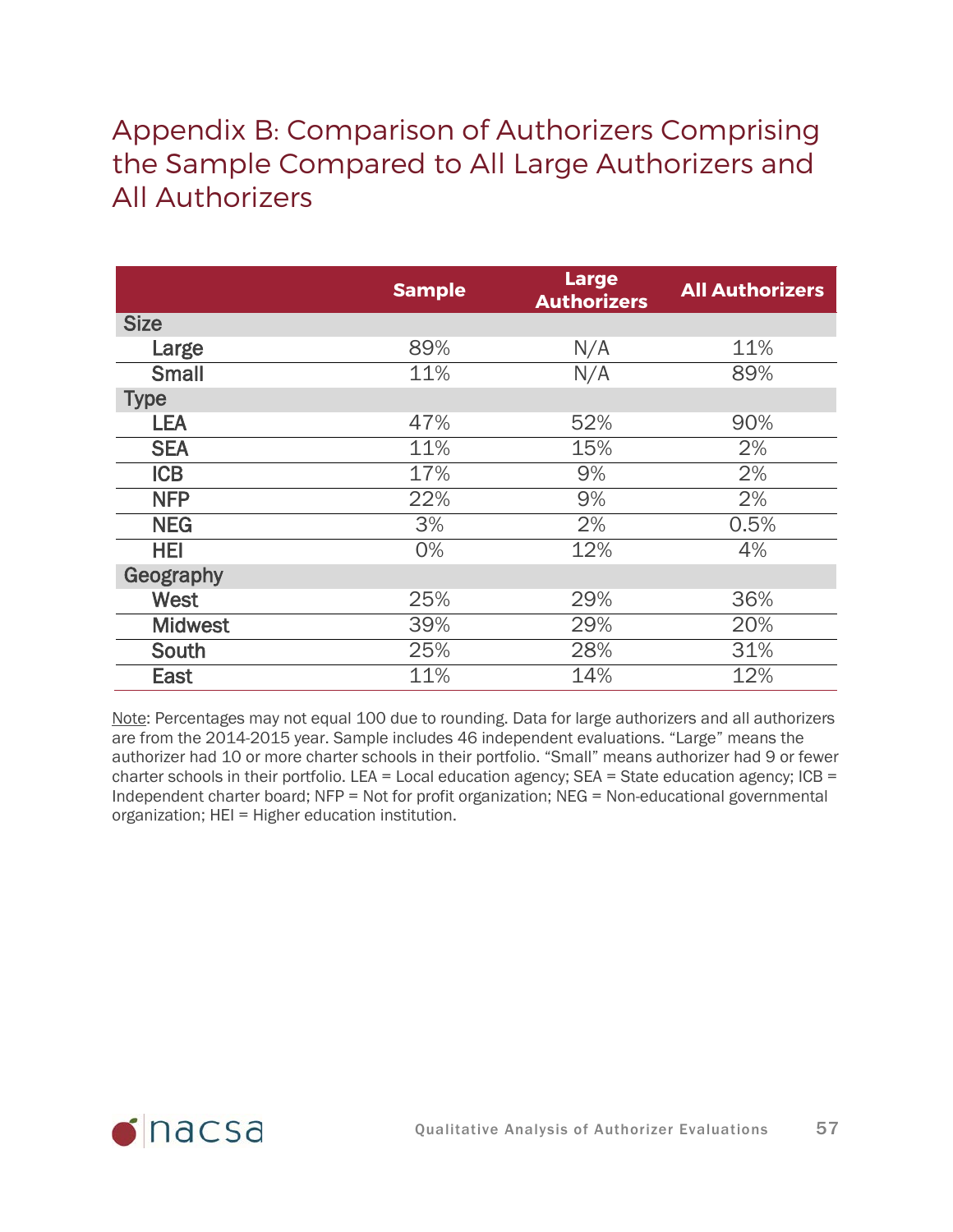# Appendix B: Comparison of Authorizers Comprising the Sample Compared to All Large Authorizers and All Authorizers

| | Sample | Large Authorizers | All Authorizers |
|---|---|---|---|
| **Size** | | | |
| Large | 89% | N/A | 11% |
| Small | 11% | N/A | 89% |
| **Type** | | | |
| LEA | 47% | 52% | 90% |
| SEA | 11% | 15% | 2% |
| ICB | 17% | 9% | 2% |
| NFP | 22% | 9% | 2% |
| NEG | 3% | 2% | 0.5% |
| HEI | 0% | 12% | 4% |
| **Geography** | | | |
| West | 25% | 29% | 36% |
| Midwest | 39% | 29% | 20% |
| South | 25% | 28% | 31% |
| East | 11% | 14% | 12% |

Note: Percentages may not equal 100 due to rounding. Data for large authorizers and all authorizers are from the 2014-2015 year. Sample includes 46 independent evaluations. "Large" means the authorizer had 10 or more charter schools in their portfolio. "Small" means authorizer had 9 or fewer charter schools in their portfolio. LEA = Local education agency; SEA = State education agency; ICB = Independent charter board; NFP = Not for profit organization; NEG = Non-educational governmental organization; HEI = Higher education institution.